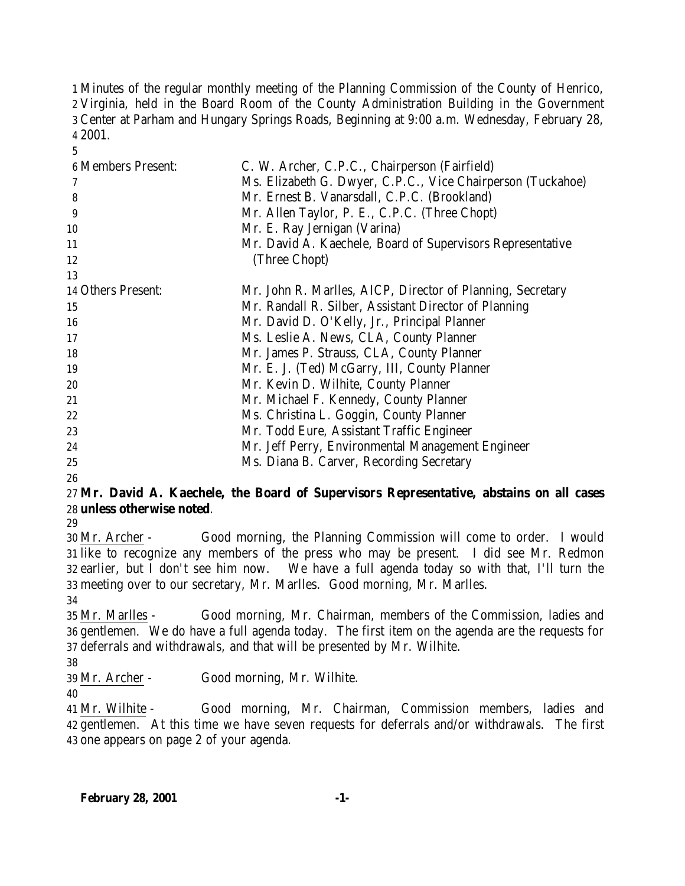Minutes of the regular monthly meeting of the Planning Commission of the County of Henrico, Virginia, held in the Board Room of the County Administration Building in the Government Center at Parham and Hungary Springs Roads, Beginning at 9:00 a.m. Wednesday, February 28, 2001.

| | |
|---|---|
| Members Present: | C. W. Archer, C.P.C., Chairperson (Fairfield) |
| | Ms. Elizabeth G. Dwyer, C.P.C., Vice Chairperson (Tuckahoe) |
| | Mr. Ernest B. Vanarsdall, C.P.C. (Brookland) |
| | Mr. Allen Taylor, P. E., C.P.C. (Three Chopt) |
| | Mr. E. Ray Jernigan (Varina) |
| | Mr. David A. Kaechele, Board of Supervisors Representative (Three Chopt) |
| Others Present: | Mr. John R. Marlles, AICP, Director of Planning, Secretary |
| | Mr. Randall R. Silber, Assistant Director of Planning |
| | Mr. David D. O'Kelly, Jr., Principal Planner |
| | Ms. Leslie A. News, CLA, County Planner |
| | Mr. James P. Strauss, CLA, County Planner |
| | Mr. E. J. (Ted) McGarry, III, County Planner |
| | Mr. Kevin D. Wilhite, County Planner |
| | Mr. Michael F. Kennedy, County Planner |
| | Ms. Christina L. Goggin, County Planner |
| | Mr. Todd Eure, Assistant Traffic Engineer |
| | Mr. Jeff Perry, Environmental Management Engineer |
| | Ms. Diana B. Carver, Recording Secretary |

**Mr. David A. Kaechele, the Board of Supervisors Representative, abstains on all cases unless otherwise noted**.

Mr. Archer - Good morning, the Planning Commission will come to order. I would like to recognize any members of the press who may be present. I did see Mr. Redmon earlier, but I don't see him now. We have a full agenda today so with that, I'll turn the meeting over to our secretary, Mr. Marlles. Good morning, Mr. Marlles.

Mr. Marlles - Good morning, Mr. Chairman, members of the Commission, ladies and gentlemen. We do have a full agenda today. The first item on the agenda are the requests for deferrals and withdrawals, and that will be presented by Mr. Wilhite.

Mr. Archer - Good morning, Mr. Wilhite.

Mr. Wilhite - Good morning, Mr. Chairman, Commission members, ladies and gentlemen. At this time we have seven requests for deferrals and/or withdrawals. The first one appears on page 2 of your agenda.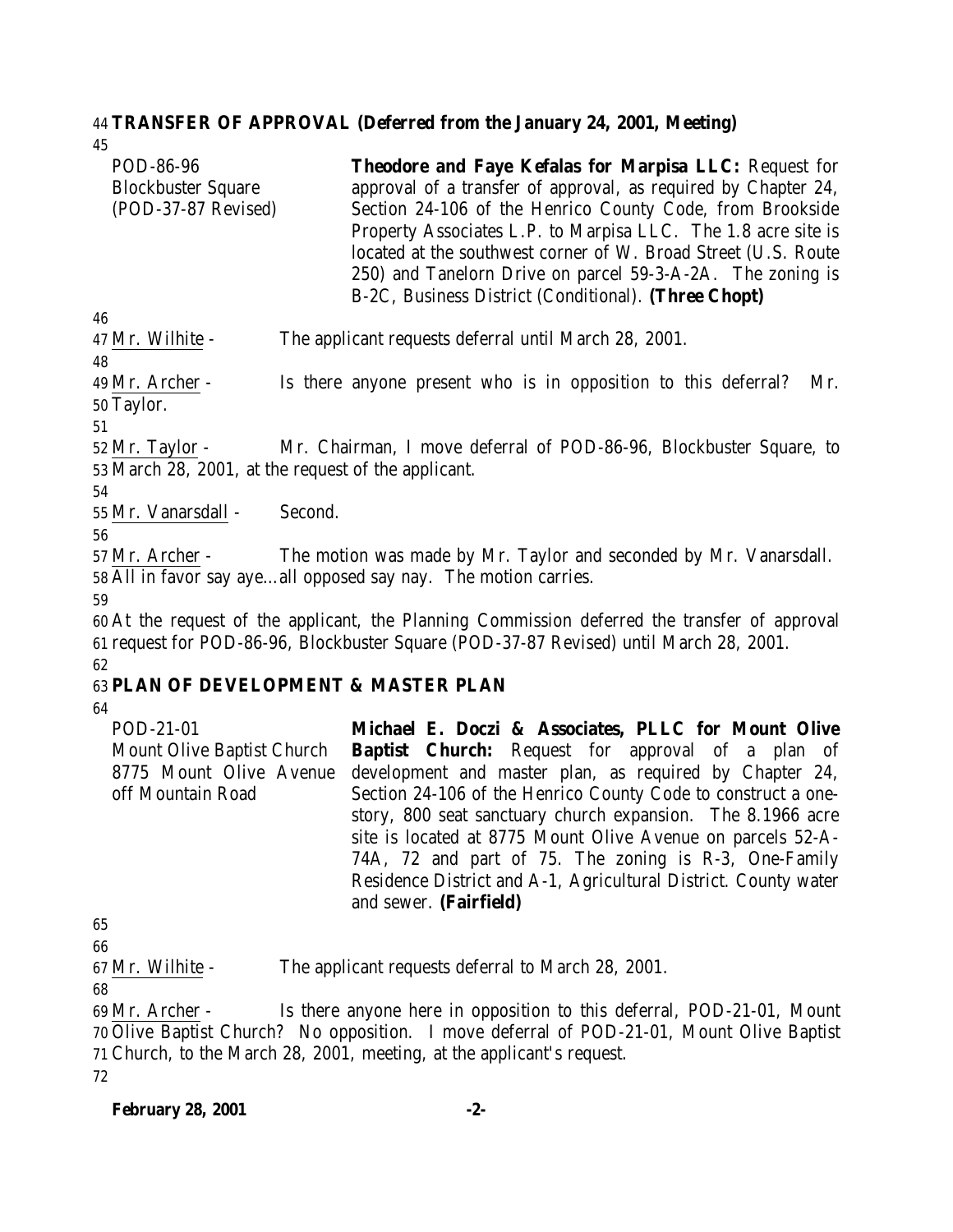**TRANSFER OF APPROVAL (Deferred from the January 24, 2001, Meeting)**

| | |
|---|---|
| POD-86-96<br>Blockbuster Square<br>(POD-37-87 Revised) | **Theodore and Faye Kefalas for Marpisa LLC:** Request for approval of a transfer of approval, as required by Chapter 24, Section 24-106 of the Henrico County Code, from Brookside Property Associates L.P. to Marpisa LLC. The 1.8 acre site is located at the southwest corner of W. Broad Street (U.S. Route 250) and Tanelorn Drive on parcel 59-3-A-2A. The zoning is B-2C, Business District (Conditional). **(Three Chopt)** |

Mr. Wilhite - The applicant requests deferral until March 28, 2001.

Mr. Archer - Is there anyone present who is in opposition to this deferral? Mr. Taylor.

Mr. Taylor - Mr. Chairman, I move deferral of POD-86-96, Blockbuster Square, to March 28, 2001, at the request of the applicant.

Mr. Vanarsdall - Second.

Mr. Archer - The motion was made by Mr. Taylor and seconded by Mr. Vanarsdall. All in favor say aye…all opposed say nay. The motion carries.

At the request of the applicant, the Planning Commission deferred the transfer of approval request for POD-86-96, Blockbuster Square (POD-37-87 Revised) until March 28, 2001.

**PLAN OF DEVELOPMENT & MASTER PLAN**

| | |
|---|---|
| POD-21-01<br>Mount Olive Baptist Church<br>8775 Mount Olive Avenue off Mountain Road | **Michael E. Doczi & Associates, PLLC for Mount Olive Baptist Church:** Request for approval of a plan of development and master plan, as required by Chapter 24, Section 24-106 of the Henrico County Code to construct a one-story, 800 seat sanctuary church expansion. The 8.1966 acre site is located at 8775 Mount Olive Avenue on parcels 52-A-74A, 72 and part of 75. The zoning is R-3, One-Family Residence District and A-1, Agricultural District. County water and sewer. **(Fairfield)** |

Mr. Wilhite - The applicant requests deferral to March 28, 2001.

Mr. Archer - Is there anyone here in opposition to this deferral, POD-21-01, Mount Olive Baptist Church? No opposition. I move deferral of POD-21-01, Mount Olive Baptist Church, to the March 28, 2001, meeting, at the applicant's request.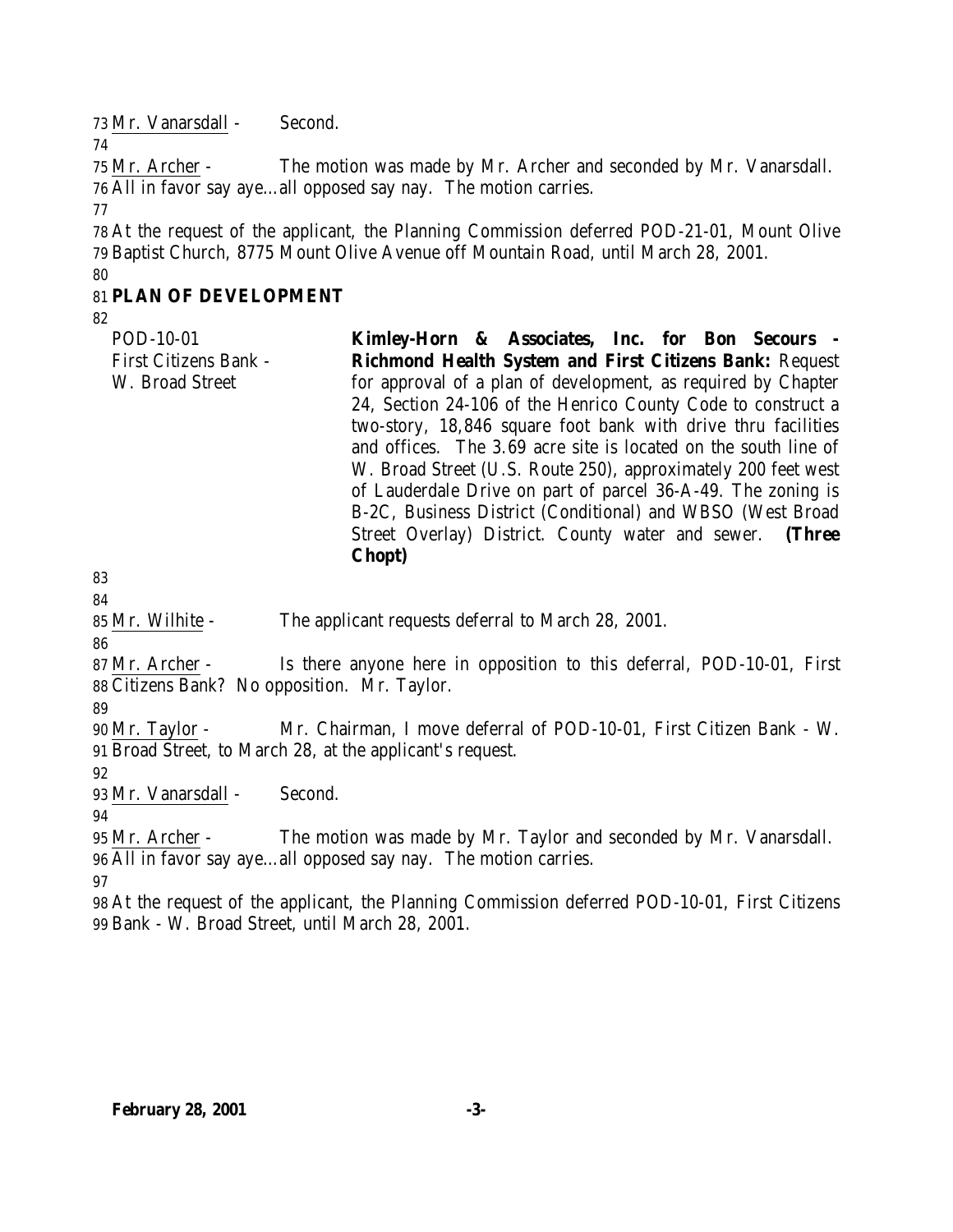Mr. Vanarsdall - Second.

Mr. Archer - The motion was made by Mr. Archer and seconded by Mr. Vanarsdall. All in favor say aye…all opposed say nay. The motion carries.

At the request of the applicant, the Planning Commission deferred POD-21-01, Mount Olive Baptist Church, 8775 Mount Olive Avenue off Mountain Road, until March 28, 2001.

**PLAN OF DEVELOPMENT**

POD-10-01
First Citizens Bank -
W. Broad Street

**Kimley-Horn & Associates, Inc. for Bon Secours - Richmond Health System and First Citizens Bank:** Request for approval of a plan of development, as required by Chapter 24, Section 24-106 of the Henrico County Code to construct a two-story, 18,846 square foot bank with drive thru facilities and offices. The 3.69 acre site is located on the south line of W. Broad Street (U.S. Route 250), approximately 200 feet west of Lauderdale Drive on part of parcel 36-A-49. The zoning is B-2C, Business District (Conditional) and WBSO (West Broad Street Overlay) District. County water and sewer. **(Three Chopt)**

Mr. Wilhite - The applicant requests deferral to March 28, 2001.

Mr. Archer - Is there anyone here in opposition to this deferral, POD-10-01, First Citizens Bank? No opposition. Mr. Taylor.

Mr. Taylor - Mr. Chairman, I move deferral of POD-10-01, First Citizen Bank - W. Broad Street, to March 28, at the applicant's request.

Mr. Vanarsdall - Second.

Mr. Archer - The motion was made by Mr. Taylor and seconded by Mr. Vanarsdall. All in favor say aye…all opposed say nay. The motion carries.

At the request of the applicant, the Planning Commission deferred POD-10-01, First Citizens Bank - W. Broad Street, until March 28, 2001.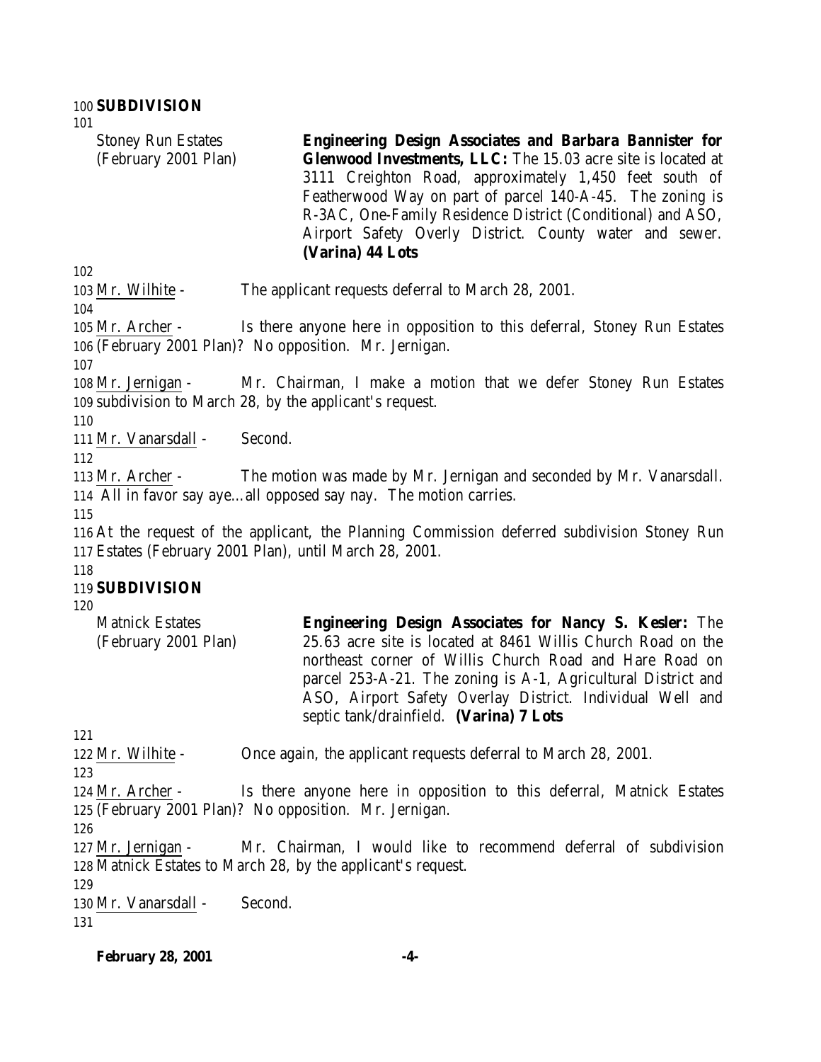**SUBDIVISION**

| Stoney Run Estates (February 2001 Plan) | **Engineering Design Associates and Barbara Bannister for Glenwood Investments, LLC:** The 15.03 acre site is located at 3111 Creighton Road, approximately 1,450 feet south of Featherwood Way on part of parcel 140-A-45. The zoning is R-3AC, One-Family Residence District (Conditional) and ASO, Airport Safety Overly District. County water and sewer. **(Varina) 44 Lots** |
|---|---|

Mr. Wilhite - The applicant requests deferral to March 28, 2001.

Mr. Archer - Is there anyone here in opposition to this deferral, Stoney Run Estates (February 2001 Plan)? No opposition. Mr. Jernigan.

Mr. Jernigan - Mr. Chairman, I make a motion that we defer Stoney Run Estates subdivision to March 28, by the applicant's request.

Mr. Vanarsdall - Second.

Mr. Archer - The motion was made by Mr. Jernigan and seconded by Mr. Vanarsdall. All in favor say aye…all opposed say nay. The motion carries.

At the request of the applicant, the Planning Commission deferred subdivision Stoney Run Estates (February 2001 Plan), until March 28, 2001.

**SUBDIVISION**

| Matnick Estates (February 2001 Plan) | **Engineering Design Associates for Nancy S. Kesler:** The 25.63 acre site is located at 8461 Willis Church Road on the northeast corner of Willis Church Road and Hare Road on parcel 253-A-21. The zoning is A-1, Agricultural District and ASO, Airport Safety Overlay District. Individual Well and septic tank/drainfield. **(Varina) 7 Lots** |
|---|---|

Mr. Wilhite - Once again, the applicant requests deferral to March 28, 2001.

Mr. Archer - Is there anyone here in opposition to this deferral, Matnick Estates (February 2001 Plan)? No opposition. Mr. Jernigan.

Mr. Jernigan - Mr. Chairman, I would like to recommend deferral of subdivision Matnick Estates to March 28, by the applicant's request.

Mr. Vanarsdall - Second.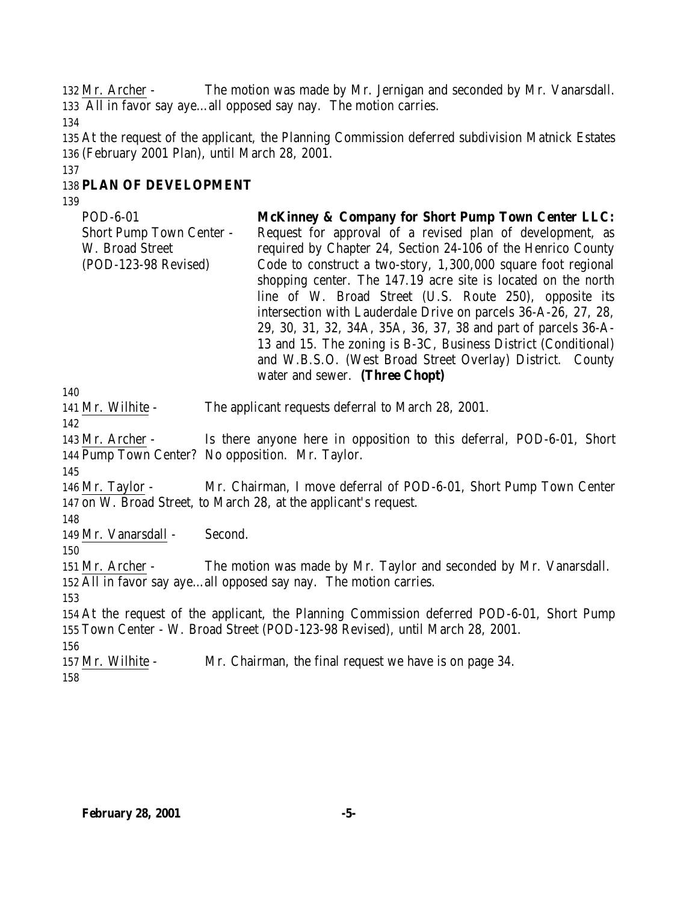Mr. Archer - The motion was made by Mr. Jernigan and seconded by Mr. Vanarsdall. All in favor say aye…all opposed say nay. The motion carries.

At the request of the applicant, the Planning Commission deferred subdivision Matnick Estates (February 2001 Plan), until March 28, 2001.

**PLAN OF DEVELOPMENT**

| | |
|---|---|
| POD-6-01<br>Short Pump Town Center - W. Broad Street<br>(POD-123-98 Revised) | **McKinney & Company for Short Pump Town Center LLC:** Request for approval of a revised plan of development, as required by Chapter 24, Section 24-106 of the Henrico County Code to construct a two-story, 1,300,000 square foot regional shopping center. The 147.19 acre site is located on the north line of W. Broad Street (U.S. Route 250), opposite its intersection with Lauderdale Drive on parcels 36-A-26, 27, 28, 29, 30, 31, 32, 34A, 35A, 36, 37, 38 and part of parcels 36-A-13 and 15. The zoning is B-3C, Business District (Conditional) and W.B.S.O. (West Broad Street Overlay) District. County water and sewer. **(Three Chopt)** |

Mr. Wilhite - The applicant requests deferral to March 28, 2001.

Mr. Archer - Is there anyone here in opposition to this deferral, POD-6-01, Short Pump Town Center? No opposition. Mr. Taylor.

Mr. Taylor - Mr. Chairman, I move deferral of POD-6-01, Short Pump Town Center on W. Broad Street, to March 28, at the applicant's request.

Mr. Vanarsdall - Second.

Mr. Archer - The motion was made by Mr. Taylor and seconded by Mr. Vanarsdall. All in favor say aye…all opposed say nay. The motion carries.

At the request of the applicant, the Planning Commission deferred POD-6-01, Short Pump Town Center - W. Broad Street (POD-123-98 Revised), until March 28, 2001.

Mr. Wilhite - Mr. Chairman, the final request we have is on page 34.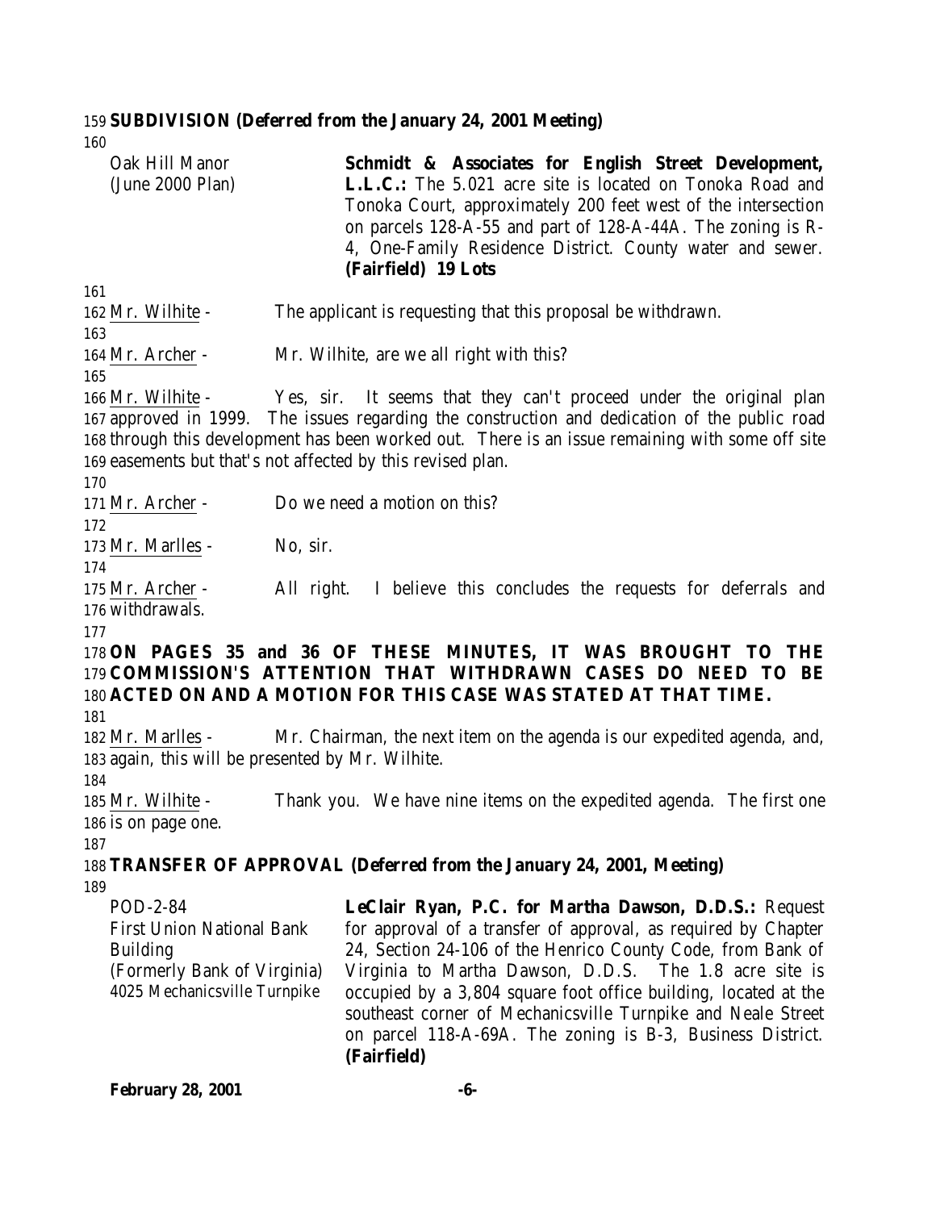**SUBDIVISION (Deferred from the January 24, 2001 Meeting)**

| | |
|---|---|
| Oak Hill Manor (June 2000 Plan) | **Schmidt & Associates for English Street Development, L.L.C.:** The 5.021 acre site is located on Tonoka Road and Tonoka Court, approximately 200 feet west of the intersection on parcels 128-A-55 and part of 128-A-44A. The zoning is R-4, One-Family Residence District. County water and sewer. **(Fairfield) 19 Lots** |

Mr. Wilhite - The applicant is requesting that this proposal be withdrawn.

Mr. Archer - Mr. Wilhite, are we all right with this?

Mr. Wilhite - Yes, sir. It seems that they can't proceed under the original plan approved in 1999. The issues regarding the construction and dedication of the public road through this development has been worked out. There is an issue remaining with some off site easements but that's not affected by this revised plan.

Mr. Archer - Do we need a motion on this?

Mr. Marlles - No, sir.

Mr. Archer - All right. I believe this concludes the requests for deferrals and withdrawals.

**ON PAGES 35 and 36 OF THESE MINUTES, IT WAS BROUGHT TO THE COMMISSION'S ATTENTION THAT WITHDRAWN CASES DO NEED TO BE ACTED ON AND A MOTION FOR THIS CASE WAS STATED AT THAT TIME.**

Mr. Marlles - Mr. Chairman, the next item on the agenda is our expedited agenda, and, again, this will be presented by Mr. Wilhite.

Mr. Wilhite - Thank you. We have nine items on the expedited agenda. The first one is on page one.

**TRANSFER OF APPROVAL (Deferred from the January 24, 2001, Meeting)**

| | |
|---|---|
| POD-2-84 First Union National Bank Building (Formerly Bank of Virginia) 4025 Mechanicsville Turnpike | **LeClair Ryan, P.C. for Martha Dawson, D.D.S.:** Request for approval of a transfer of approval, as required by Chapter 24, Section 24-106 of the Henrico County Code, from Bank of Virginia to Martha Dawson, D.D.S. The 1.8 acre site is occupied by a 3,804 square foot office building, located at the southeast corner of Mechanicsville Turnpike and Neale Street on parcel 118-A-69A. The zoning is B-3, Business District. **(Fairfield)** |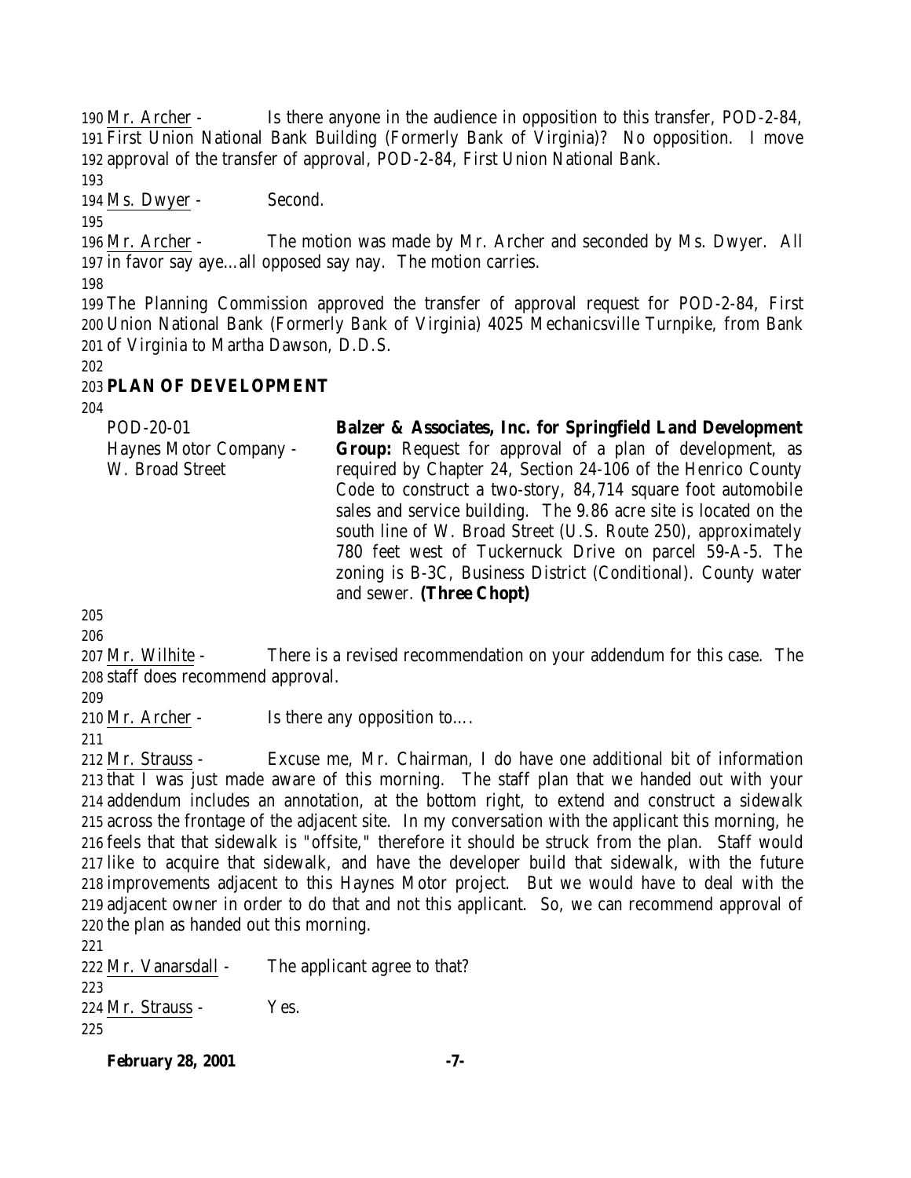Mr. Archer - Is there anyone in the audience in opposition to this transfer, POD-2-84, First Union National Bank Building (Formerly Bank of Virginia)? No opposition. I move approval of the transfer of approval, POD-2-84, First Union National Bank.

Ms. Dwyer - Second.

Mr. Archer - The motion was made by Mr. Archer and seconded by Ms. Dwyer. All in favor say aye…all opposed say nay. The motion carries.

The Planning Commission approved the transfer of approval request for POD-2-84, First Union National Bank (Formerly Bank of Virginia) 4025 Mechanicsville Turnpike, from Bank of Virginia to Martha Dawson, D.D.S.

**PLAN OF DEVELOPMENT**

POD-20-01
Haynes Motor Company - W. Broad Street

**Balzer & Associates, Inc. for Springfield Land Development Group:** Request for approval of a plan of development, as required by Chapter 24, Section 24-106 of the Henrico County Code to construct a two-story, 84,714 square foot automobile sales and service building. The 9.86 acre site is located on the south line of W. Broad Street (U.S. Route 250), approximately 780 feet west of Tuckernuck Drive on parcel 59-A-5. The zoning is B-3C, Business District (Conditional). County water and sewer. **(Three Chopt)**

Mr. Wilhite - There is a revised recommendation on your addendum for this case. The staff does recommend approval.

Mr. Archer - Is there any opposition to….

Mr. Strauss - Excuse me, Mr. Chairman, I do have one additional bit of information that I was just made aware of this morning. The staff plan that we handed out with your addendum includes an annotation, at the bottom right, to extend and construct a sidewalk across the frontage of the adjacent site. In my conversation with the applicant this morning, he feels that that sidewalk is "offsite," therefore it should be struck from the plan. Staff would like to acquire that sidewalk, and have the developer build that sidewalk, with the future improvements adjacent to this Haynes Motor project. But we would have to deal with the adjacent owner in order to do that and not this applicant. So, we can recommend approval of the plan as handed out this morning.

Mr. Vanarsdall - The applicant agree to that?

Mr. Strauss - Yes.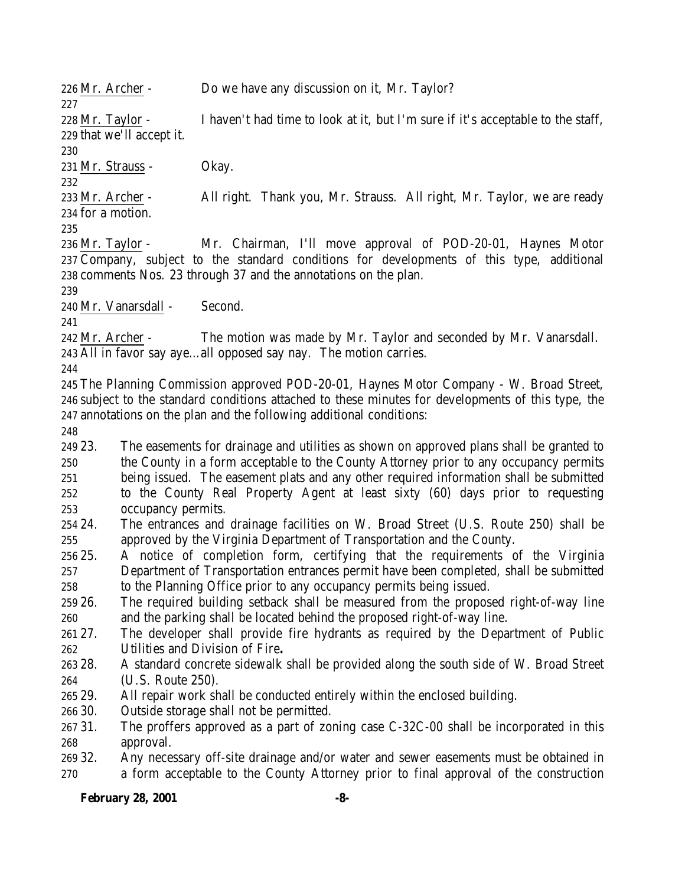Mr. Archer - Do we have any discussion on it, Mr. Taylor?

Mr. Taylor - I haven't had time to look at it, but I'm sure if it's acceptable to the staff, that we'll accept it.

Mr. Strauss - Okay.

Mr. Archer - All right. Thank you, Mr. Strauss. All right, Mr. Taylor, we are ready for a motion.

Mr. Taylor - Mr. Chairman, I'll move approval of POD-20-01, Haynes Motor Company, subject to the standard conditions for developments of this type, additional comments Nos. 23 through 37 and the annotations on the plan.

Mr. Vanarsdall - Second.

Mr. Archer - The motion was made by Mr. Taylor and seconded by Mr. Vanarsdall. All in favor say aye…all opposed say nay. The motion carries.

The Planning Commission approved POD-20-01, Haynes Motor Company - W. Broad Street, subject to the standard conditions attached to these minutes for developments of this type, the annotations on the plan and the following additional conditions:

23. The easements for drainage and utilities as shown on approved plans shall be granted to the County in a form acceptable to the County Attorney prior to any occupancy permits being issued. The easement plats and any other required information shall be submitted to the County Real Property Agent at least sixty (60) days prior to requesting occupancy permits.
24. The entrances and drainage facilities on W. Broad Street (U.S. Route 250) shall be approved by the Virginia Department of Transportation and the County.
25. A notice of completion form, certifying that the requirements of the Virginia Department of Transportation entrances permit have been completed, shall be submitted to the Planning Office prior to any occupancy permits being issued.
26. The required building setback shall be measured from the proposed right-of-way line and the parking shall be located behind the proposed right-of-way line.
27. The developer shall provide fire hydrants as required by the Department of Public Utilities and Division of Fire**.**
28. A standard concrete sidewalk shall be provided along the south side of W. Broad Street (U.S. Route 250).
29. All repair work shall be conducted entirely within the enclosed building.
30. Outside storage shall not be permitted.
31. The proffers approved as a part of zoning case C-32C-00 shall be incorporated in this approval.
32. Any necessary off-site drainage and/or water and sewer easements must be obtained in a form acceptable to the County Attorney prior to final approval of the construction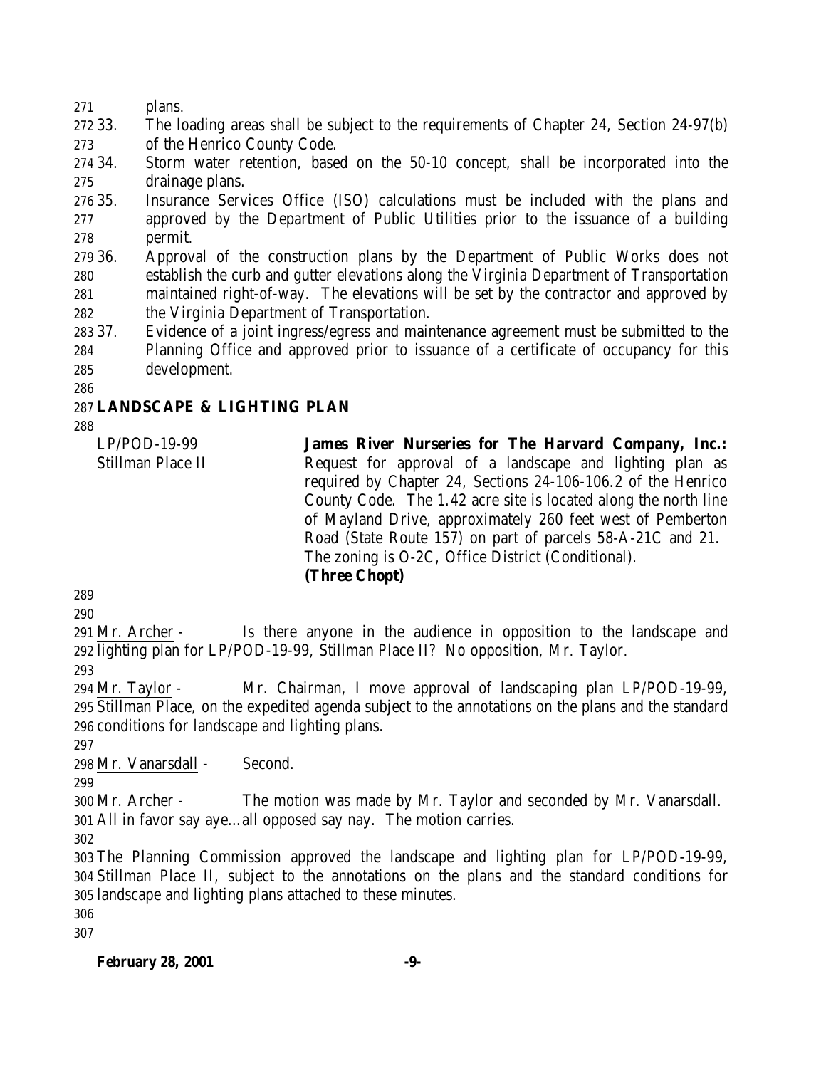plans.

33. The loading areas shall be subject to the requirements of Chapter 24, Section 24-97(b) of the Henrico County Code.
34. Storm water retention, based on the 50-10 concept, shall be incorporated into the drainage plans.
35. Insurance Services Office (ISO) calculations must be included with the plans and approved by the Department of Public Utilities prior to the issuance of a building permit.
36. Approval of the construction plans by the Department of Public Works does not establish the curb and gutter elevations along the Virginia Department of Transportation maintained right-of-way. The elevations will be set by the contractor and approved by the Virginia Department of Transportation.
37. Evidence of a joint ingress/egress and maintenance agreement must be submitted to the Planning Office and approved prior to issuance of a certificate of occupancy for this development.

## LANDSCAPE & LIGHTING PLAN

LP/POD-19-99
Stillman Place II

**James River Nurseries for The Harvard Company, Inc.:** Request for approval of a landscape and lighting plan as required by Chapter 24, Sections 24-106-106.2 of the Henrico County Code. The 1.42 acre site is located along the north line of Mayland Drive, approximately 260 feet west of Pemberton Road (State Route 157) on part of parcels 58-A-21C and 21. The zoning is O-2C, Office District (Conditional). **(Three Chopt)**

Mr. Archer - Is there anyone in the audience in opposition to the landscape and lighting plan for LP/POD-19-99, Stillman Place II? No opposition, Mr. Taylor.

Mr. Taylor - Mr. Chairman, I move approval of landscaping plan LP/POD-19-99, Stillman Place, on the expedited agenda subject to the annotations on the plans and the standard conditions for landscape and lighting plans.

Mr. Vanarsdall - Second.

Mr. Archer - The motion was made by Mr. Taylor and seconded by Mr. Vanarsdall. All in favor say aye…all opposed say nay. The motion carries.

The Planning Commission approved the landscape and lighting plan for LP/POD-19-99, Stillman Place II, subject to the annotations on the plans and the standard conditions for landscape and lighting plans attached to these minutes.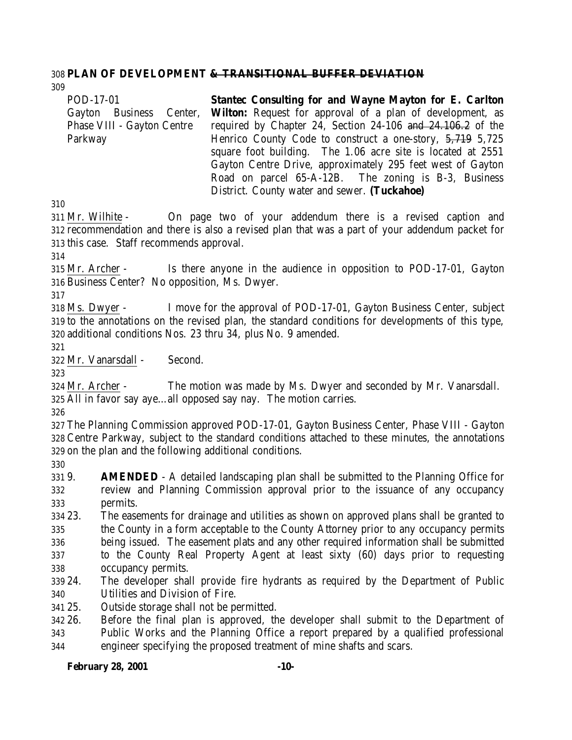**PLAN OF DEVELOPMENT ~~& TRANSITIONAL BUFFER DEVIATION~~**

| | |
|---|---|
| POD-17-01<br>Gayton Business Center, Phase VIII - Gayton Centre Parkway | **Stantec Consulting for and Wayne Mayton for E. Carlton Wilton:** Request for approval of a plan of development, as required by Chapter 24, Section 24-106 ~~and 24.106.2~~ of the Henrico County Code to construct a one-story, ~~5,719~~ 5,725 square foot building. The 1.06 acre site is located at 2551 Gayton Centre Drive, approximately 295 feet west of Gayton Road on parcel 65-A-12B. The zoning is B-3, Business District. County water and sewer. **(Tuckahoe)** |

Mr. Wilhite - On page two of your addendum there is a revised caption and recommendation and there is also a revised plan that was a part of your addendum packet for this case. Staff recommends approval.

Mr. Archer - Is there anyone in the audience in opposition to POD-17-01, Gayton Business Center? No opposition, Ms. Dwyer.

Ms. Dwyer - I move for the approval of POD-17-01, Gayton Business Center, subject to the annotations on the revised plan, the standard conditions for developments of this type, additional conditions Nos. 23 thru 34, plus No. 9 amended.

Mr. Vanarsdall - Second.

Mr. Archer - The motion was made by Ms. Dwyer and seconded by Mr. Vanarsdall. All in favor say aye…all opposed say nay. The motion carries.

The Planning Commission approved POD-17-01, Gayton Business Center, Phase VIII - Gayton Centre Parkway, subject to the standard conditions attached to these minutes, the annotations on the plan and the following additional conditions.

9. **AMENDED** - A detailed landscaping plan shall be submitted to the Planning Office for review and Planning Commission approval prior to the issuance of any occupancy permits.
23. The easements for drainage and utilities as shown on approved plans shall be granted to the County in a form acceptable to the County Attorney prior to any occupancy permits being issued. The easement plats and any other required information shall be submitted to the County Real Property Agent at least sixty (60) days prior to requesting occupancy permits.
24. The developer shall provide fire hydrants as required by the Department of Public Utilities and Division of Fire.
25. Outside storage shall not be permitted.
26. Before the final plan is approved, the developer shall submit to the Department of Public Works and the Planning Office a report prepared by a qualified professional engineer specifying the proposed treatment of mine shafts and scars.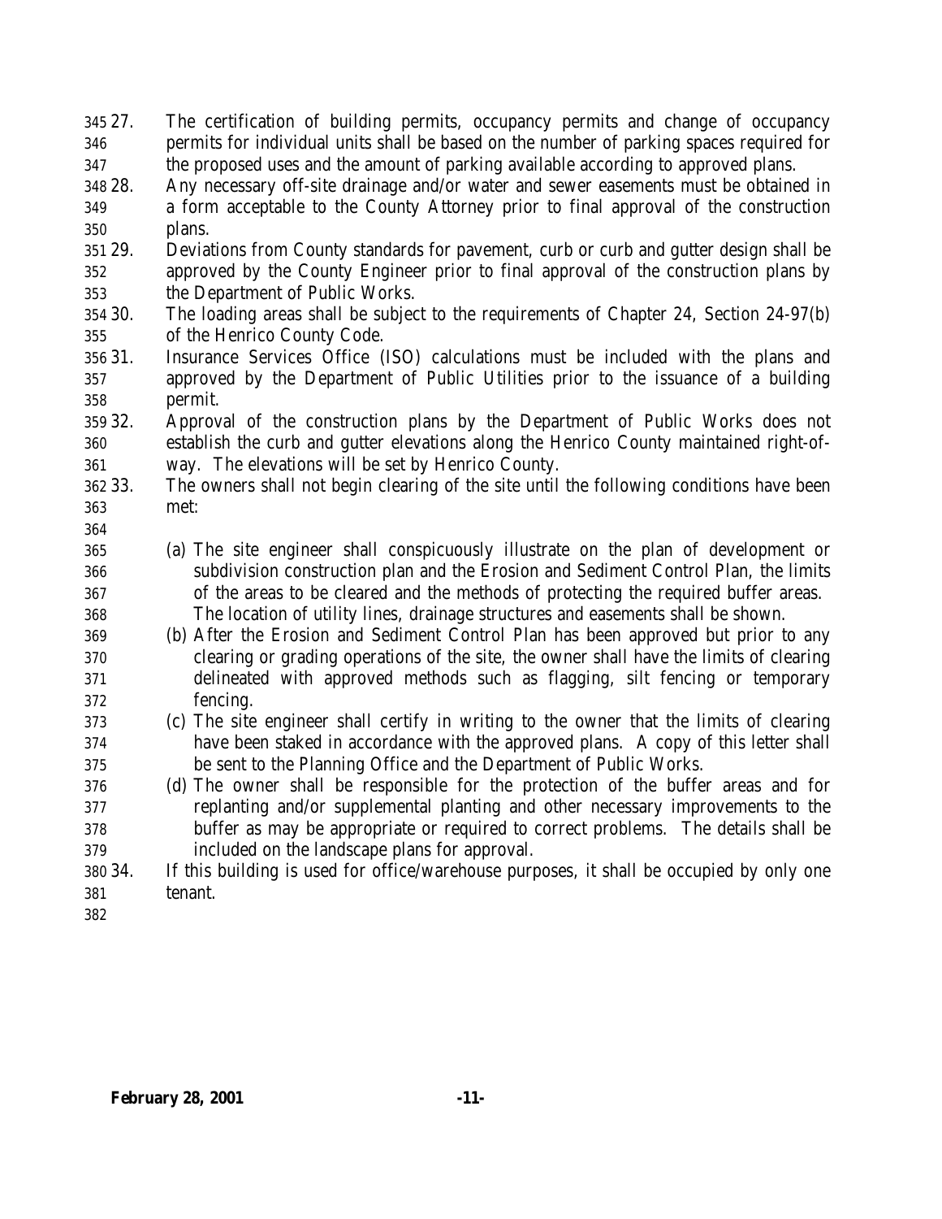27. The certification of building permits, occupancy permits and change of occupancy permits for individual units shall be based on the number of parking spaces required for the proposed uses and the amount of parking available according to approved plans.
28. Any necessary off-site drainage and/or water and sewer easements must be obtained in a form acceptable to the County Attorney prior to final approval of the construction plans.
29. Deviations from County standards for pavement, curb or curb and gutter design shall be approved by the County Engineer prior to final approval of the construction plans by the Department of Public Works.
30. The loading areas shall be subject to the requirements of Chapter 24, Section 24-97(b) of the Henrico County Code.
31. Insurance Services Office (ISO) calculations must be included with the plans and approved by the Department of Public Utilities prior to the issuance of a building permit.
32. Approval of the construction plans by the Department of Public Works does not establish the curb and gutter elevations along the Henrico County maintained right-of-way. The elevations will be set by Henrico County.
33. The owners shall not begin clearing of the site until the following conditions have been met:

    (a) The site engineer shall conspicuously illustrate on the plan of development or subdivision construction plan and the Erosion and Sediment Control Plan, the limits of the areas to be cleared and the methods of protecting the required buffer areas. The location of utility lines, drainage structures and easements shall be shown.
    (b) After the Erosion and Sediment Control Plan has been approved but prior to any clearing or grading operations of the site, the owner shall have the limits of clearing delineated with approved methods such as flagging, silt fencing or temporary fencing.
    (c) The site engineer shall certify in writing to the owner that the limits of clearing have been staked in accordance with the approved plans. A copy of this letter shall be sent to the Planning Office and the Department of Public Works.
    (d) The owner shall be responsible for the protection of the buffer areas and for replanting and/or supplemental planting and other necessary improvements to the buffer as may be appropriate or required to correct problems. The details shall be included on the landscape plans for approval.
34. If this building is used for office/warehouse purposes, it shall be occupied by only one tenant.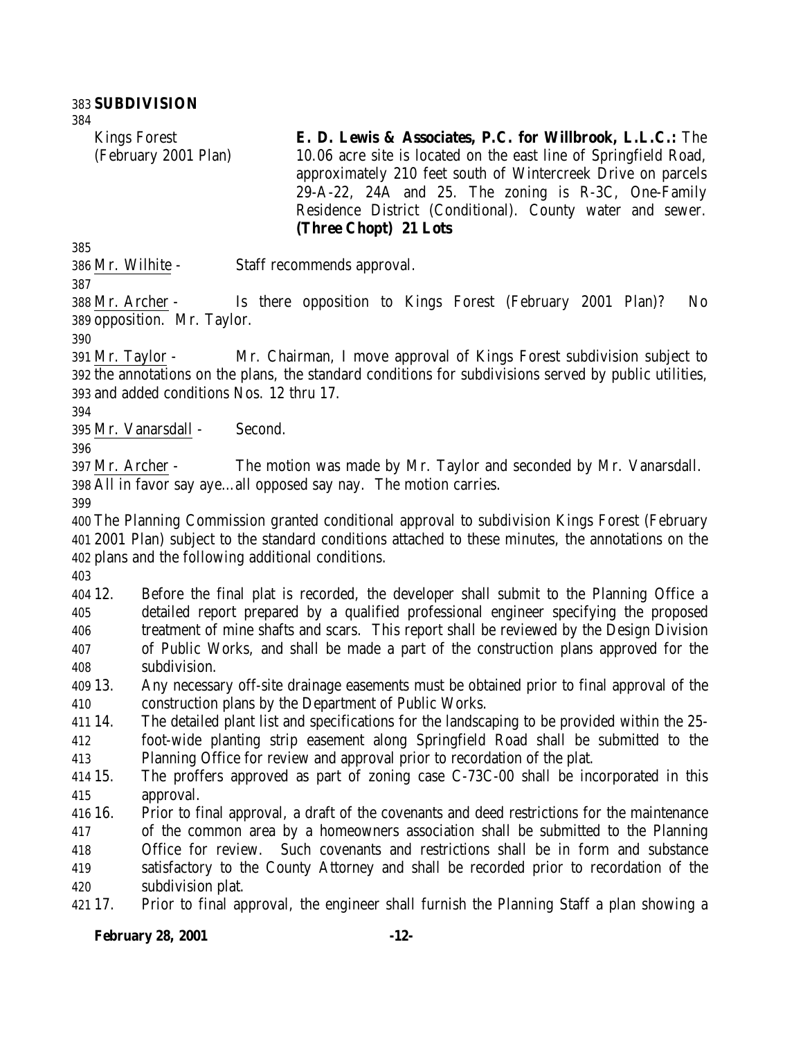**SUBDIVISION**

Kings Forest (February 2001 Plan)

**E. D. Lewis & Associates, P.C. for Willbrook, L.L.C.:** The 10.06 acre site is located on the east line of Springfield Road, approximately 210 feet south of Wintercreek Drive on parcels 29-A-22, 24A and 25. The zoning is R-3C, One-Family Residence District (Conditional). County water and sewer. **(Three Chopt) 21 Lots**

Mr. Wilhite - Staff recommends approval.

Mr. Archer - Is there opposition to Kings Forest (February 2001 Plan)? No opposition. Mr. Taylor.

Mr. Taylor - Mr. Chairman, I move approval of Kings Forest subdivision subject to the annotations on the plans, the standard conditions for subdivisions served by public utilities, and added conditions Nos. 12 thru 17.

Mr. Vanarsdall - Second.

Mr. Archer - The motion was made by Mr. Taylor and seconded by Mr. Vanarsdall. All in favor say aye…all opposed say nay. The motion carries.

The Planning Commission granted conditional approval to subdivision Kings Forest (February 2001 Plan) subject to the standard conditions attached to these minutes, the annotations on the plans and the following additional conditions.

12. Before the final plat is recorded, the developer shall submit to the Planning Office a detailed report prepared by a qualified professional engineer specifying the proposed treatment of mine shafts and scars. This report shall be reviewed by the Design Division of Public Works, and shall be made a part of the construction plans approved for the subdivision.
13. Any necessary off-site drainage easements must be obtained prior to final approval of the construction plans by the Department of Public Works.
14. The detailed plant list and specifications for the landscaping to be provided within the 25-foot-wide planting strip easement along Springfield Road shall be submitted to the Planning Office for review and approval prior to recordation of the plat.
15. The proffers approved as part of zoning case C-73C-00 shall be incorporated in this approval.
16. Prior to final approval, a draft of the covenants and deed restrictions for the maintenance of the common area by a homeowners association shall be submitted to the Planning Office for review. Such covenants and restrictions shall be in form and substance satisfactory to the County Attorney and shall be recorded prior to recordation of the subdivision plat.
17. Prior to final approval, the engineer shall furnish the Planning Staff a plan showing a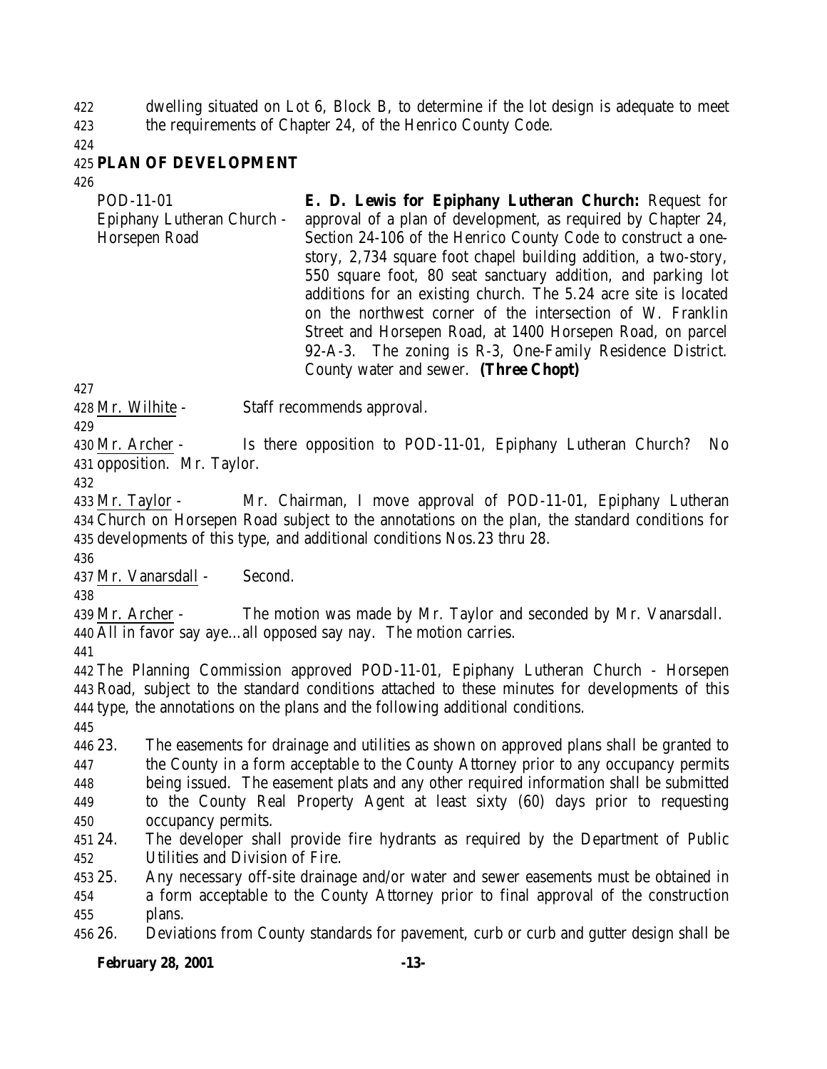dwelling situated on Lot 6, Block B, to determine if the lot design is adequate to meet the requirements of Chapter 24, of the Henrico County Code.

**PLAN OF DEVELOPMENT**

| | |
|---|---|
| POD-11-01<br>Epiphany Lutheran Church - Horsepen Road | **E. D. Lewis for Epiphany Lutheran Church:** Request for approval of a plan of development, as required by Chapter 24, Section 24-106 of the Henrico County Code to construct a one-story, 2,734 square foot chapel building addition, a two-story, 550 square foot, 80 seat sanctuary addition, and parking lot additions for an existing church. The 5.24 acre site is located on the northwest corner of the intersection of W. Franklin Street and Horsepen Road, at 1400 Horsepen Road, on parcel 92-A-3. The zoning is R-3, One-Family Residence District. County water and sewer. **(Three Chopt)** |

Mr. Wilhite - Staff recommends approval.

Mr. Archer - Is there opposition to POD-11-01, Epiphany Lutheran Church? No opposition. Mr. Taylor.

Mr. Taylor - Mr. Chairman, I move approval of POD-11-01, Epiphany Lutheran Church on Horsepen Road subject to the annotations on the plan, the standard conditions for developments of this type, and additional conditions Nos.23 thru 28.

Mr. Vanarsdall - Second.

Mr. Archer - The motion was made by Mr. Taylor and seconded by Mr. Vanarsdall. All in favor say aye…all opposed say nay. The motion carries.

The Planning Commission approved POD-11-01, Epiphany Lutheran Church - Horsepen Road, subject to the standard conditions attached to these minutes for developments of this type, the annotations on the plans and the following additional conditions.

23. The easements for drainage and utilities as shown on approved plans shall be granted to the County in a form acceptable to the County Attorney prior to any occupancy permits being issued. The easement plats and any other required information shall be submitted to the County Real Property Agent at least sixty (60) days prior to requesting occupancy permits.
24. The developer shall provide fire hydrants as required by the Department of Public Utilities and Division of Fire.
25. Any necessary off-site drainage and/or water and sewer easements must be obtained in a form acceptable to the County Attorney prior to final approval of the construction plans.
26. Deviations from County standards for pavement, curb or curb and gutter design shall be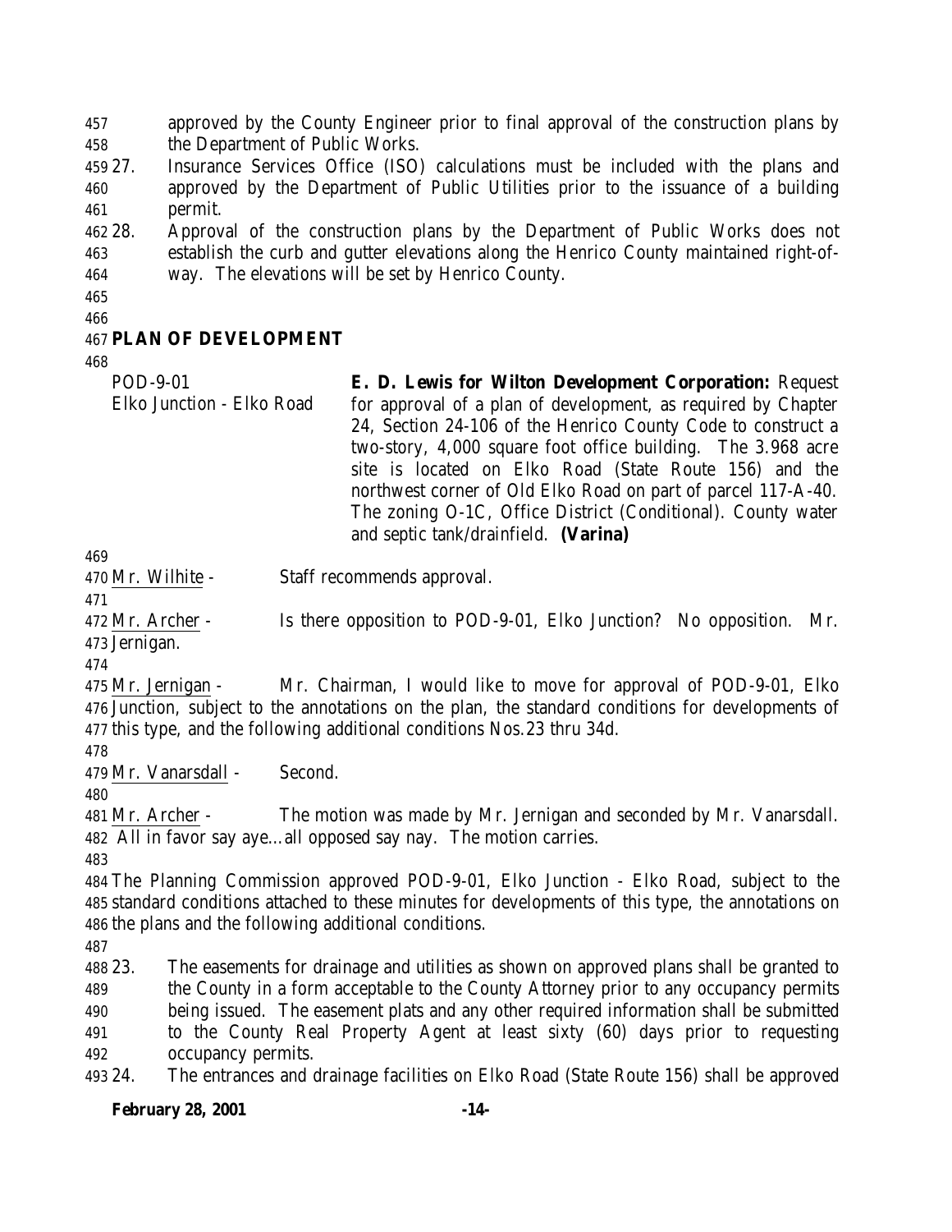approved by the County Engineer prior to final approval of the construction plans by the Department of Public Works.

27. Insurance Services Office (ISO) calculations must be included with the plans and approved by the Department of Public Utilities prior to the issuance of a building permit.
28. Approval of the construction plans by the Department of Public Works does not establish the curb and gutter elevations along the Henrico County maintained right-of-way. The elevations will be set by Henrico County.

## PLAN OF DEVELOPMENT

POD-9-01
Elko Junction - Elko Road

**E. D. Lewis for Wilton Development Corporation:** Request for approval of a plan of development, as required by Chapter 24, Section 24-106 of the Henrico County Code to construct a two-story, 4,000 square foot office building. The 3.968 acre site is located on Elko Road (State Route 156) and the northwest corner of Old Elko Road on part of parcel 117-A-40. The zoning O-1C, Office District (Conditional). County water and septic tank/drainfield. **(Varina)**

Mr. Wilhite - Staff recommends approval.

Mr. Archer - Is there opposition to POD-9-01, Elko Junction? No opposition. Mr. Jernigan.

Mr. Jernigan - Mr. Chairman, I would like to move for approval of POD-9-01, Elko Junction, subject to the annotations on the plan, the standard conditions for developments of this type, and the following additional conditions Nos.23 thru 34d.

Mr. Vanarsdall - Second.

Mr. Archer - The motion was made by Mr. Jernigan and seconded by Mr. Vanarsdall. All in favor say aye…all opposed say nay. The motion carries.

The Planning Commission approved POD-9-01, Elko Junction - Elko Road, subject to the standard conditions attached to these minutes for developments of this type, the annotations on the plans and the following additional conditions.

23. The easements for drainage and utilities as shown on approved plans shall be granted to the County in a form acceptable to the County Attorney prior to any occupancy permits being issued. The easement plats and any other required information shall be submitted to the County Real Property Agent at least sixty (60) days prior to requesting occupancy permits.
24. The entrances and drainage facilities on Elko Road (State Route 156) shall be approved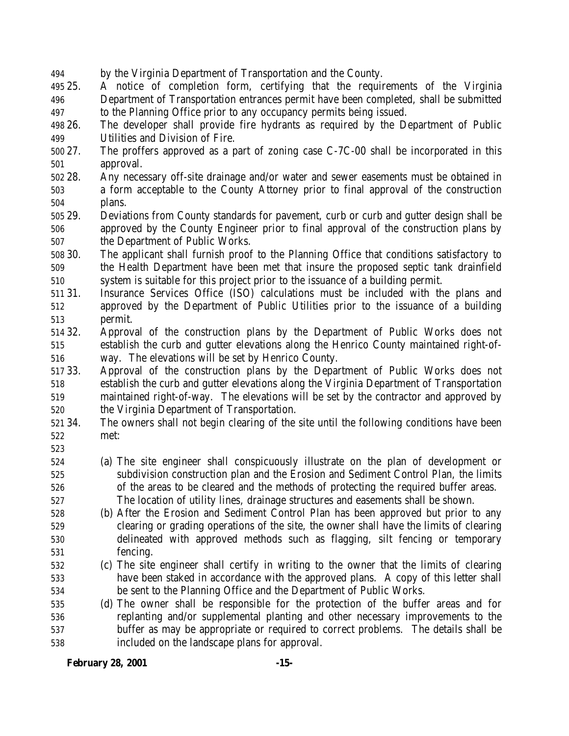by the Virginia Department of Transportation and the County.

25. A notice of completion form, certifying that the requirements of the Virginia Department of Transportation entrances permit have been completed, shall be submitted to the Planning Office prior to any occupancy permits being issued.
26. The developer shall provide fire hydrants as required by the Department of Public Utilities and Division of Fire.
27. The proffers approved as a part of zoning case C-7C-00 shall be incorporated in this approval.
28. Any necessary off-site drainage and/or water and sewer easements must be obtained in a form acceptable to the County Attorney prior to final approval of the construction plans.
29. Deviations from County standards for pavement, curb or curb and gutter design shall be approved by the County Engineer prior to final approval of the construction plans by the Department of Public Works.
30. The applicant shall furnish proof to the Planning Office that conditions satisfactory to the Health Department have been met that insure the proposed septic tank drainfield system is suitable for this project prior to the issuance of a building permit.
31. Insurance Services Office (ISO) calculations must be included with the plans and approved by the Department of Public Utilities prior to the issuance of a building permit.
32. Approval of the construction plans by the Department of Public Works does not establish the curb and gutter elevations along the Henrico County maintained right-of-way. The elevations will be set by Henrico County.
33. Approval of the construction plans by the Department of Public Works does not establish the curb and gutter elevations along the Virginia Department of Transportation maintained right-of-way. The elevations will be set by the contractor and approved by the Virginia Department of Transportation.
34. The owners shall not begin clearing of the site until the following conditions have been met:

    (a) The site engineer shall conspicuously illustrate on the plan of development or subdivision construction plan and the Erosion and Sediment Control Plan, the limits of the areas to be cleared and the methods of protecting the required buffer areas. The location of utility lines, drainage structures and easements shall be shown.
    (b) After the Erosion and Sediment Control Plan has been approved but prior to any clearing or grading operations of the site, the owner shall have the limits of clearing delineated with approved methods such as flagging, silt fencing or temporary fencing.
    (c) The site engineer shall certify in writing to the owner that the limits of clearing have been staked in accordance with the approved plans. A copy of this letter shall be sent to the Planning Office and the Department of Public Works.
    (d) The owner shall be responsible for the protection of the buffer areas and for replanting and/or supplemental planting and other necessary improvements to the buffer as may be appropriate or required to correct problems. The details shall be included on the landscape plans for approval.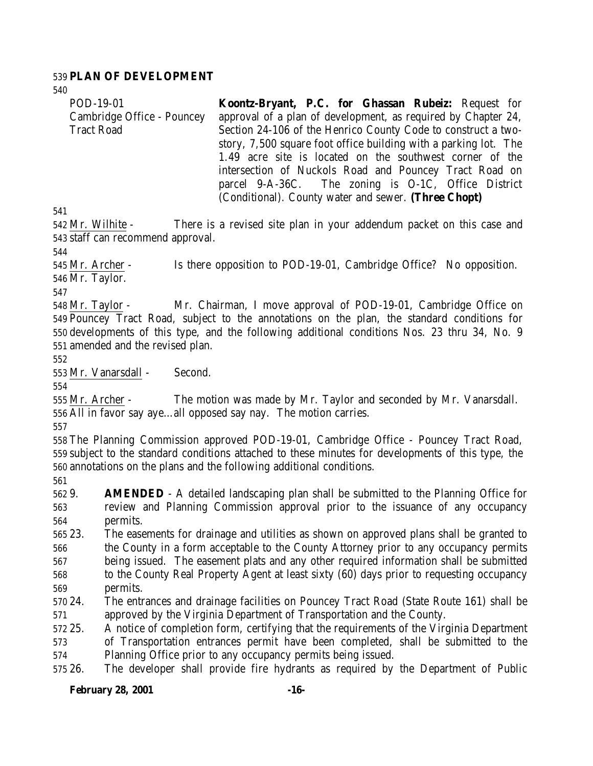**PLAN OF DEVELOPMENT**

POD-19-01
Cambridge Office - Pouncey Tract Road

**Koontz-Bryant, P.C. for Ghassan Rubeiz:** Request for approval of a plan of development, as required by Chapter 24, Section 24-106 of the Henrico County Code to construct a two-story, 7,500 square foot office building with a parking lot. The 1.49 acre site is located on the southwest corner of the intersection of Nuckols Road and Pouncey Tract Road on parcel 9-A-36C. The zoning is O-1C, Office District (Conditional). County water and sewer. **(Three Chopt)**

Mr. Wilhite - There is a revised site plan in your addendum packet on this case and staff can recommend approval.

Mr. Archer - Is there opposition to POD-19-01, Cambridge Office? No opposition. Mr. Taylor.

Mr. Taylor - Mr. Chairman, I move approval of POD-19-01, Cambridge Office on Pouncey Tract Road, subject to the annotations on the plan, the standard conditions for developments of this type, and the following additional conditions Nos. 23 thru 34, No. 9 amended and the revised plan.

Mr. Vanarsdall - Second.

Mr. Archer - The motion was made by Mr. Taylor and seconded by Mr. Vanarsdall. All in favor say aye…all opposed say nay. The motion carries.

The Planning Commission approved POD-19-01, Cambridge Office - Pouncey Tract Road, subject to the standard conditions attached to these minutes for developments of this type, the annotations on the plans and the following additional conditions.

9. **AMENDED** - A detailed landscaping plan shall be submitted to the Planning Office for review and Planning Commission approval prior to the issuance of any occupancy permits.
23. The easements for drainage and utilities as shown on approved plans shall be granted to the County in a form acceptable to the County Attorney prior to any occupancy permits being issued. The easement plats and any other required information shall be submitted to the County Real Property Agent at least sixty (60) days prior to requesting occupancy permits.
24. The entrances and drainage facilities on Pouncey Tract Road (State Route 161) shall be approved by the Virginia Department of Transportation and the County.
25. A notice of completion form, certifying that the requirements of the Virginia Department of Transportation entrances permit have been completed, shall be submitted to the Planning Office prior to any occupancy permits being issued.
26. The developer shall provide fire hydrants as required by the Department of Public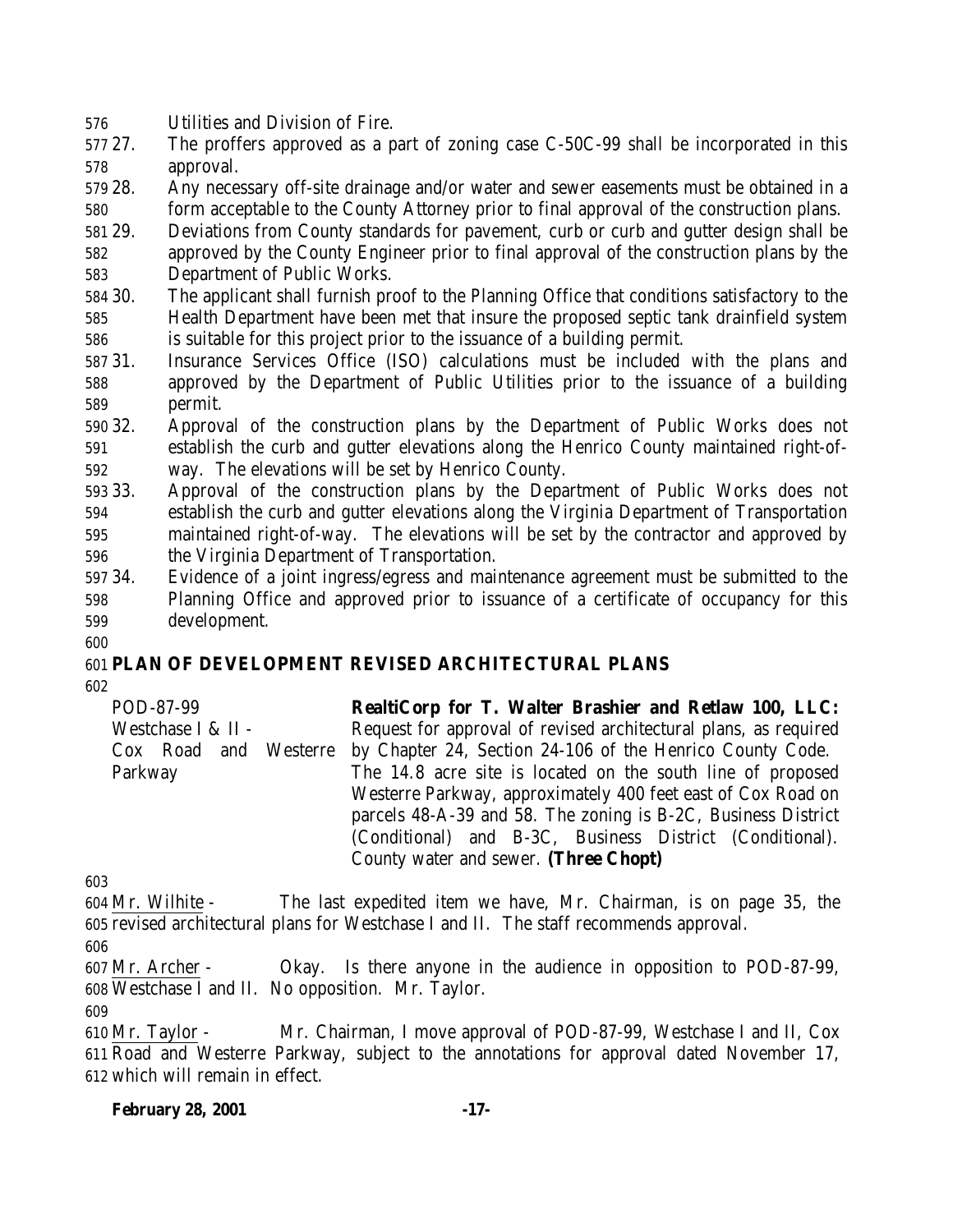Utilities and Division of Fire.

27. The proffers approved as a part of zoning case C-50C-99 shall be incorporated in this approval.
28. Any necessary off-site drainage and/or water and sewer easements must be obtained in a form acceptable to the County Attorney prior to final approval of the construction plans.
29. Deviations from County standards for pavement, curb or curb and gutter design shall be approved by the County Engineer prior to final approval of the construction plans by the Department of Public Works.
30. The applicant shall furnish proof to the Planning Office that conditions satisfactory to the Health Department have been met that insure the proposed septic tank drainfield system is suitable for this project prior to the issuance of a building permit.
31. Insurance Services Office (ISO) calculations must be included with the plans and approved by the Department of Public Utilities prior to the issuance of a building permit.
32. Approval of the construction plans by the Department of Public Works does not establish the curb and gutter elevations along the Henrico County maintained right-of-way. The elevations will be set by Henrico County.
33. Approval of the construction plans by the Department of Public Works does not establish the curb and gutter elevations along the Virginia Department of Transportation maintained right-of-way. The elevations will be set by the contractor and approved by the Virginia Department of Transportation.
34. Evidence of a joint ingress/egress and maintenance agreement must be submitted to the Planning Office and approved prior to issuance of a certificate of occupancy for this development.

## PLAN OF DEVELOPMENT REVISED ARCHITECTURAL PLANS

| | |
|---|---|
| POD-87-99<br>Westchase I & II -<br>Cox Road and Westerre Parkway | **RealtiCorp for T. Walter Brashier and Retlaw 100, LLC:** Request for approval of revised architectural plans, as required by Chapter 24, Section 24-106 of the Henrico County Code. The 14.8 acre site is located on the south line of proposed Westerre Parkway, approximately 400 feet east of Cox Road on parcels 48-A-39 and 58. The zoning is B-2C, Business District (Conditional) and B-3C, Business District (Conditional). County water and sewer. **(Three Chopt)** |

Mr. Wilhite - The last expedited item we have, Mr. Chairman, is on page 35, the revised architectural plans for Westchase I and II. The staff recommends approval.

Mr. Archer - Okay. Is there anyone in the audience in opposition to POD-87-99, Westchase I and II. No opposition. Mr. Taylor.

Mr. Taylor - Mr. Chairman, I move approval of POD-87-99, Westchase I and II, Cox Road and Westerre Parkway, subject to the annotations for approval dated November 17, which will remain in effect.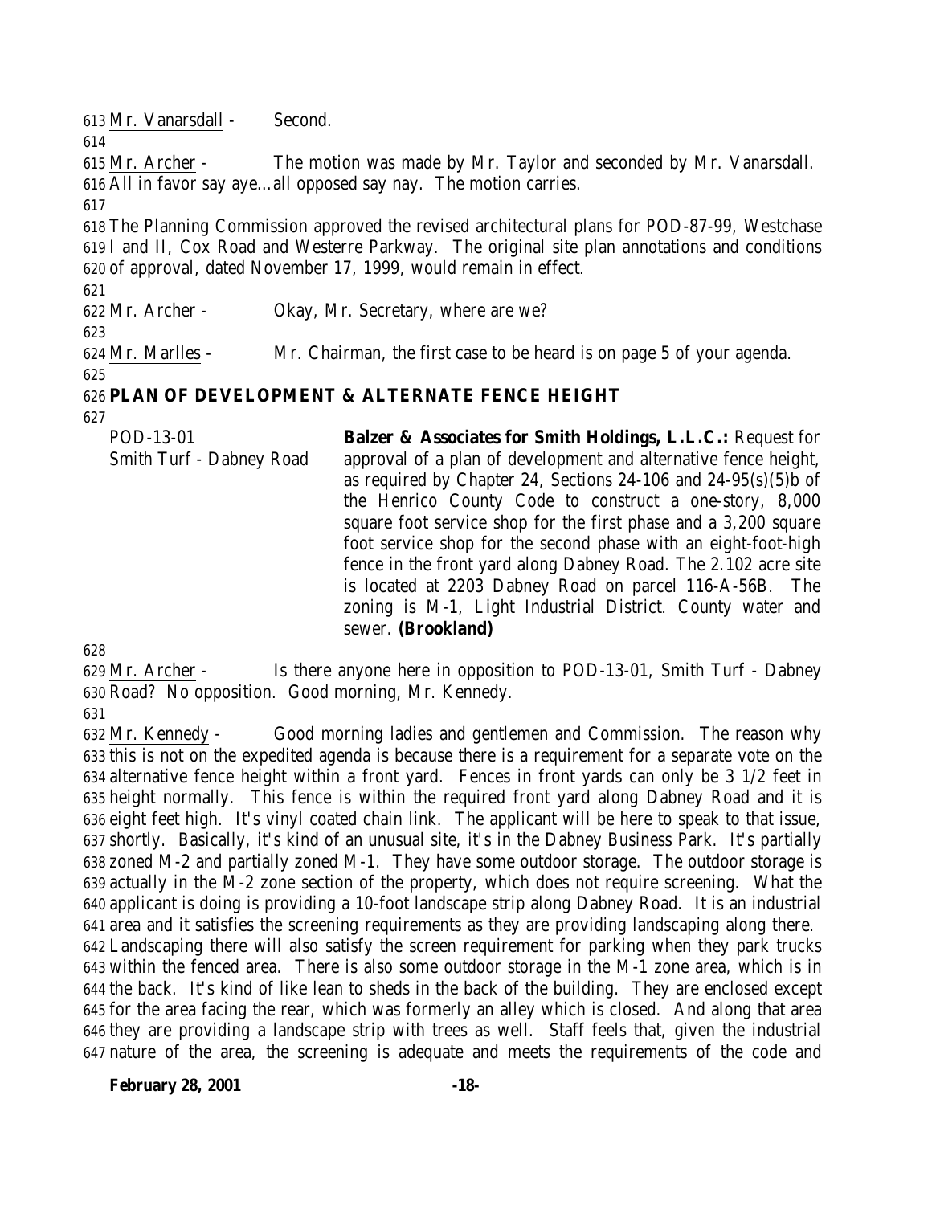Mr. Vanarsdall - Second.

Mr. Archer - The motion was made by Mr. Taylor and seconded by Mr. Vanarsdall. All in favor say aye…all opposed say nay. The motion carries.

The Planning Commission approved the revised architectural plans for POD-87-99, Westchase I and II, Cox Road and Westerre Parkway. The original site plan annotations and conditions of approval, dated November 17, 1999, would remain in effect.

Mr. Archer - Okay, Mr. Secretary, where are we?

Mr. Marlles - Mr. Chairman, the first case to be heard is on page 5 of your agenda.

## PLAN OF DEVELOPMENT & ALTERNATE FENCE HEIGHT

POD-13-01
Smith Turf - Dabney Road

**Balzer & Associates for Smith Holdings, L.L.C.:** Request for approval of a plan of development and alternative fence height, as required by Chapter 24, Sections 24-106 and 24-95(s)(5)b of the Henrico County Code to construct a one-story, 8,000 square foot service shop for the first phase and a 3,200 square foot service shop for the second phase with an eight-foot-high fence in the front yard along Dabney Road. The 2.102 acre site is located at 2203 Dabney Road on parcel 116-A-56B. The zoning is M-1, Light Industrial District. County water and sewer. **(Brookland)**

Mr. Archer - Is there anyone here in opposition to POD-13-01, Smith Turf - Dabney Road? No opposition. Good morning, Mr. Kennedy.

Mr. Kennedy - Good morning ladies and gentlemen and Commission. The reason why this is not on the expedited agenda is because there is a requirement for a separate vote on the alternative fence height within a front yard. Fences in front yards can only be 3 1/2 feet in height normally. This fence is within the required front yard along Dabney Road and it is eight feet high. It's vinyl coated chain link. The applicant will be here to speak to that issue, shortly. Basically, it's kind of an unusual site, it's in the Dabney Business Park. It's partially zoned M-2 and partially zoned M-1. They have some outdoor storage. The outdoor storage is actually in the M-2 zone section of the property, which does not require screening. What the applicant is doing is providing a 10-foot landscape strip along Dabney Road. It is an industrial area and it satisfies the screening requirements as they are providing landscaping along there. Landscaping there will also satisfy the screen requirement for parking when they park trucks within the fenced area. There is also some outdoor storage in the M-1 zone area, which is in the back. It's kind of like lean to sheds in the back of the building. They are enclosed except for the area facing the rear, which was formerly an alley which is closed. And along that area they are providing a landscape strip with trees as well. Staff feels that, given the industrial nature of the area, the screening is adequate and meets the requirements of the code and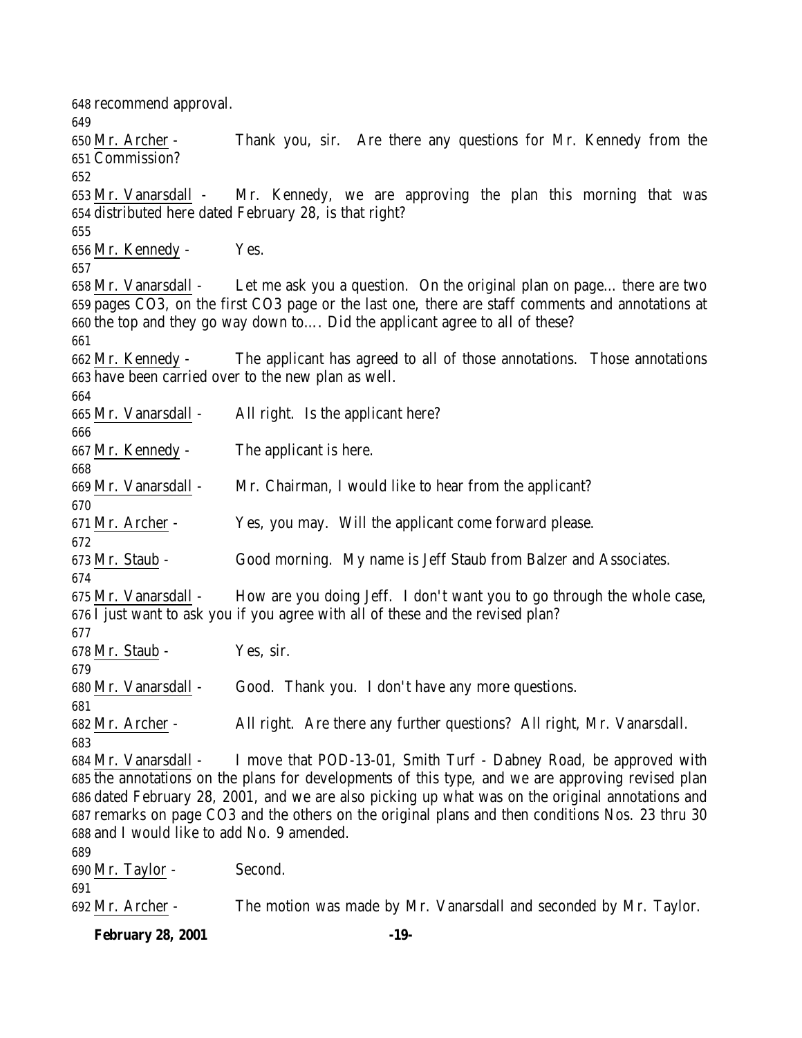recommend approval.

Mr. Archer - Thank you, sir. Are there any questions for Mr. Kennedy from the Commission?

Mr. Vanarsdall - Mr. Kennedy, we are approving the plan this morning that was distributed here dated February 28, is that right?

Mr. Kennedy - Yes.

Mr. Vanarsdall - Let me ask you a question. On the original plan on page… there are two pages CO3, on the first CO3 page or the last one, there are staff comments and annotations at the top and they go way down to…. Did the applicant agree to all of these?

Mr. Kennedy - The applicant has agreed to all of those annotations. Those annotations have been carried over to the new plan as well.

Mr. Vanarsdall - All right. Is the applicant here?

Mr. Kennedy - The applicant is here.

Mr. Vanarsdall - Mr. Chairman, I would like to hear from the applicant?

Mr. Archer - Yes, you may. Will the applicant come forward please.

Mr. Staub - Good morning. My name is Jeff Staub from Balzer and Associates.

Mr. Vanarsdall - How are you doing Jeff. I don't want you to go through the whole case, I just want to ask you if you agree with all of these and the revised plan?

Mr. Staub - Yes, sir.

Mr. Vanarsdall - Good. Thank you. I don't have any more questions.

Mr. Archer - All right. Are there any further questions? All right, Mr. Vanarsdall.

Mr. Vanarsdall - I move that POD-13-01, Smith Turf - Dabney Road, be approved with the annotations on the plans for developments of this type, and we are approving revised plan dated February 28, 2001, and we are also picking up what was on the original annotations and remarks on page CO3 and the others on the original plans and then conditions Nos. 23 thru 30 and I would like to add No. 9 amended.

Mr. Taylor - Second.

Mr. Archer - The motion was made by Mr. Vanarsdall and seconded by Mr. Taylor.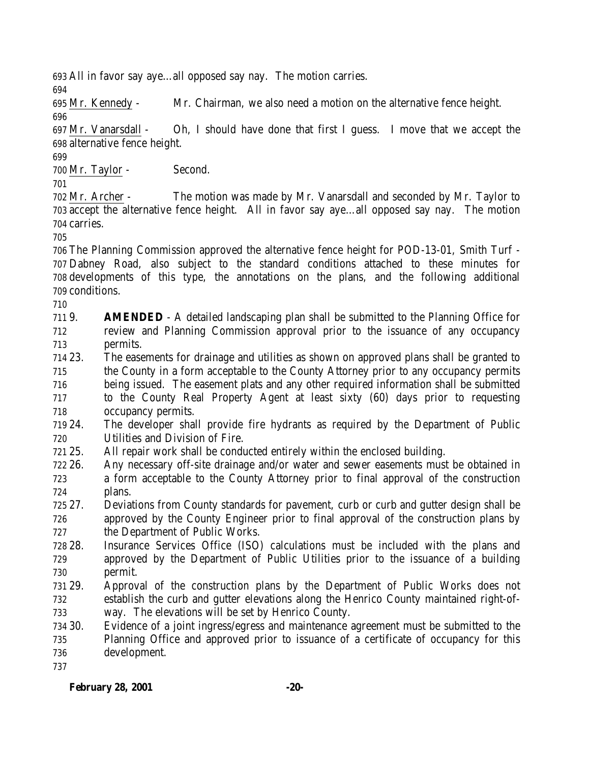All in favor say aye…all opposed say nay. The motion carries.

Mr. Kennedy - Mr. Chairman, we also need a motion on the alternative fence height.

Mr. Vanarsdall - Oh, I should have done that first I guess. I move that we accept the alternative fence height.

Mr. Taylor - Second.

Mr. Archer - The motion was made by Mr. Vanarsdall and seconded by Mr. Taylor to accept the alternative fence height. All in favor say aye…all opposed say nay. The motion carries.

The Planning Commission approved the alternative fence height for POD-13-01, Smith Turf - Dabney Road, also subject to the standard conditions attached to these minutes for developments of this type, the annotations on the plans, and the following additional conditions.

9. **AMENDED** - A detailed landscaping plan shall be submitted to the Planning Office for review and Planning Commission approval prior to the issuance of any occupancy permits.
23. The easements for drainage and utilities as shown on approved plans shall be granted to the County in a form acceptable to the County Attorney prior to any occupancy permits being issued. The easement plats and any other required information shall be submitted to the County Real Property Agent at least sixty (60) days prior to requesting occupancy permits.
24. The developer shall provide fire hydrants as required by the Department of Public Utilities and Division of Fire.
25. All repair work shall be conducted entirely within the enclosed building.
26. Any necessary off-site drainage and/or water and sewer easements must be obtained in a form acceptable to the County Attorney prior to final approval of the construction plans.
27. Deviations from County standards for pavement, curb or curb and gutter design shall be approved by the County Engineer prior to final approval of the construction plans by the Department of Public Works.
28. Insurance Services Office (ISO) calculations must be included with the plans and approved by the Department of Public Utilities prior to the issuance of a building permit.
29. Approval of the construction plans by the Department of Public Works does not establish the curb and gutter elevations along the Henrico County maintained right-of-way. The elevations will be set by Henrico County.
30. Evidence of a joint ingress/egress and maintenance agreement must be submitted to the Planning Office and approved prior to issuance of a certificate of occupancy for this development.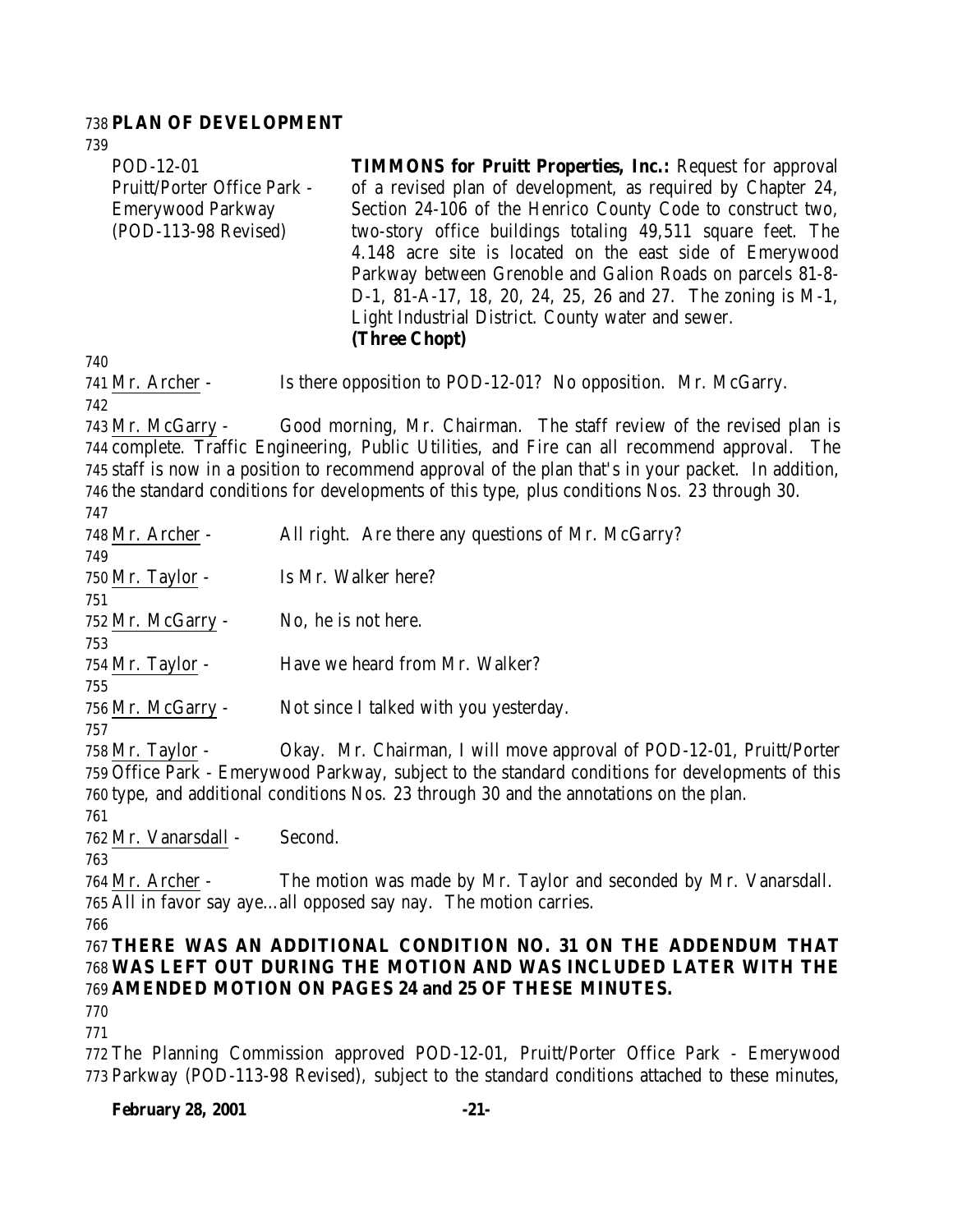**PLAN OF DEVELOPMENT**

POD-12-01
Pruitt/Porter Office Park - Emerywood Parkway
(POD-113-98 Revised)

**TIMMONS for Pruitt Properties, Inc.:** Request for approval of a revised plan of development, as required by Chapter 24, Section 24-106 of the Henrico County Code to construct two, two-story office buildings totaling 49,511 square feet. The 4.148 acre site is located on the east side of Emerywood Parkway between Grenoble and Galion Roads on parcels 81-8-D-1, 81-A-17, 18, 20, 24, 25, 26 and 27. The zoning is M-1, Light Industrial District. County water and sewer. **(Three Chopt)**

Mr. Archer - Is there opposition to POD-12-01? No opposition. Mr. McGarry.

Mr. McGarry - Good morning, Mr. Chairman. The staff review of the revised plan is complete. Traffic Engineering, Public Utilities, and Fire can all recommend approval. The staff is now in a position to recommend approval of the plan that's in your packet. In addition, the standard conditions for developments of this type, plus conditions Nos. 23 through 30.

Mr. Archer - All right. Are there any questions of Mr. McGarry?

Mr. Taylor - Is Mr. Walker here?

Mr. McGarry - No, he is not here.

Mr. Taylor - Have we heard from Mr. Walker?

Mr. McGarry - Not since I talked with you yesterday.

Mr. Taylor - Okay. Mr. Chairman, I will move approval of POD-12-01, Pruitt/Porter Office Park - Emerywood Parkway, subject to the standard conditions for developments of this type, and additional conditions Nos. 23 through 30 and the annotations on the plan.

Mr. Vanarsdall - Second.

Mr. Archer - The motion was made by Mr. Taylor and seconded by Mr. Vanarsdall. All in favor say aye…all opposed say nay. The motion carries.

**THERE WAS AN ADDITIONAL CONDITION NO. 31 ON THE ADDENDUM THAT WAS LEFT OUT DURING THE MOTION AND WAS INCLUDED LATER WITH THE AMENDED MOTION ON PAGES 24 and 25 OF THESE MINUTES.**

The Planning Commission approved POD-12-01, Pruitt/Porter Office Park - Emerywood Parkway (POD-113-98 Revised), subject to the standard conditions attached to these minutes,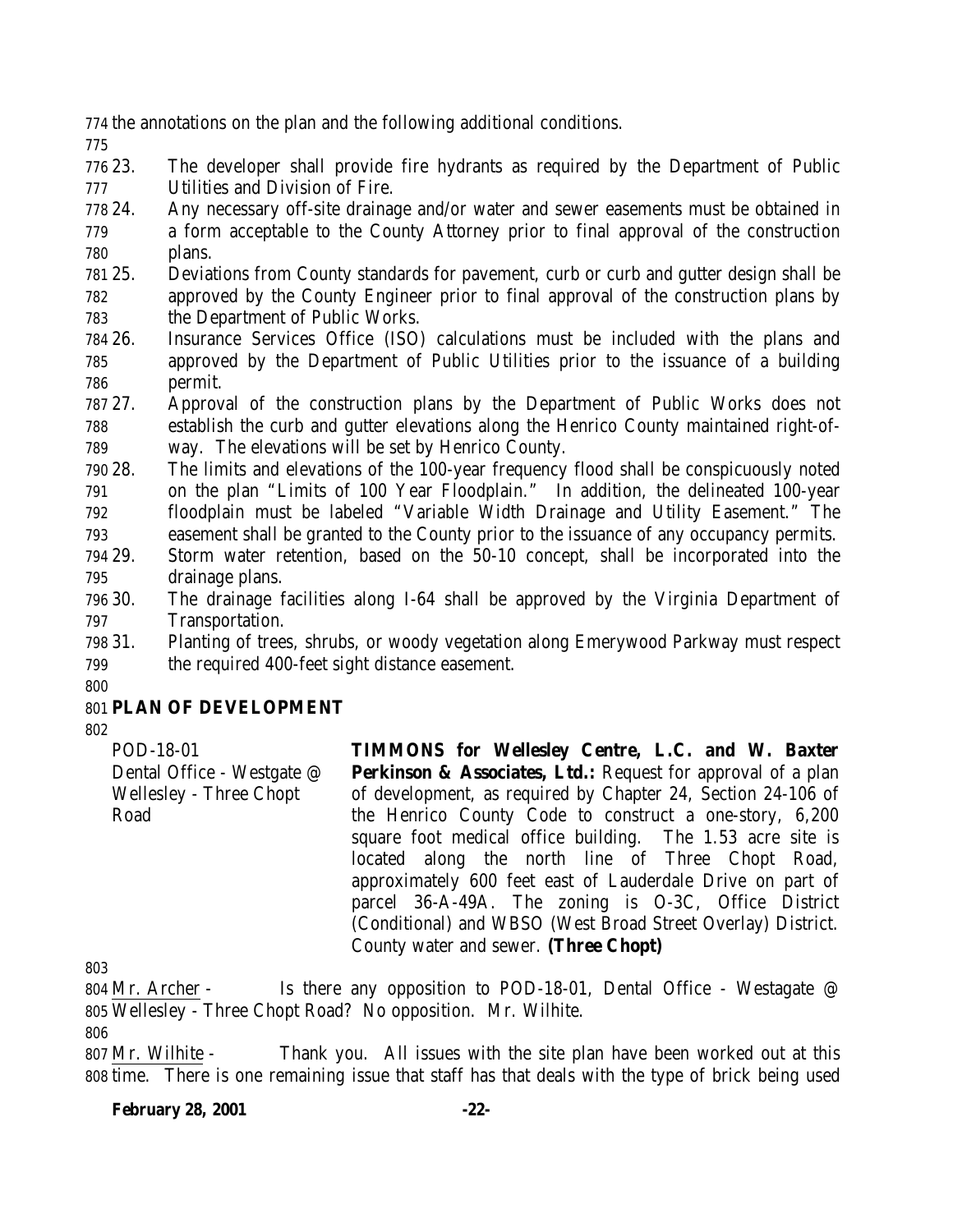the annotations on the plan and the following additional conditions.

23. The developer shall provide fire hydrants as required by the Department of Public Utilities and Division of Fire.
24. Any necessary off-site drainage and/or water and sewer easements must be obtained in a form acceptable to the County Attorney prior to final approval of the construction plans.
25. Deviations from County standards for pavement, curb or curb and gutter design shall be approved by the County Engineer prior to final approval of the construction plans by the Department of Public Works.
26. Insurance Services Office (ISO) calculations must be included with the plans and approved by the Department of Public Utilities prior to the issuance of a building permit.
27. Approval of the construction plans by the Department of Public Works does not establish the curb and gutter elevations along the Henrico County maintained right-of-way. The elevations will be set by Henrico County.
28. The limits and elevations of the 100-year frequency flood shall be conspicuously noted on the plan "Limits of 100 Year Floodplain." In addition, the delineated 100-year floodplain must be labeled "Variable Width Drainage and Utility Easement." The easement shall be granted to the County prior to the issuance of any occupancy permits.
29. Storm water retention, based on the 50-10 concept, shall be incorporated into the drainage plans.
30. The drainage facilities along I-64 shall be approved by the Virginia Department of Transportation.
31. Planting of trees, shrubs, or woody vegetation along Emerywood Parkway must respect the required 400-feet sight distance easement.

## PLAN OF DEVELOPMENT

POD-18-01
Dental Office - Westgate @ Wellesley - Three Chopt Road

**TIMMONS for Wellesley Centre, L.C. and W. Baxter Perkinson & Associates, Ltd.:** Request for approval of a plan of development, as required by Chapter 24, Section 24-106 of the Henrico County Code to construct a one-story, 6,200 square foot medical office building. The 1.53 acre site is located along the north line of Three Chopt Road, approximately 600 feet east of Lauderdale Drive on part of parcel 36-A-49A. The zoning is O-3C, Office District (Conditional) and WBSO (West Broad Street Overlay) District. County water and sewer. **(Three Chopt)**

Mr. Archer - Is there any opposition to POD-18-01, Dental Office - Westagate @ Wellesley - Three Chopt Road? No opposition. Mr. Wilhite.

Mr. Wilhite - Thank you. All issues with the site plan have been worked out at this time. There is one remaining issue that staff has that deals with the type of brick being used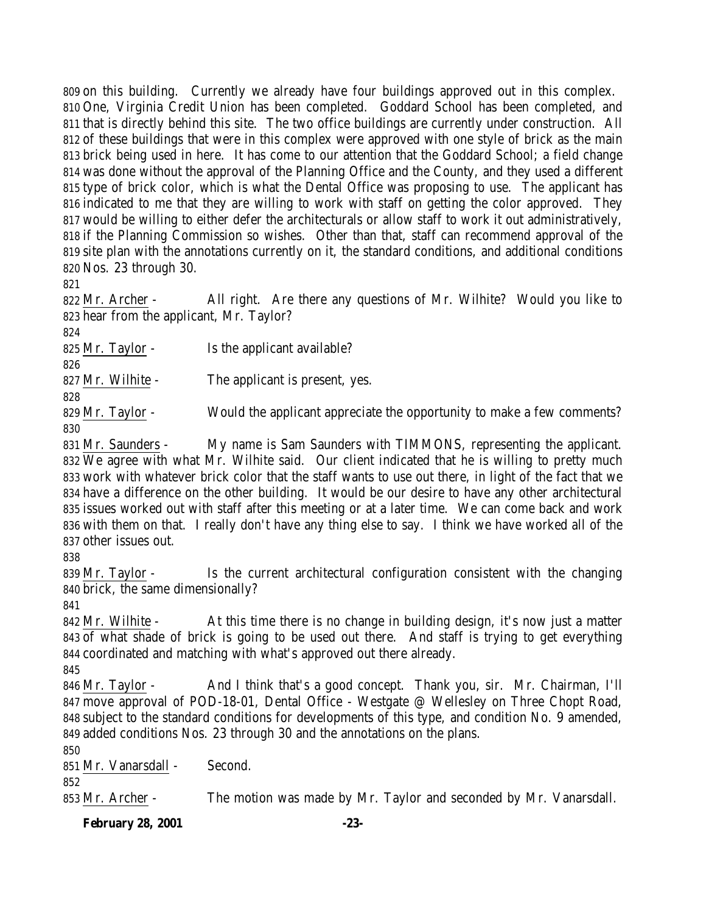on this building. Currently we already have four buildings approved out in this complex. One, Virginia Credit Union has been completed. Goddard School has been completed, and that is directly behind this site. The two office buildings are currently under construction. All of these buildings that were in this complex were approved with one style of brick as the main brick being used in here. It has come to our attention that the Goddard School; a field change was done without the approval of the Planning Office and the County, and they used a different type of brick color, which is what the Dental Office was proposing to use. The applicant has indicated to me that they are willing to work with staff on getting the color approved. They would be willing to either defer the architecturals or allow staff to work it out administratively, if the Planning Commission so wishes. Other than that, staff can recommend approval of the site plan with the annotations currently on it, the standard conditions, and additional conditions Nos. 23 through 30.

Mr. Archer - All right. Are there any questions of Mr. Wilhite? Would you like to hear from the applicant, Mr. Taylor?

Mr. Taylor - Is the applicant available?

Mr. Wilhite - The applicant is present, yes.

Mr. Taylor - Would the applicant appreciate the opportunity to make a few comments?

Mr. Saunders - My name is Sam Saunders with TIMMONS, representing the applicant. We agree with what Mr. Wilhite said. Our client indicated that he is willing to pretty much work with whatever brick color that the staff wants to use out there, in light of the fact that we have a difference on the other building. It would be our desire to have any other architectural issues worked out with staff after this meeting or at a later time. We can come back and work with them on that. I really don't have any thing else to say. I think we have worked all of the other issues out.

Mr. Taylor - Is the current architectural configuration consistent with the changing brick, the same dimensionally?

Mr. Wilhite - At this time there is no change in building design, it's now just a matter of what shade of brick is going to be used out there. And staff is trying to get everything coordinated and matching with what's approved out there already.

Mr. Taylor - And I think that's a good concept. Thank you, sir. Mr. Chairman, I'll move approval of POD-18-01, Dental Office - Westgate @ Wellesley on Three Chopt Road, subject to the standard conditions for developments of this type, and condition No. 9 amended, added conditions Nos. 23 through 30 and the annotations on the plans.

Mr. Vanarsdall - Second.

Mr. Archer - The motion was made by Mr. Taylor and seconded by Mr. Vanarsdall.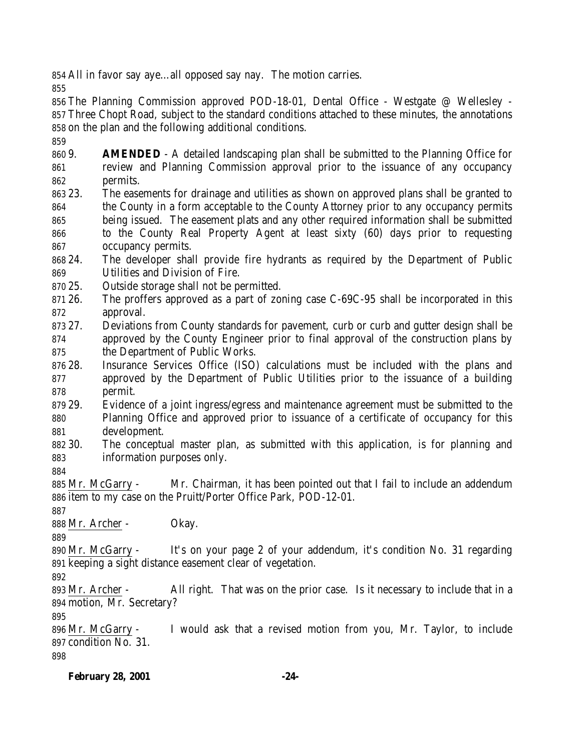All in favor say aye…all opposed say nay. The motion carries.

The Planning Commission approved POD-18-01, Dental Office - Westgate @ Wellesley - Three Chopt Road, subject to the standard conditions attached to these minutes, the annotations on the plan and the following additional conditions.

9. **AMENDED** - A detailed landscaping plan shall be submitted to the Planning Office for review and Planning Commission approval prior to the issuance of any occupancy permits.
23. The easements for drainage and utilities as shown on approved plans shall be granted to the County in a form acceptable to the County Attorney prior to any occupancy permits being issued. The easement plats and any other required information shall be submitted to the County Real Property Agent at least sixty (60) days prior to requesting occupancy permits.
24. The developer shall provide fire hydrants as required by the Department of Public Utilities and Division of Fire.
25. Outside storage shall not be permitted.
26. The proffers approved as a part of zoning case C-69C-95 shall be incorporated in this approval.
27. Deviations from County standards for pavement, curb or curb and gutter design shall be approved by the County Engineer prior to final approval of the construction plans by the Department of Public Works.
28. Insurance Services Office (ISO) calculations must be included with the plans and approved by the Department of Public Utilities prior to the issuance of a building permit.
29. Evidence of a joint ingress/egress and maintenance agreement must be submitted to the Planning Office and approved prior to issuance of a certificate of occupancy for this development.
30. The conceptual master plan, as submitted with this application, is for planning and information purposes only.

Mr. McGarry - Mr. Chairman, it has been pointed out that I fail to include an addendum item to my case on the Pruitt/Porter Office Park, POD-12-01.

Mr. Archer - Okay.

Mr. McGarry - It's on your page 2 of your addendum, it's condition No. 31 regarding keeping a sight distance easement clear of vegetation.

Mr. Archer - All right. That was on the prior case. Is it necessary to include that in a motion, Mr. Secretary?

Mr. McGarry - I would ask that a revised motion from you, Mr. Taylor, to include condition No. 31.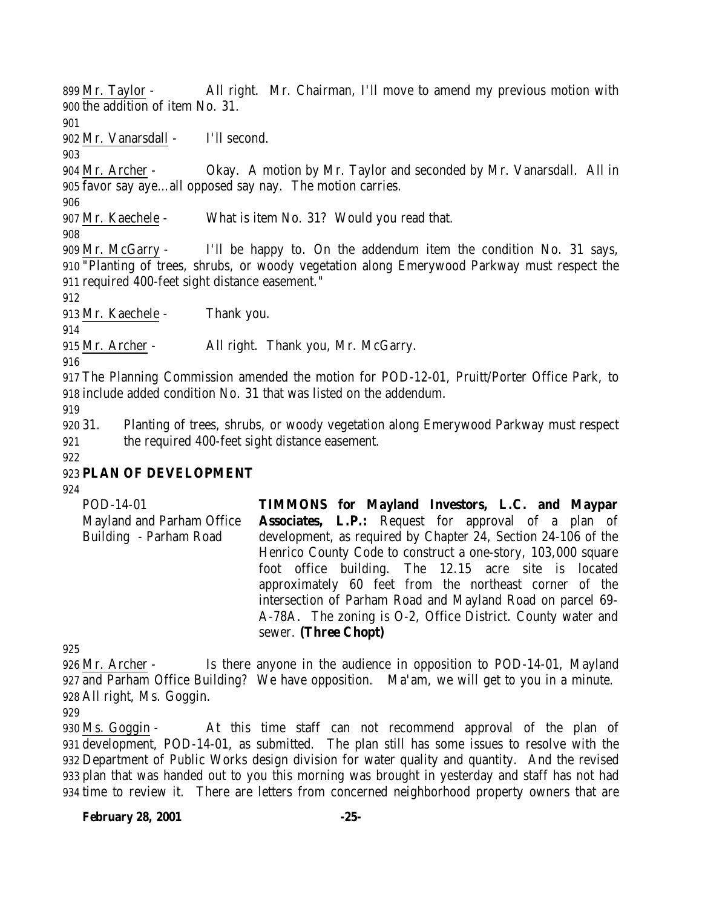Mr. Taylor - All right. Mr. Chairman, I'll move to amend my previous motion with the addition of item No. 31.

Mr. Vanarsdall - I'll second.

Mr. Archer - Okay. A motion by Mr. Taylor and seconded by Mr. Vanarsdall. All in favor say aye…all opposed say nay. The motion carries.

Mr. Kaechele - What is item No. 31? Would you read that.

Mr. McGarry - I'll be happy to. On the addendum item the condition No. 31 says, "Planting of trees, shrubs, or woody vegetation along Emerywood Parkway must respect the required 400-feet sight distance easement."

Mr. Kaechele - Thank you.

Mr. Archer - All right. Thank you, Mr. McGarry.

The Planning Commission amended the motion for POD-12-01, Pruitt/Porter Office Park, to include added condition No. 31 that was listed on the addendum.

31. Planting of trees, shrubs, or woody vegetation along Emerywood Parkway must respect the required 400-feet sight distance easement.

## PLAN OF DEVELOPMENT

| | |
|---|---|
| POD-14-01<br>Mayland and Parham Office Building - Parham Road | **TIMMONS for Mayland Investors, L.C. and Maypar Associates, L.P.:** Request for approval of a plan of development, as required by Chapter 24, Section 24-106 of the Henrico County Code to construct a one-story, 103,000 square foot office building. The 12.15 acre site is located approximately 60 feet from the northeast corner of the intersection of Parham Road and Mayland Road on parcel 69-A-78A. The zoning is O-2, Office District. County water and sewer. **(Three Chopt)** |

Mr. Archer - Is there anyone in the audience in opposition to POD-14-01, Mayland and Parham Office Building? We have opposition. Ma'am, we will get to you in a minute. All right, Ms. Goggin.

Ms. Goggin - At this time staff can not recommend approval of the plan of development, POD-14-01, as submitted. The plan still has some issues to resolve with the Department of Public Works design division for water quality and quantity. And the revised plan that was handed out to you this morning was brought in yesterday and staff has not had time to review it. There are letters from concerned neighborhood property owners that are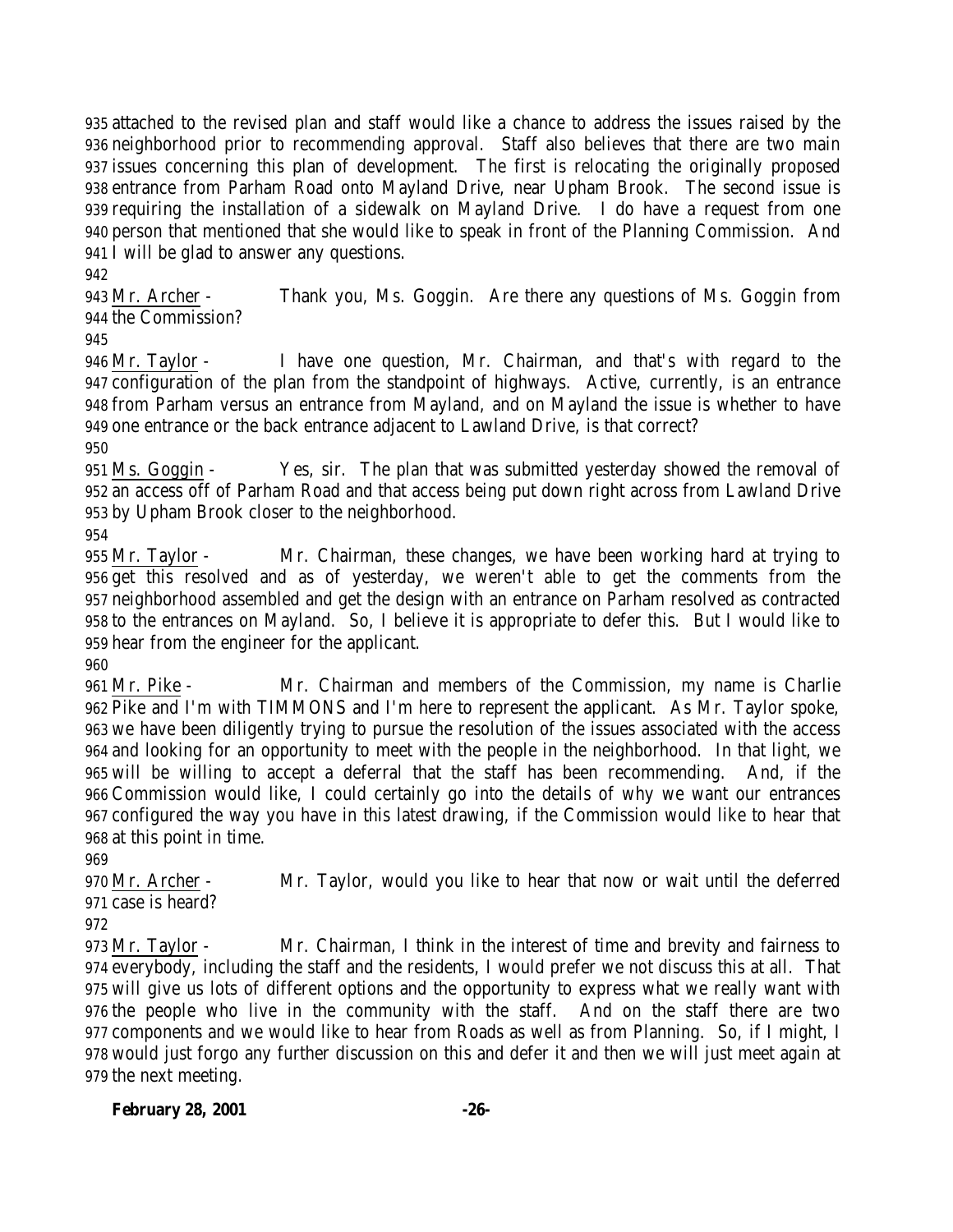attached to the revised plan and staff would like a chance to address the issues raised by the neighborhood prior to recommending approval. Staff also believes that there are two main issues concerning this plan of development. The first is relocating the originally proposed entrance from Parham Road onto Mayland Drive, near Upham Brook. The second issue is requiring the installation of a sidewalk on Mayland Drive. I do have a request from one person that mentioned that she would like to speak in front of the Planning Commission. And I will be glad to answer any questions.

Mr. Archer - Thank you, Ms. Goggin. Are there any questions of Ms. Goggin from the Commission?

Mr. Taylor - I have one question, Mr. Chairman, and that's with regard to the configuration of the plan from the standpoint of highways. Active, currently, is an entrance from Parham versus an entrance from Mayland, and on Mayland the issue is whether to have one entrance or the back entrance adjacent to Lawland Drive, is that correct?

Ms. Goggin - Yes, sir. The plan that was submitted yesterday showed the removal of an access off of Parham Road and that access being put down right across from Lawland Drive by Upham Brook closer to the neighborhood.

Mr. Taylor - Mr. Chairman, these changes, we have been working hard at trying to get this resolved and as of yesterday, we weren't able to get the comments from the neighborhood assembled and get the design with an entrance on Parham resolved as contracted to the entrances on Mayland. So, I believe it is appropriate to defer this. But I would like to hear from the engineer for the applicant.

Mr. Pike - Mr. Chairman and members of the Commission, my name is Charlie Pike and I'm with TIMMONS and I'm here to represent the applicant. As Mr. Taylor spoke, we have been diligently trying to pursue the resolution of the issues associated with the access and looking for an opportunity to meet with the people in the neighborhood. In that light, we will be willing to accept a deferral that the staff has been recommending. And, if the Commission would like, I could certainly go into the details of why we want our entrances configured the way you have in this latest drawing, if the Commission would like to hear that at this point in time.

Mr. Archer - Mr. Taylor, would you like to hear that now or wait until the deferred case is heard?

Mr. Taylor - Mr. Chairman, I think in the interest of time and brevity and fairness to everybody, including the staff and the residents, I would prefer we not discuss this at all. That will give us lots of different options and the opportunity to express what we really want with the people who live in the community with the staff. And on the staff there are two components and we would like to hear from Roads as well as from Planning. So, if I might, I would just forgo any further discussion on this and defer it and then we will just meet again at the next meeting.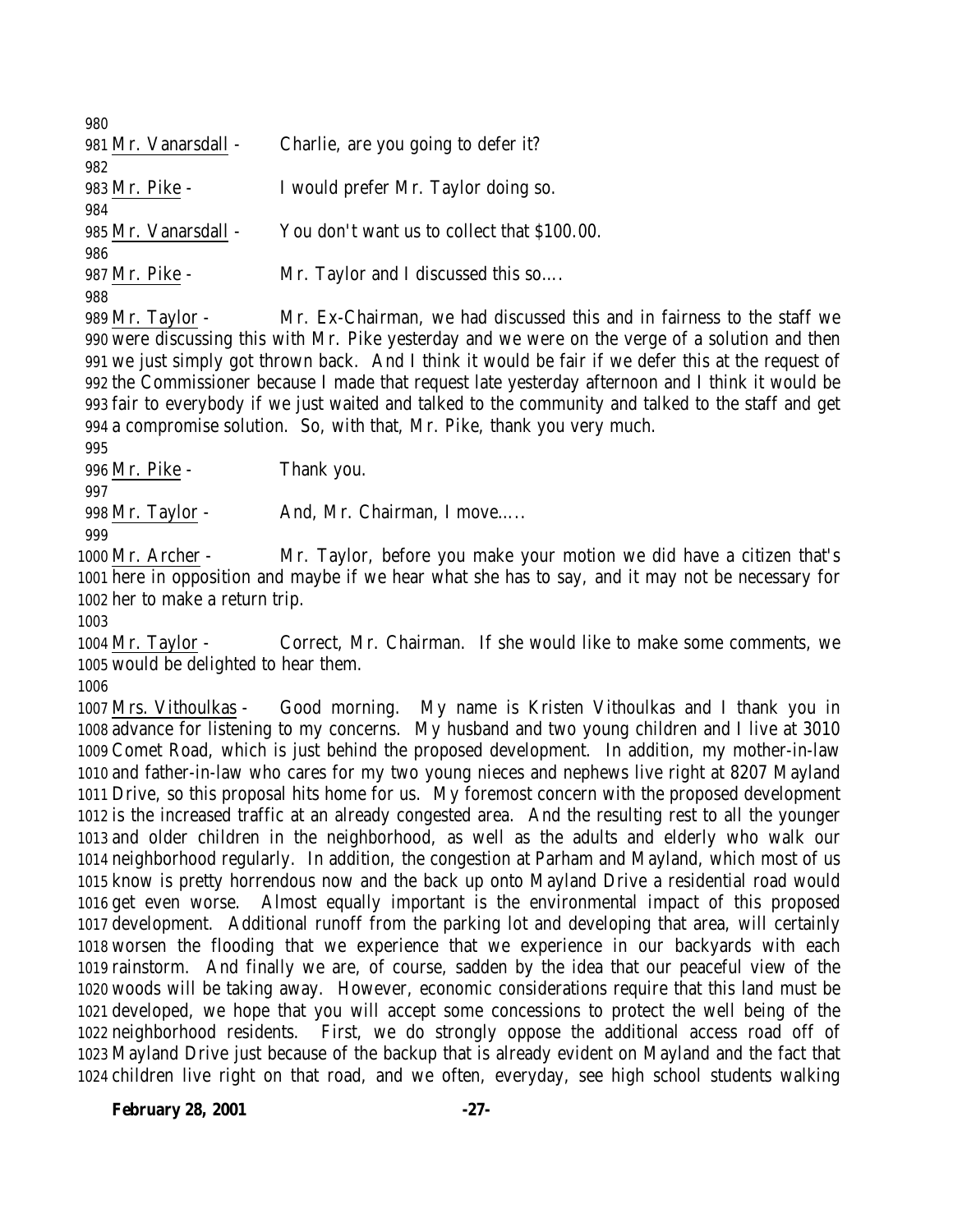Mr. Vanarsdall - Charlie, are you going to defer it?

Mr. Pike - I would prefer Mr. Taylor doing so.

Mr. Vanarsdall - You don't want us to collect that $100.00.

Mr. Pike - Mr. Taylor and I discussed this so….

Mr. Taylor - Mr. Ex-Chairman, we had discussed this and in fairness to the staff we were discussing this with Mr. Pike yesterday and we were on the verge of a solution and then we just simply got thrown back. And I think it would be fair if we defer this at the request of the Commissioner because I made that request late yesterday afternoon and I think it would be fair to everybody if we just waited and talked to the community and talked to the staff and get a compromise solution. So, with that, Mr. Pike, thank you very much.

Mr. Pike - Thank you.

Mr. Taylor - And, Mr. Chairman, I move…..

Mr. Archer - Mr. Taylor, before you make your motion we did have a citizen that's here in opposition and maybe if we hear what she has to say, and it may not be necessary for her to make a return trip.

Mr. Taylor - Correct, Mr. Chairman. If she would like to make some comments, we would be delighted to hear them.

Mrs. Vithoulkas - Good morning. My name is Kristen Vithoulkas and I thank you in advance for listening to my concerns. My husband and two young children and I live at 3010 Comet Road, which is just behind the proposed development. In addition, my mother-in-law and father-in-law who cares for my two young nieces and nephews live right at 8207 Mayland Drive, so this proposal hits home for us. My foremost concern with the proposed development is the increased traffic at an already congested area. And the resulting rest to all the younger and older children in the neighborhood, as well as the adults and elderly who walk our neighborhood regularly. In addition, the congestion at Parham and Mayland, which most of us know is pretty horrendous now and the back up onto Mayland Drive a residential road would get even worse. Almost equally important is the environmental impact of this proposed development. Additional runoff from the parking lot and developing that area, will certainly worsen the flooding that we experience that we experience in our backyards with each rainstorm. And finally we are, of course, sadden by the idea that our peaceful view of the woods will be taking away. However, economic considerations require that this land must be developed, we hope that you will accept some concessions to protect the well being of the neighborhood residents. First, we do strongly oppose the additional access road off of Mayland Drive just because of the backup that is already evident on Mayland and the fact that children live right on that road, and we often, everyday, see high school students walking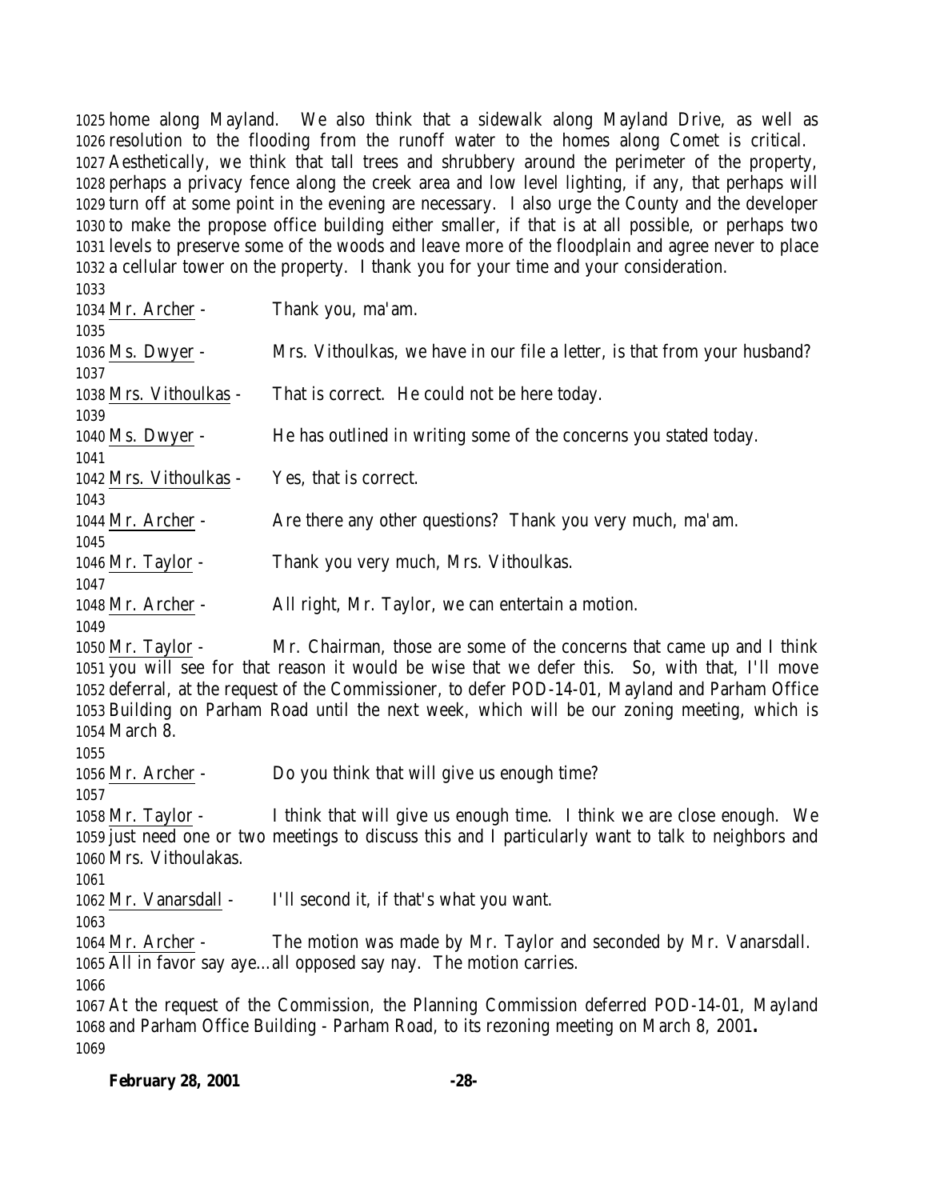home along Mayland. We also think that a sidewalk along Mayland Drive, as well as resolution to the flooding from the runoff water to the homes along Comet is critical. Aesthetically, we think that tall trees and shrubbery around the perimeter of the property, perhaps a privacy fence along the creek area and low level lighting, if any, that perhaps will turn off at some point in the evening are necessary. I also urge the County and the developer to make the propose office building either smaller, if that is at all possible, or perhaps two levels to preserve some of the woods and leave more of the floodplain and agree never to place a cellular tower on the property. I thank you for your time and your consideration.

Mr. Archer - Thank you, ma'am.

Ms. Dwyer - Mrs. Vithoulkas, we have in our file a letter, is that from your husband?

Mrs. Vithoulkas - That is correct. He could not be here today.

Ms. Dwyer - He has outlined in writing some of the concerns you stated today.

Mrs. Vithoulkas - Yes, that is correct.

Mr. Archer - Are there any other questions? Thank you very much, ma'am.

Mr. Taylor - Thank you very much, Mrs. Vithoulkas.

Mr. Archer - All right, Mr. Taylor, we can entertain a motion.

Mr. Taylor - Mr. Chairman, those are some of the concerns that came up and I think you will see for that reason it would be wise that we defer this. So, with that, I'll move deferral, at the request of the Commissioner, to defer POD-14-01, Mayland and Parham Office Building on Parham Road until the next week, which will be our zoning meeting, which is March 8.

Mr. Archer - Do you think that will give us enough time?

Mr. Taylor - I think that will give us enough time. I think we are close enough. We just need one or two meetings to discuss this and I particularly want to talk to neighbors and Mrs. Vithoulakas.

Mr. Vanarsdall - I'll second it, if that's what you want.

Mr. Archer - The motion was made by Mr. Taylor and seconded by Mr. Vanarsdall. All in favor say aye…all opposed say nay. The motion carries.

At the request of the Commission, the Planning Commission deferred POD-14-01, Mayland and Parham Office Building - Parham Road, to its rezoning meeting on March 8, 2001**.**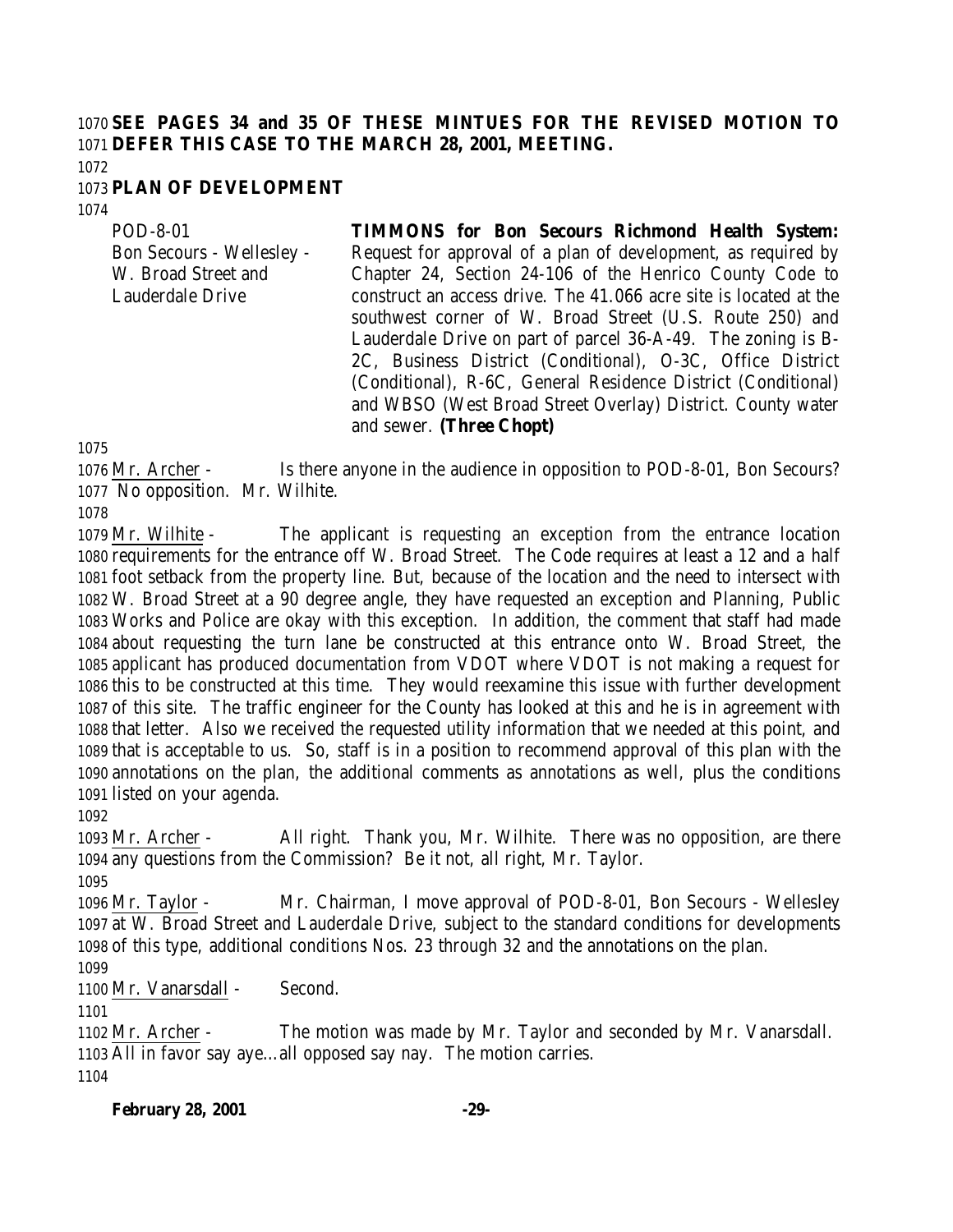**SEE PAGES 34 and 35 OF THESE MINTUES FOR THE REVISED MOTION TO DEFER THIS CASE TO THE MARCH 28, 2001, MEETING.**

**PLAN OF DEVELOPMENT**

| | |
|---|---|
| POD-8-01<br>Bon Secours - Wellesley - W. Broad Street and Lauderdale Drive | **TIMMONS for Bon Secours Richmond Health System:** Request for approval of a plan of development, as required by Chapter 24, Section 24-106 of the Henrico County Code to construct an access drive. The 41.066 acre site is located at the southwest corner of W. Broad Street (U.S. Route 250) and Lauderdale Drive on part of parcel 36-A-49. The zoning is B-2C, Business District (Conditional), O-3C, Office District (Conditional), R-6C, General Residence District (Conditional) and WBSO (West Broad Street Overlay) District. County water and sewer. **(Three Chopt)** |

Mr. Archer - Is there anyone in the audience in opposition to POD-8-01, Bon Secours? No opposition. Mr. Wilhite.

Mr. Wilhite - The applicant is requesting an exception from the entrance location requirements for the entrance off W. Broad Street. The Code requires at least a 12 and a half foot setback from the property line. But, because of the location and the need to intersect with W. Broad Street at a 90 degree angle, they have requested an exception and Planning, Public Works and Police are okay with this exception. In addition, the comment that staff had made about requesting the turn lane be constructed at this entrance onto W. Broad Street, the applicant has produced documentation from VDOT where VDOT is not making a request for this to be constructed at this time. They would reexamine this issue with further development of this site. The traffic engineer for the County has looked at this and he is in agreement with that letter. Also we received the requested utility information that we needed at this point, and that is acceptable to us. So, staff is in a position to recommend approval of this plan with the annotations on the plan, the additional comments as annotations as well, plus the conditions listed on your agenda.

Mr. Archer - All right. Thank you, Mr. Wilhite. There was no opposition, are there any questions from the Commission? Be it not, all right, Mr. Taylor.

Mr. Taylor - Mr. Chairman, I move approval of POD-8-01, Bon Secours - Wellesley at W. Broad Street and Lauderdale Drive, subject to the standard conditions for developments of this type, additional conditions Nos. 23 through 32 and the annotations on the plan.

Mr. Vanarsdall - Second.

Mr. Archer - The motion was made by Mr. Taylor and seconded by Mr. Vanarsdall. All in favor say aye…all opposed say nay. The motion carries.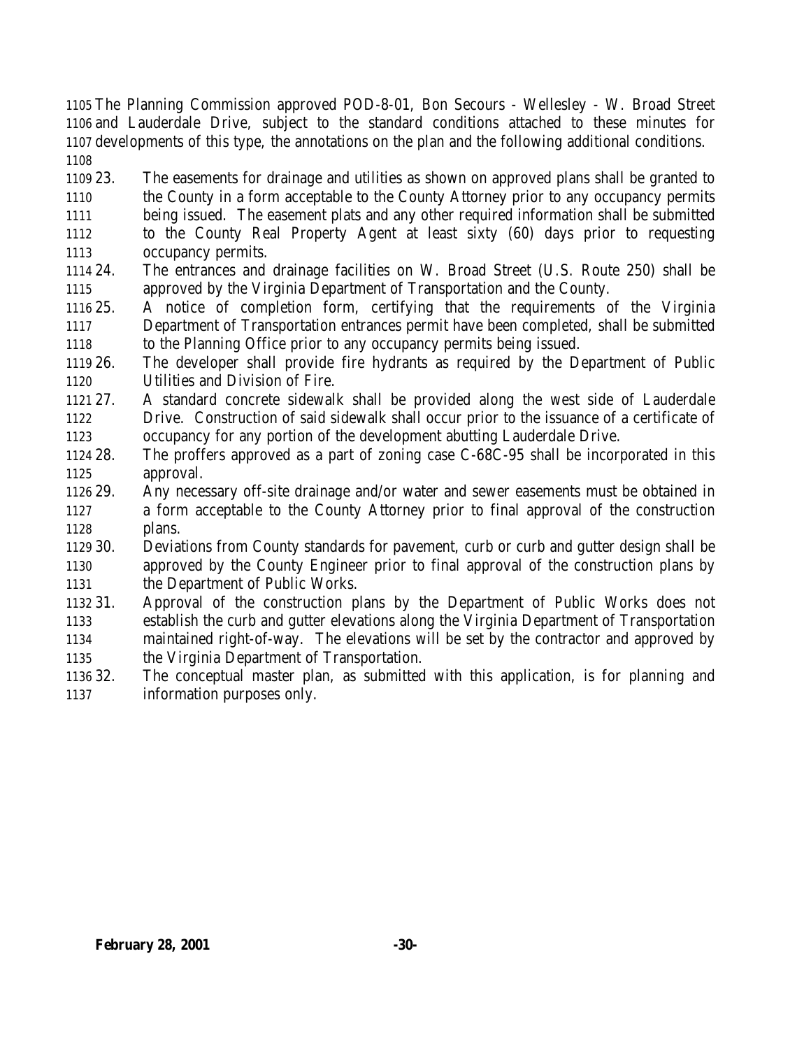The Planning Commission approved POD-8-01, Bon Secours - Wellesley - W. Broad Street and Lauderdale Drive, subject to the standard conditions attached to these minutes for developments of this type, the annotations on the plan and the following additional conditions.

23. The easements for drainage and utilities as shown on approved plans shall be granted to the County in a form acceptable to the County Attorney prior to any occupancy permits being issued. The easement plats and any other required information shall be submitted to the County Real Property Agent at least sixty (60) days prior to requesting occupancy permits.
24. The entrances and drainage facilities on W. Broad Street (U.S. Route 250) shall be approved by the Virginia Department of Transportation and the County.
25. A notice of completion form, certifying that the requirements of the Virginia Department of Transportation entrances permit have been completed, shall be submitted to the Planning Office prior to any occupancy permits being issued.
26. The developer shall provide fire hydrants as required by the Department of Public Utilities and Division of Fire.
27. A standard concrete sidewalk shall be provided along the west side of Lauderdale Drive. Construction of said sidewalk shall occur prior to the issuance of a certificate of occupancy for any portion of the development abutting Lauderdale Drive.
28. The proffers approved as a part of zoning case C-68C-95 shall be incorporated in this approval.
29. Any necessary off-site drainage and/or water and sewer easements must be obtained in a form acceptable to the County Attorney prior to final approval of the construction plans.
30. Deviations from County standards for pavement, curb or curb and gutter design shall be approved by the County Engineer prior to final approval of the construction plans by the Department of Public Works.
31. Approval of the construction plans by the Department of Public Works does not establish the curb and gutter elevations along the Virginia Department of Transportation maintained right-of-way. The elevations will be set by the contractor and approved by the Virginia Department of Transportation.
32. The conceptual master plan, as submitted with this application, is for planning and information purposes only.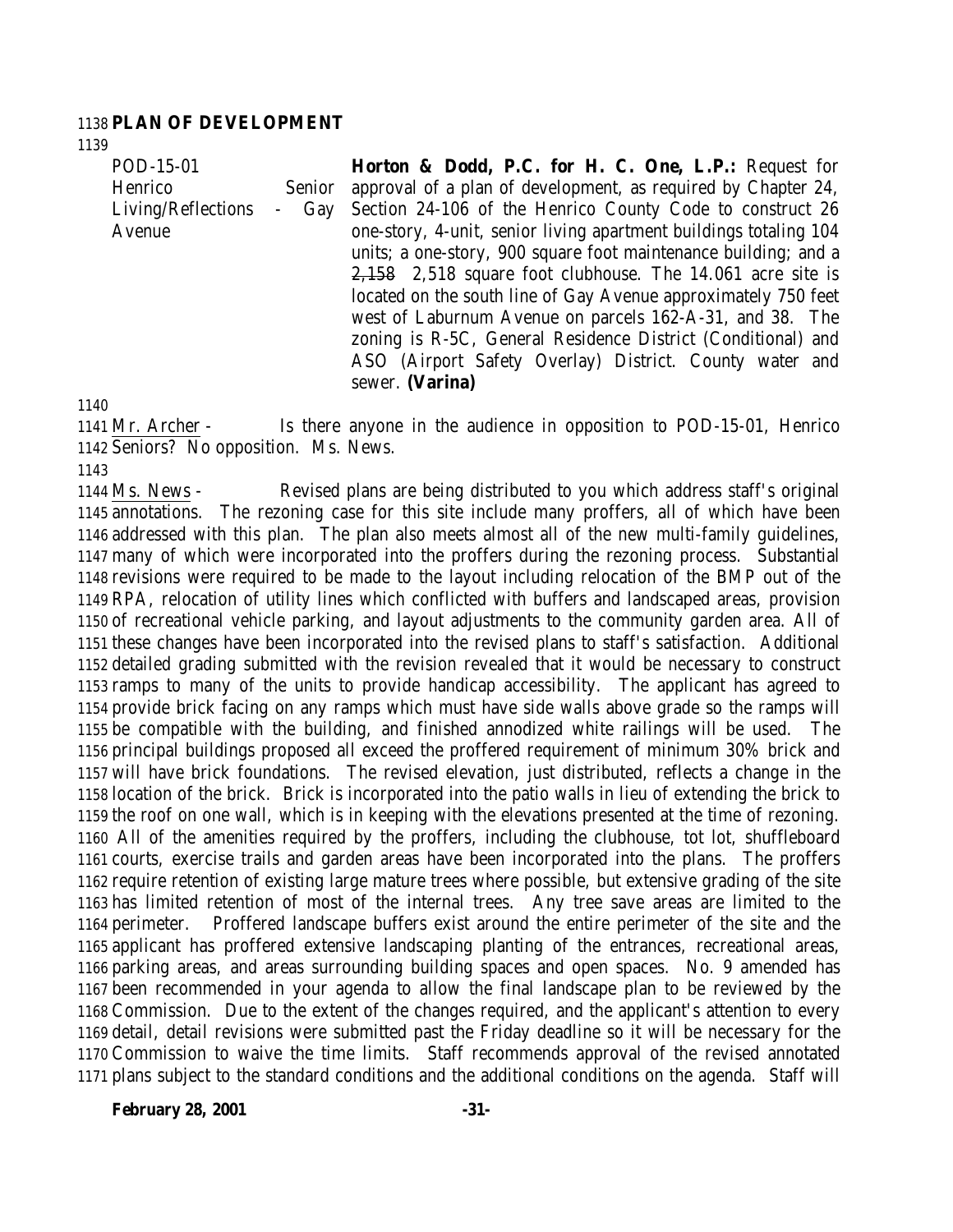## PLAN OF DEVELOPMENT

POD-15-01
Henrico Senior Living/Reflections - Gay Avenue

**Horton & Dodd, P.C. for H. C. One, L.P.:** Request for approval of a plan of development, as required by Chapter 24, Section 24-106 of the Henrico County Code to construct 26 one-story, 4-unit, senior living apartment buildings totaling 104 units; a one-story, 900 square foot maintenance building; and a ~~2,158~~ 2,518 square foot clubhouse. The 14.061 acre site is located on the south line of Gay Avenue approximately 750 feet west of Laburnum Avenue on parcels 162-A-31, and 38. The zoning is R-5C, General Residence District (Conditional) and ASO (Airport Safety Overlay) District. County water and sewer. **(Varina)**

Mr. Archer - Is there anyone in the audience in opposition to POD-15-01, Henrico Seniors? No opposition. Ms. News.

Ms. News - Revised plans are being distributed to you which address staff's original annotations. The rezoning case for this site include many proffers, all of which have been addressed with this plan. The plan also meets almost all of the new multi-family guidelines, many of which were incorporated into the proffers during the rezoning process. Substantial revisions were required to be made to the layout including relocation of the BMP out of the RPA, relocation of utility lines which conflicted with buffers and landscaped areas, provision of recreational vehicle parking, and layout adjustments to the community garden area. All of these changes have been incorporated into the revised plans to staff's satisfaction. Additional detailed grading submitted with the revision revealed that it would be necessary to construct ramps to many of the units to provide handicap accessibility. The applicant has agreed to provide brick facing on any ramps which must have side walls above grade so the ramps will be compatible with the building, and finished annodized white railings will be used. The principal buildings proposed all exceed the proffered requirement of minimum 30% brick and will have brick foundations. The revised elevation, just distributed, reflects a change in the location of the brick. Brick is incorporated into the patio walls in lieu of extending the brick to the roof on one wall, which is in keeping with the elevations presented at the time of rezoning. All of the amenities required by the proffers, including the clubhouse, tot lot, shuffleboard courts, exercise trails and garden areas have been incorporated into the plans. The proffers require retention of existing large mature trees where possible, but extensive grading of the site has limited retention of most of the internal trees. Any tree save areas are limited to the perimeter. Proffered landscape buffers exist around the entire perimeter of the site and the applicant has proffered extensive landscaping planting of the entrances, recreational areas, parking areas, and areas surrounding building spaces and open spaces. No. 9 amended has been recommended in your agenda to allow the final landscape plan to be reviewed by the Commission. Due to the extent of the changes required, and the applicant's attention to every detail, detail revisions were submitted past the Friday deadline so it will be necessary for the Commission to waive the time limits. Staff recommends approval of the revised annotated plans subject to the standard conditions and the additional conditions on the agenda. Staff will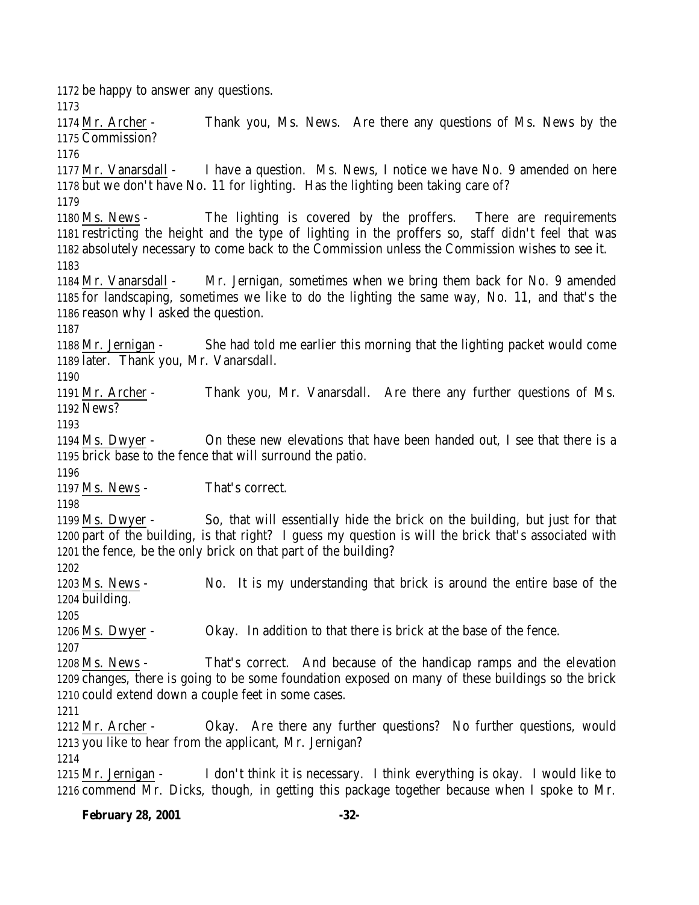be happy to answer any questions.

Mr. Archer - Thank you, Ms. News. Are there any questions of Ms. News by the Commission?

Mr. Vanarsdall - I have a question. Ms. News, I notice we have No. 9 amended on here but we don't have No. 11 for lighting. Has the lighting been taking care of?

Ms. News - The lighting is covered by the proffers. There are requirements restricting the height and the type of lighting in the proffers so, staff didn't feel that was absolutely necessary to come back to the Commission unless the Commission wishes to see it.

Mr. Vanarsdall - Mr. Jernigan, sometimes when we bring them back for No. 9 amended for landscaping, sometimes we like to do the lighting the same way, No. 11, and that's the reason why I asked the question.

Mr. Jernigan - She had told me earlier this morning that the lighting packet would come later. Thank you, Mr. Vanarsdall.

Mr. Archer - Thank you, Mr. Vanarsdall. Are there any further questions of Ms. News?

Ms. Dwyer - On these new elevations that have been handed out, I see that there is a brick base to the fence that will surround the patio.

Ms. News - That's correct.

Ms. Dwyer - So, that will essentially hide the brick on the building, but just for that part of the building, is that right? I guess my question is will the brick that's associated with the fence, be the only brick on that part of the building?

Ms. News - No. It is my understanding that brick is around the entire base of the building.

Ms. Dwyer - Okay. In addition to that there is brick at the base of the fence.

Ms. News - That's correct. And because of the handicap ramps and the elevation changes, there is going to be some foundation exposed on many of these buildings so the brick could extend down a couple feet in some cases.

Mr. Archer - Okay. Are there any further questions? No further questions, would you like to hear from the applicant, Mr. Jernigan?

Mr. Jernigan - I don't think it is necessary. I think everything is okay. I would like to commend Mr. Dicks, though, in getting this package together because when I spoke to Mr.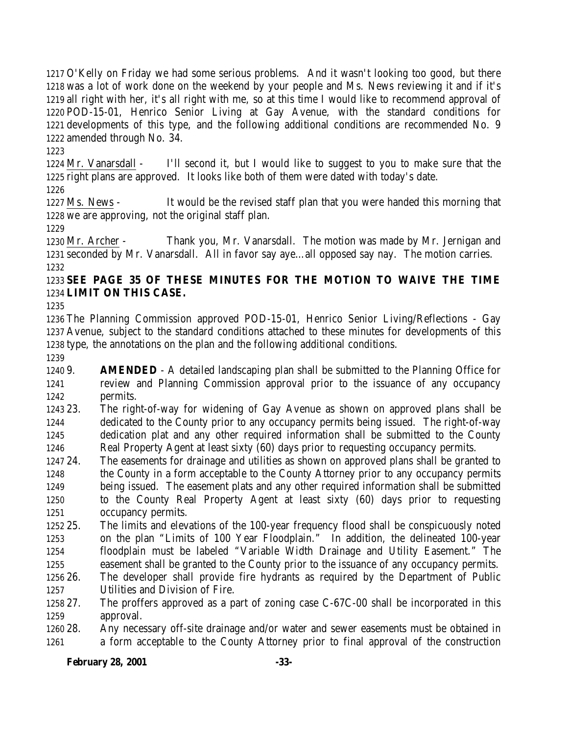O'Kelly on Friday we had some serious problems. And it wasn't looking too good, but there was a lot of work done on the weekend by your people and Ms. News reviewing it and if it's all right with her, it's all right with me, so at this time I would like to recommend approval of POD-15-01, Henrico Senior Living at Gay Avenue, with the standard conditions for developments of this type, and the following additional conditions are recommended No. 9 amended through No. 34.

Mr. Vanarsdall - I'll second it, but I would like to suggest to you to make sure that the right plans are approved. It looks like both of them were dated with today's date.

Ms. News - It would be the revised staff plan that you were handed this morning that we are approving, not the original staff plan.

Mr. Archer - Thank you, Mr. Vanarsdall. The motion was made by Mr. Jernigan and seconded by Mr. Vanarsdall. All in favor say aye…all opposed say nay. The motion carries.

**SEE PAGE 35 OF THESE MINUTES FOR THE MOTION TO WAIVE THE TIME LIMIT ON THIS CASE.**

The Planning Commission approved POD-15-01, Henrico Senior Living/Reflections - Gay Avenue, subject to the standard conditions attached to these minutes for developments of this type, the annotations on the plan and the following additional conditions.

9. **AMENDED** - A detailed landscaping plan shall be submitted to the Planning Office for review and Planning Commission approval prior to the issuance of any occupancy permits.
23. The right-of-way for widening of Gay Avenue as shown on approved plans shall be dedicated to the County prior to any occupancy permits being issued. The right-of-way dedication plat and any other required information shall be submitted to the County Real Property Agent at least sixty (60) days prior to requesting occupancy permits.
24. The easements for drainage and utilities as shown on approved plans shall be granted to the County in a form acceptable to the County Attorney prior to any occupancy permits being issued. The easement plats and any other required information shall be submitted to the County Real Property Agent at least sixty (60) days prior to requesting occupancy permits.
25. The limits and elevations of the 100-year frequency flood shall be conspicuously noted on the plan "Limits of 100 Year Floodplain." In addition, the delineated 100-year floodplain must be labeled "Variable Width Drainage and Utility Easement." The easement shall be granted to the County prior to the issuance of any occupancy permits.
26. The developer shall provide fire hydrants as required by the Department of Public Utilities and Division of Fire.
27. The proffers approved as a part of zoning case C-67C-00 shall be incorporated in this approval.
28. Any necessary off-site drainage and/or water and sewer easements must be obtained in a form acceptable to the County Attorney prior to final approval of the construction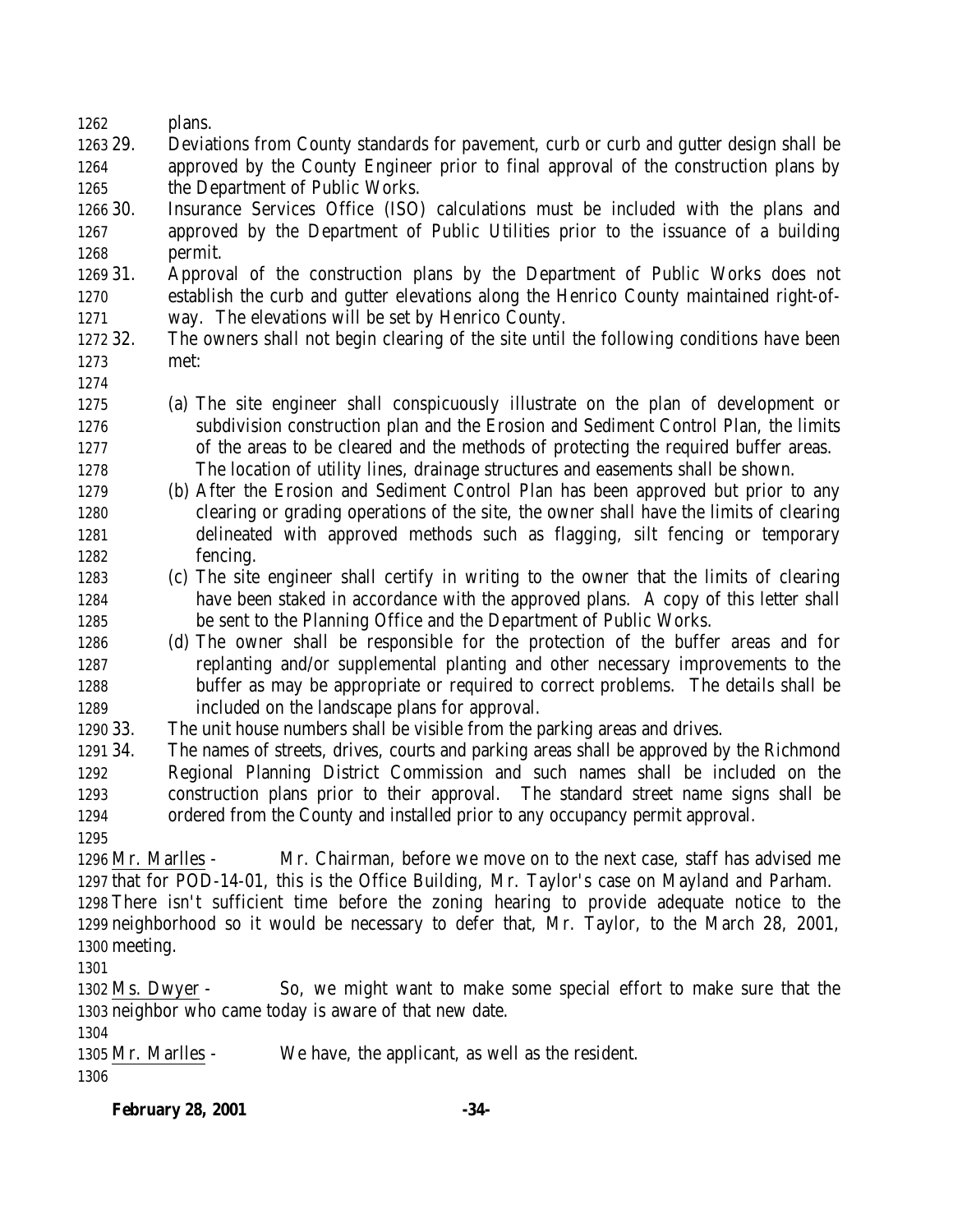plans.

29. Deviations from County standards for pavement, curb or curb and gutter design shall be approved by the County Engineer prior to final approval of the construction plans by the Department of Public Works.
30. Insurance Services Office (ISO) calculations must be included with the plans and approved by the Department of Public Utilities prior to the issuance of a building permit.
31. Approval of the construction plans by the Department of Public Works does not establish the curb and gutter elevations along the Henrico County maintained right-of-way. The elevations will be set by Henrico County.
32. The owners shall not begin clearing of the site until the following conditions have been met:

    (a) The site engineer shall conspicuously illustrate on the plan of development or subdivision construction plan and the Erosion and Sediment Control Plan, the limits of the areas to be cleared and the methods of protecting the required buffer areas. The location of utility lines, drainage structures and easements shall be shown.
    (b) After the Erosion and Sediment Control Plan has been approved but prior to any clearing or grading operations of the site, the owner shall have the limits of clearing delineated with approved methods such as flagging, silt fencing or temporary fencing.
    (c) The site engineer shall certify in writing to the owner that the limits of clearing have been staked in accordance with the approved plans. A copy of this letter shall be sent to the Planning Office and the Department of Public Works.
    (d) The owner shall be responsible for the protection of the buffer areas and for replanting and/or supplemental planting and other necessary improvements to the buffer as may be appropriate or required to correct problems. The details shall be included on the landscape plans for approval.
33. The unit house numbers shall be visible from the parking areas and drives.
34. The names of streets, drives, courts and parking areas shall be approved by the Richmond Regional Planning District Commission and such names shall be included on the construction plans prior to their approval. The standard street name signs shall be ordered from the County and installed prior to any occupancy permit approval.

Mr. Marlles - Mr. Chairman, before we move on to the next case, staff has advised me that for POD-14-01, this is the Office Building, Mr. Taylor's case on Mayland and Parham. There isn't sufficient time before the zoning hearing to provide adequate notice to the neighborhood so it would be necessary to defer that, Mr. Taylor, to the March 28, 2001, meeting.

Ms. Dwyer - So, we might want to make some special effort to make sure that the neighbor who came today is aware of that new date.

Mr. Marlles - We have, the applicant, as well as the resident.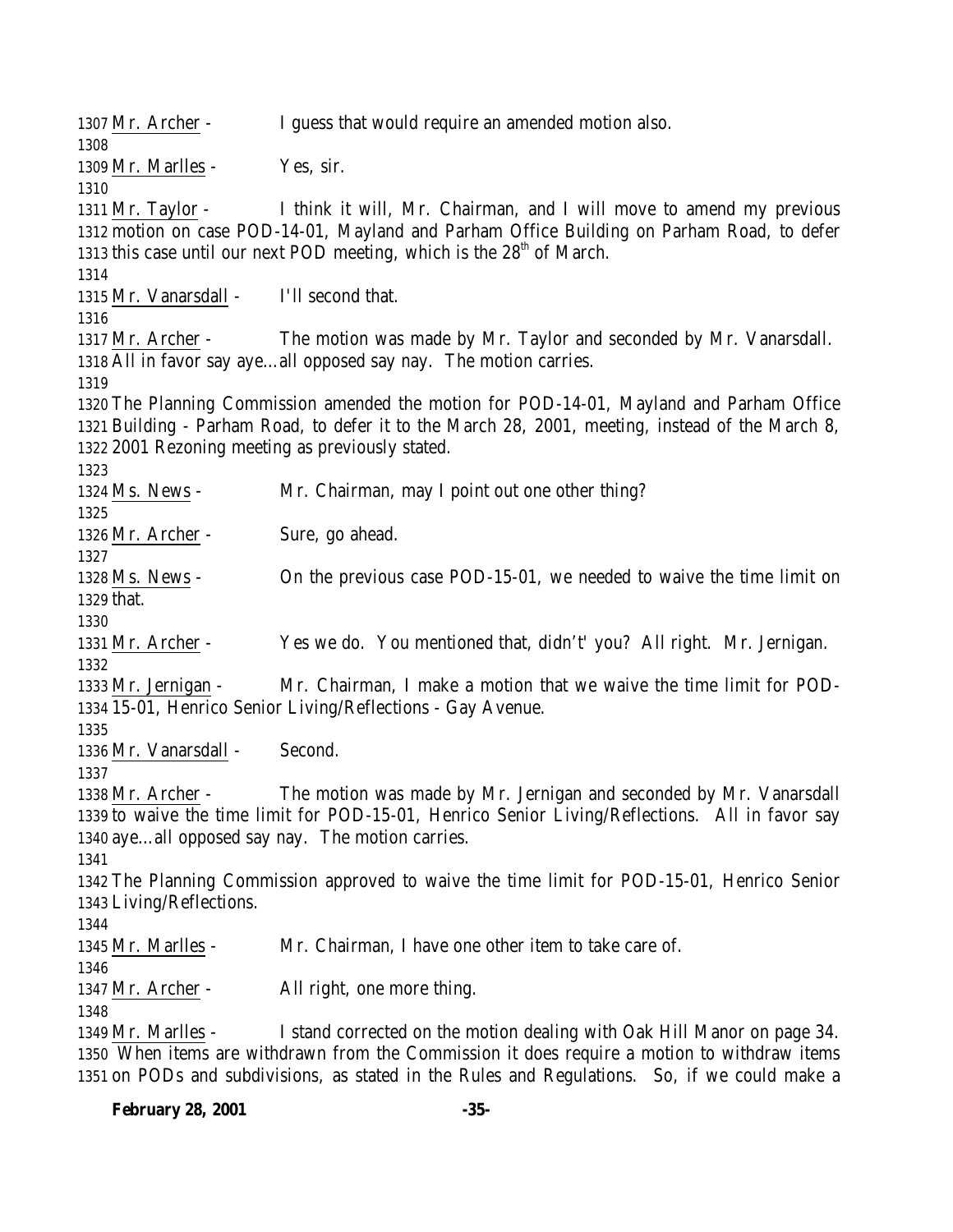Mr. Archer - I guess that would require an amended motion also.

Mr. Marlles - Yes, sir.

Mr. Taylor - I think it will, Mr. Chairman, and I will move to amend my previous motion on case POD-14-01, Mayland and Parham Office Building on Parham Road, to defer this case until our next POD meeting, which is the 28th of March.

Mr. Vanarsdall - I'll second that.

Mr. Archer - The motion was made by Mr. Taylor and seconded by Mr. Vanarsdall. All in favor say aye…all opposed say nay. The motion carries.

The Planning Commission amended the motion for POD-14-01, Mayland and Parham Office Building - Parham Road, to defer it to the March 28, 2001, meeting, instead of the March 8, 2001 Rezoning meeting as previously stated.

Ms. News - Mr. Chairman, may I point out one other thing?

Mr. Archer - Sure, go ahead.

Ms. News - On the previous case POD-15-01, we needed to waive the time limit on that.

Mr. Archer - Yes we do. You mentioned that, didn't' you? All right. Mr. Jernigan.

Mr. Jernigan - Mr. Chairman, I make a motion that we waive the time limit for POD-15-01, Henrico Senior Living/Reflections - Gay Avenue.

Mr. Vanarsdall - Second.

Mr. Archer - The motion was made by Mr. Jernigan and seconded by Mr. Vanarsdall to waive the time limit for POD-15-01, Henrico Senior Living/Reflections. All in favor say aye…all opposed say nay. The motion carries.

The Planning Commission approved to waive the time limit for POD-15-01, Henrico Senior Living/Reflections.

Mr. Marlles - Mr. Chairman, I have one other item to take care of.

Mr. Archer - All right, one more thing.

Mr. Marlles - I stand corrected on the motion dealing with Oak Hill Manor on page 34. When items are withdrawn from the Commission it does require a motion to withdraw items on PODs and subdivisions, as stated in the Rules and Regulations. So, if we could make a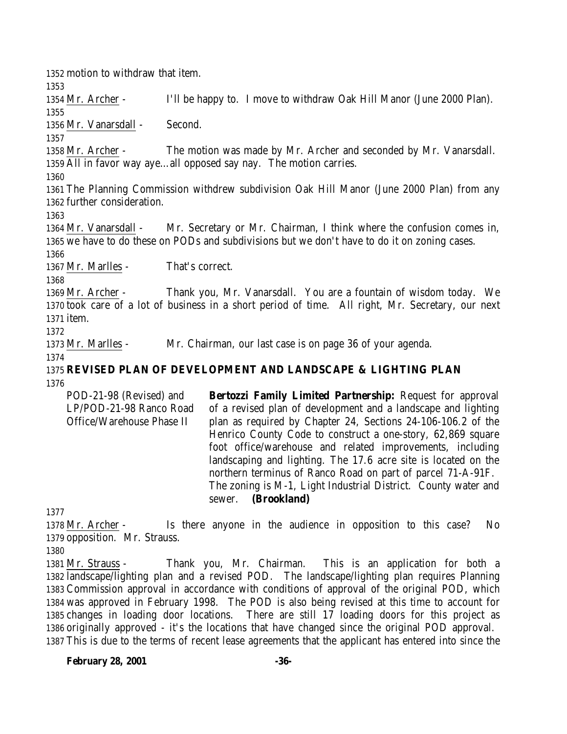motion to withdraw that item.

Mr. Archer - I'll be happy to. I move to withdraw Oak Hill Manor (June 2000 Plan).

Mr. Vanarsdall - Second.

Mr. Archer - The motion was made by Mr. Archer and seconded by Mr. Vanarsdall. All in favor way aye…all opposed say nay. The motion carries.

The Planning Commission withdrew subdivision Oak Hill Manor (June 2000 Plan) from any further consideration.

Mr. Vanarsdall - Mr. Secretary or Mr. Chairman, I think where the confusion comes in, we have to do these on PODs and subdivisions but we don't have to do it on zoning cases.

Mr. Marlles - That's correct.

Mr. Archer - Thank you, Mr. Vanarsdall. You are a fountain of wisdom today. We took care of a lot of business in a short period of time. All right, Mr. Secretary, our next item.

Mr. Marlles - Mr. Chairman, our last case is on page 36 of your agenda.

**REVISED PLAN OF DEVELOPMENT AND LANDSCAPE & LIGHTING PLAN**

POD-21-98 (Revised) and LP/POD-21-98 Ranco Road Office/Warehouse Phase II

**Bertozzi Family Limited Partnership:** Request for approval of a revised plan of development and a landscape and lighting plan as required by Chapter 24, Sections 24-106-106.2 of the Henrico County Code to construct a one-story, 62,869 square foot office/warehouse and related improvements, including landscaping and lighting. The 17.6 acre site is located on the northern terminus of Ranco Road on part of parcel 71-A-91F. The zoning is M-1, Light Industrial District. County water and sewer. **(Brookland)**

Mr. Archer - Is there anyone in the audience in opposition to this case? No opposition. Mr. Strauss.

Mr. Strauss - Thank you, Mr. Chairman. This is an application for both a landscape/lighting plan and a revised POD. The landscape/lighting plan requires Planning Commission approval in accordance with conditions of approval of the original POD, which was approved in February 1998. The POD is also being revised at this time to account for changes in loading door locations. There are still 17 loading doors for this project as originally approved - it's the locations that have changed since the original POD approval. This is due to the terms of recent lease agreements that the applicant has entered into since the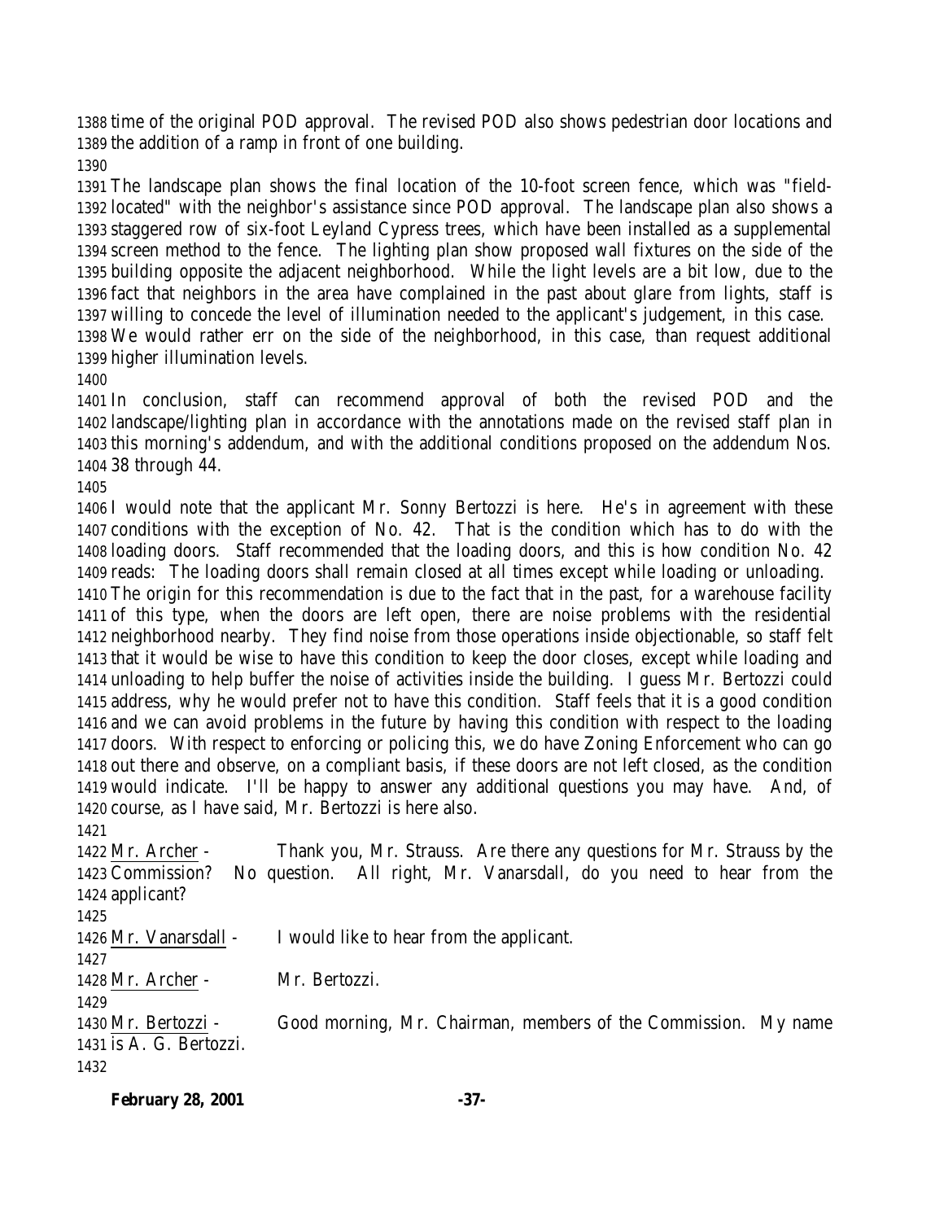time of the original POD approval. The revised POD also shows pedestrian door locations and the addition of a ramp in front of one building.

The landscape plan shows the final location of the 10-foot screen fence, which was "field-located" with the neighbor's assistance since POD approval. The landscape plan also shows a staggered row of six-foot Leyland Cypress trees, which have been installed as a supplemental screen method to the fence. The lighting plan show proposed wall fixtures on the side of the building opposite the adjacent neighborhood. While the light levels are a bit low, due to the fact that neighbors in the area have complained in the past about glare from lights, staff is willing to concede the level of illumination needed to the applicant's judgement, in this case. We would rather err on the side of the neighborhood, in this case, than request additional higher illumination levels.

In conclusion, staff can recommend approval of both the revised POD and the landscape/lighting plan in accordance with the annotations made on the revised staff plan in this morning's addendum, and with the additional conditions proposed on the addendum Nos. 38 through 44.

I would note that the applicant Mr. Sonny Bertozzi is here. He's in agreement with these conditions with the exception of No. 42. That is the condition which has to do with the loading doors. Staff recommended that the loading doors, and this is how condition No. 42 reads: The loading doors shall remain closed at all times except while loading or unloading. The origin for this recommendation is due to the fact that in the past, for a warehouse facility of this type, when the doors are left open, there are noise problems with the residential neighborhood nearby. They find noise from those operations inside objectionable, so staff felt that it would be wise to have this condition to keep the door closes, except while loading and unloading to help buffer the noise of activities inside the building. I guess Mr. Bertozzi could address, why he would prefer not to have this condition. Staff feels that it is a good condition and we can avoid problems in the future by having this condition with respect to the loading doors. With respect to enforcing or policing this, we do have Zoning Enforcement who can go out there and observe, on a compliant basis, if these doors are not left closed, as the condition would indicate. I'll be happy to answer any additional questions you may have. And, of course, as I have said, Mr. Bertozzi is here also.

Mr. Archer - Thank you, Mr. Strauss. Are there any questions for Mr. Strauss by the Commission? No question. All right, Mr. Vanarsdall, do you need to hear from the applicant?

Mr. Vanarsdall - I would like to hear from the applicant.

Mr. Archer - Mr. Bertozzi.

Mr. Bertozzi - Good morning, Mr. Chairman, members of the Commission. My name is A. G. Bertozzi.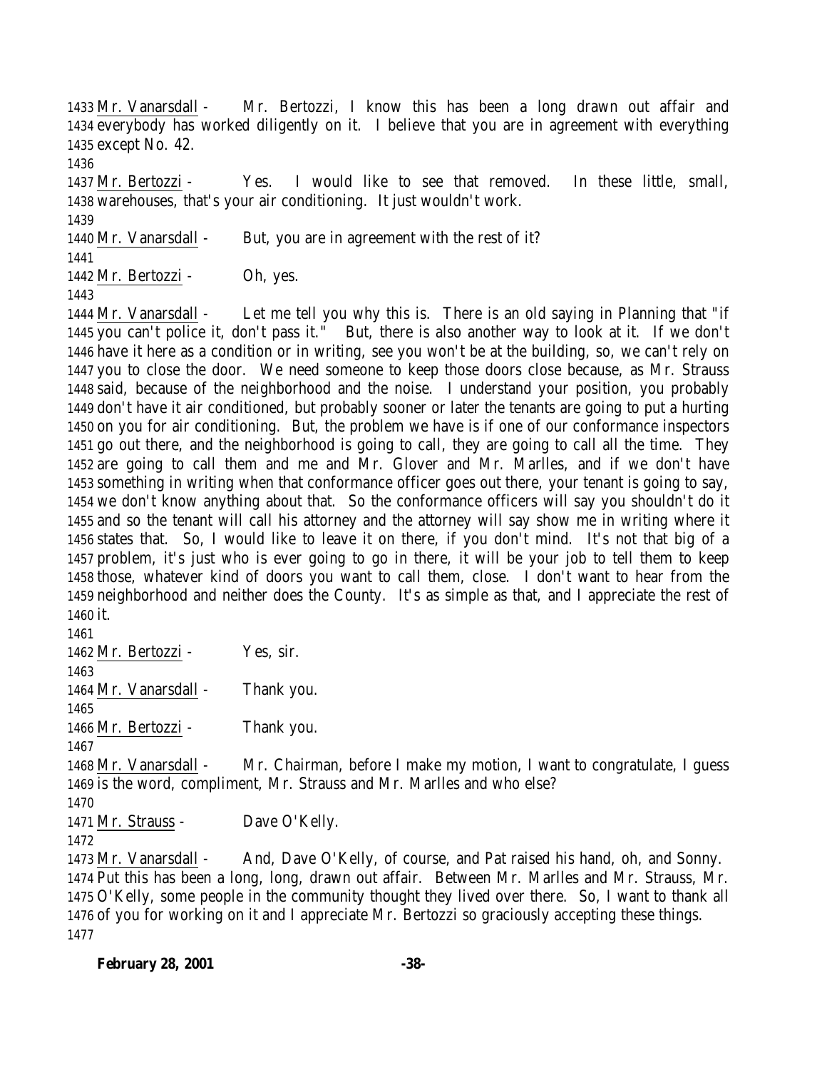Mr. Vanarsdall - Mr. Bertozzi, I know this has been a long drawn out affair and everybody has worked diligently on it. I believe that you are in agreement with everything except No. 42.

Mr. Bertozzi - Yes. I would like to see that removed. In these little, small, warehouses, that's your air conditioning. It just wouldn't work.

Mr. Vanarsdall - But, you are in agreement with the rest of it?

Mr. Bertozzi - Oh, yes.

Mr. Vanarsdall - Let me tell you why this is. There is an old saying in Planning that "if you can't police it, don't pass it." But, there is also another way to look at it. If we don't have it here as a condition or in writing, see you won't be at the building, so, we can't rely on you to close the door. We need someone to keep those doors close because, as Mr. Strauss said, because of the neighborhood and the noise. I understand your position, you probably don't have it air conditioned, but probably sooner or later the tenants are going to put a hurting on you for air conditioning. But, the problem we have is if one of our conformance inspectors go out there, and the neighborhood is going to call, they are going to call all the time. They are going to call them and me and Mr. Glover and Mr. Marlles, and if we don't have something in writing when that conformance officer goes out there, your tenant is going to say, we don't know anything about that. So the conformance officers will say you shouldn't do it and so the tenant will call his attorney and the attorney will say show me in writing where it states that. So, I would like to leave it on there, if you don't mind. It's not that big of a problem, it's just who is ever going to go in there, it will be your job to tell them to keep those, whatever kind of doors you want to call them, close. I don't want to hear from the neighborhood and neither does the County. It's as simple as that, and I appreciate the rest of it.

Mr. Bertozzi - Yes, sir.

Mr. Vanarsdall - Thank you.

Mr. Bertozzi - Thank you.

Mr. Vanarsdall - Mr. Chairman, before I make my motion, I want to congratulate, I guess is the word, compliment, Mr. Strauss and Mr. Marlles and who else?

Mr. Strauss - Dave O'Kelly.

Mr. Vanarsdall - And, Dave O'Kelly, of course, and Pat raised his hand, oh, and Sonny. Put this has been a long, long, drawn out affair. Between Mr. Marlles and Mr. Strauss, Mr. O'Kelly, some people in the community thought they lived over there. So, I want to thank all of you for working on it and I appreciate Mr. Bertozzi so graciously accepting these things.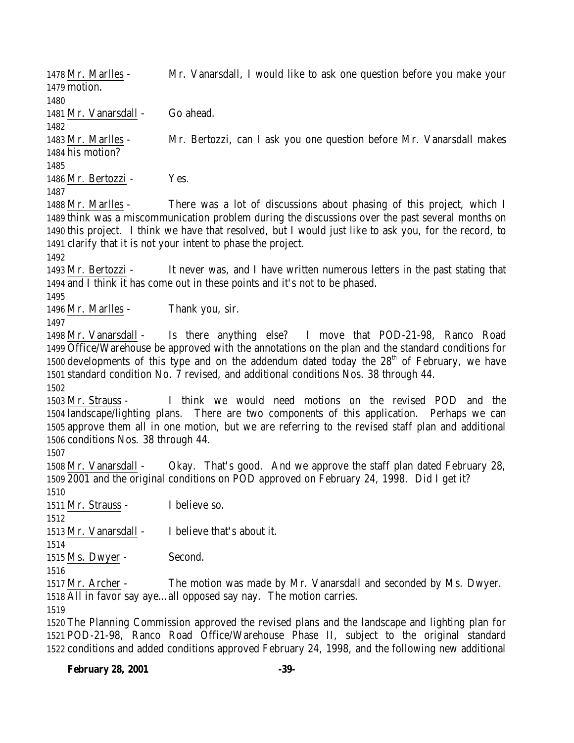1478 Mr. Marlles - Mr. Vanarsdall, I would like to ask one question before you make your
1479 motion.
1480
1481 Mr. Vanarsdall - Go ahead.
1482
1483 Mr. Marlles - Mr. Bertozzi, can I ask you one question before Mr. Vanarsdall makes
1484 his motion?
1485
1486 Mr. Bertozzi - Yes.
1487
1488 Mr. Marlles - There was a lot of discussions about phasing of this project, which I
1489 think was a miscommunication problem during the discussions over the past several months on
1490 this project. I think we have that resolved, but I would just like to ask you, for the record, to
1491 clarify that it is not your intent to phase the project.
1492
1493 Mr. Bertozzi - It never was, and I have written numerous letters in the past stating that
1494 and I think it has come out in these points and it's not to be phased.
1495
1496 Mr. Marlles - Thank you, sir.
1497
1498 Mr. Vanarsdall - Is there anything else? I move that POD-21-98, Ranco Road
1499 Office/Warehouse be approved with the annotations on the plan and the standard conditions for
1500 developments of this type and on the addendum dated today the 28th of February, we have
1501 standard condition No. 7 revised, and additional conditions Nos. 38 through 44.
1502
1503 Mr. Strauss - I think we would need motions on the revised POD and the
1504 landscape/lighting plans. There are two components of this application. Perhaps we can
1505 approve them all in one motion, but we are referring to the revised staff plan and additional
1506 conditions Nos. 38 through 44.
1507
1508 Mr. Vanarsdall - Okay. That's good. And we approve the staff plan dated February 28,
1509 2001 and the original conditions on POD approved on February 24, 1998. Did I get it?
1510
1511 Mr. Strauss - I believe so.
1512
1513 Mr. Vanarsdall - I believe that's about it.
1514
1515 Ms. Dwyer - Second.
1516
1517 Mr. Archer - The motion was made by Mr. Vanarsdall and seconded by Ms. Dwyer.
1518 All in favor say aye…all opposed say nay. The motion carries.
1519
1520 The Planning Commission approved the revised plans and the landscape and lighting plan for
1521 POD-21-98, Ranco Road Office/Warehouse Phase II, subject to the original standard
1522 conditions and added conditions approved February 24, 1998, and the following new additional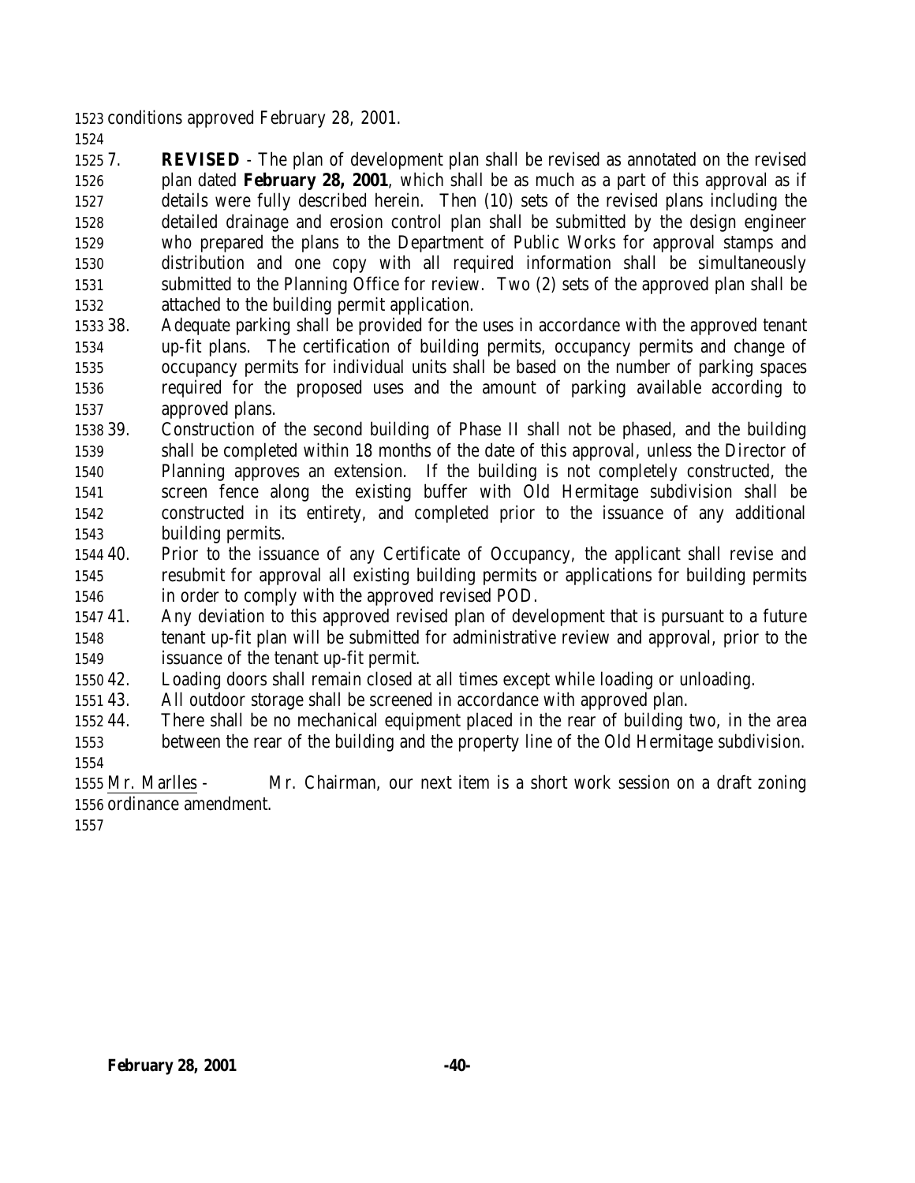conditions approved February 28, 2001.

7. **REVISED** - The plan of development plan shall be revised as annotated on the revised plan dated **February 28, 2001**, which shall be as much as a part of this approval as if details were fully described herein. Then (10) sets of the revised plans including the detailed drainage and erosion control plan shall be submitted by the design engineer who prepared the plans to the Department of Public Works for approval stamps and distribution and one copy with all required information shall be simultaneously submitted to the Planning Office for review. Two (2) sets of the approved plan shall be attached to the building permit application.

38. Adequate parking shall be provided for the uses in accordance with the approved tenant up-fit plans. The certification of building permits, occupancy permits and change of occupancy permits for individual units shall be based on the number of parking spaces required for the proposed uses and the amount of parking available according to approved plans.

39. Construction of the second building of Phase II shall not be phased, and the building shall be completed within 18 months of the date of this approval, unless the Director of Planning approves an extension. If the building is not completely constructed, the screen fence along the existing buffer with Old Hermitage subdivision shall be constructed in its entirety, and completed prior to the issuance of any additional building permits.

40. Prior to the issuance of any Certificate of Occupancy, the applicant shall revise and resubmit for approval all existing building permits or applications for building permits in order to comply with the approved revised POD.

41. Any deviation to this approved revised plan of development that is pursuant to a future tenant up-fit plan will be submitted for administrative review and approval, prior to the issuance of the tenant up-fit permit.

42. Loading doors shall remain closed at all times except while loading or unloading.

43. All outdoor storage shall be screened in accordance with approved plan.

44. There shall be no mechanical equipment placed in the rear of building two, in the area between the rear of the building and the property line of the Old Hermitage subdivision.

Mr. Marlles - Mr. Chairman, our next item is a short work session on a draft zoning ordinance amendment.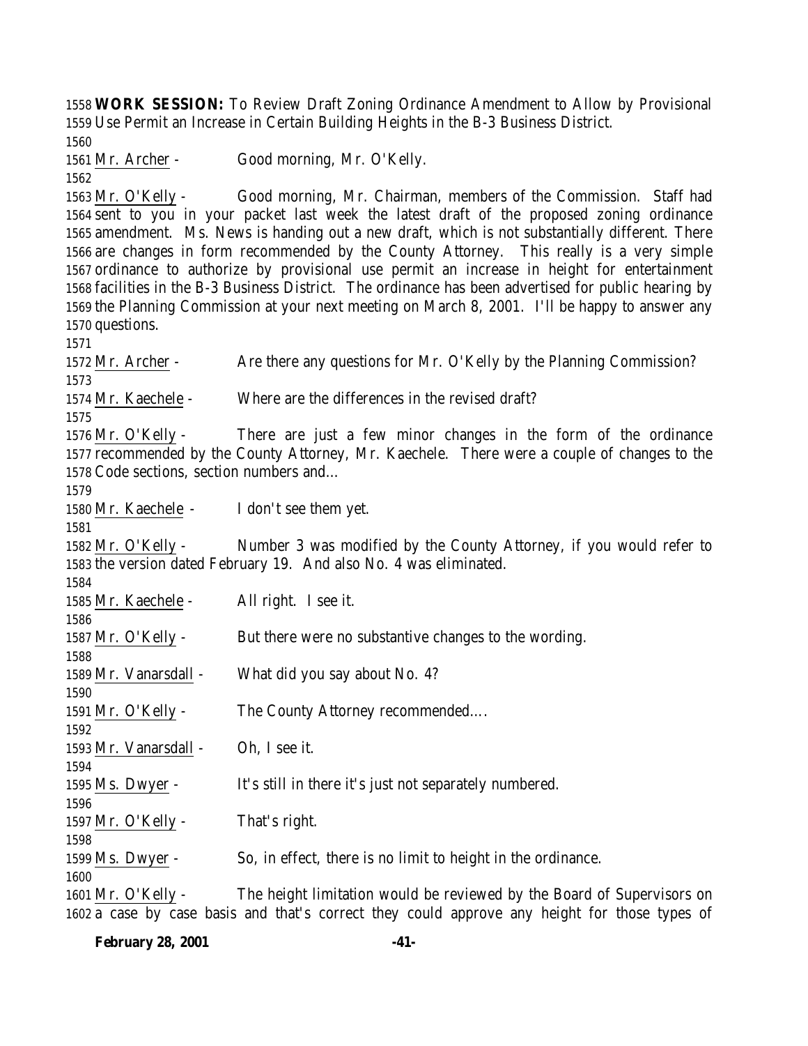**WORK SESSION:** To Review Draft Zoning Ordinance Amendment to Allow by Provisional Use Permit an Increase in Certain Building Heights in the B-3 Business District.

Mr. Archer - Good morning, Mr. O'Kelly.

Mr. O'Kelly - Good morning, Mr. Chairman, members of the Commission. Staff had sent to you in your packet last week the latest draft of the proposed zoning ordinance amendment. Ms. News is handing out a new draft, which is not substantially different. There are changes in form recommended by the County Attorney. This really is a very simple ordinance to authorize by provisional use permit an increase in height for entertainment facilities in the B-3 Business District. The ordinance has been advertised for public hearing by the Planning Commission at your next meeting on March 8, 2001. I'll be happy to answer any questions.

Mr. Archer - Are there any questions for Mr. O'Kelly by the Planning Commission?

Mr. Kaechele - Where are the differences in the revised draft?

Mr. O'Kelly - There are just a few minor changes in the form of the ordinance recommended by the County Attorney, Mr. Kaechele. There were a couple of changes to the Code sections, section numbers and…

Mr. Kaechele - I don't see them yet.

Mr. O'Kelly - Number 3 was modified by the County Attorney, if you would refer to the version dated February 19. And also No. 4 was eliminated.

Mr. Kaechele - All right. I see it.

Mr. O'Kelly - But there were no substantive changes to the wording.

Mr. Vanarsdall - What did you say about No. 4?

Mr. O'Kelly - The County Attorney recommended….

Mr. Vanarsdall - Oh, I see it.

Ms. Dwyer - It's still in there it's just not separately numbered.

Mr. O'Kelly - That's right.

Ms. Dwyer - So, in effect, there is no limit to height in the ordinance.

Mr. O'Kelly - The height limitation would be reviewed by the Board of Supervisors on a case by case basis and that's correct they could approve any height for those types of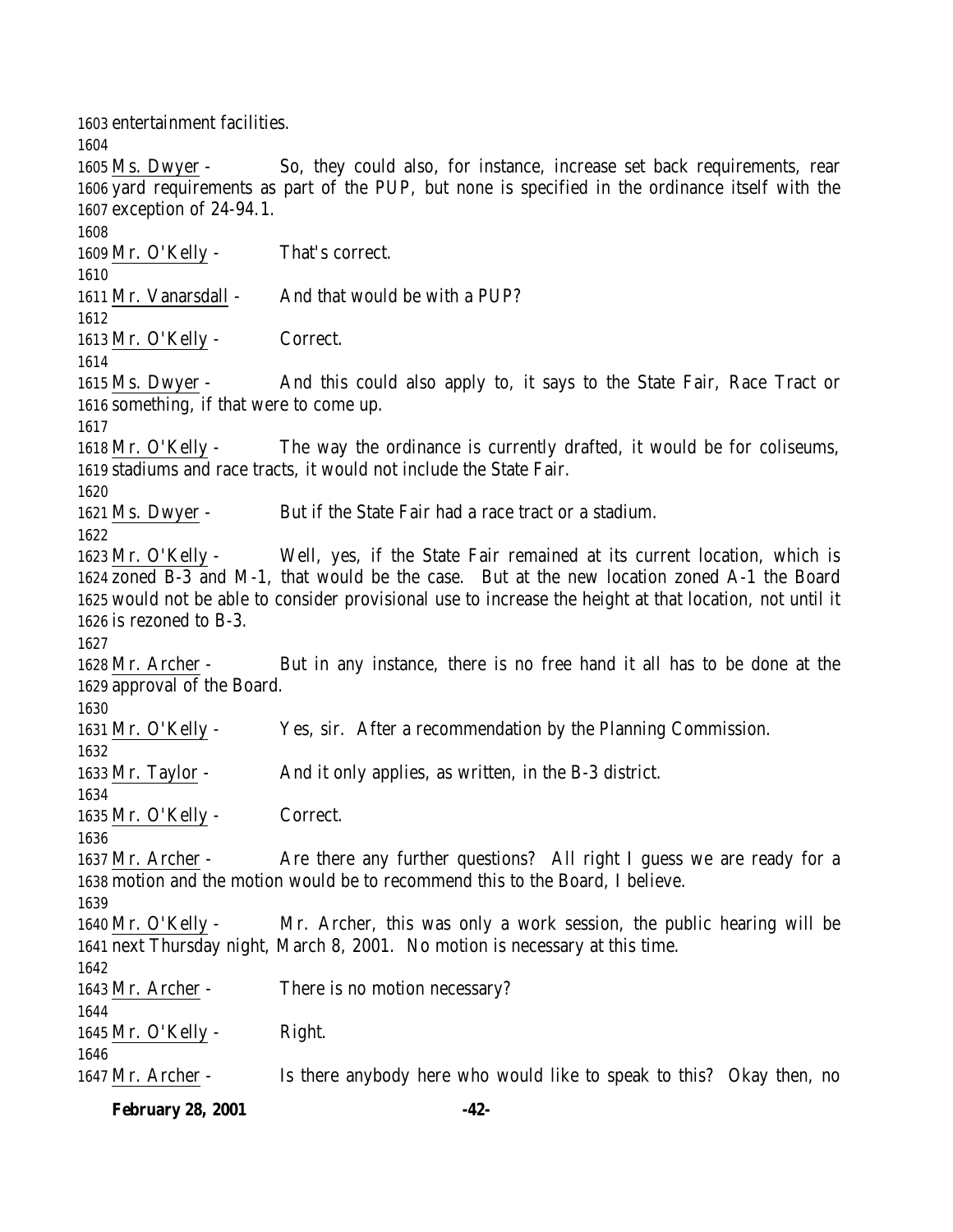entertainment facilities.

Ms. Dwyer - So, they could also, for instance, increase set back requirements, rear yard requirements as part of the PUP, but none is specified in the ordinance itself with the exception of 24-94.1.

Mr. O'Kelly - That's correct.

Mr. Vanarsdall - And that would be with a PUP?

Mr. O'Kelly - Correct.

Ms. Dwyer - And this could also apply to, it says to the State Fair, Race Tract or something, if that were to come up.

Mr. O'Kelly - The way the ordinance is currently drafted, it would be for coliseums, stadiums and race tracts, it would not include the State Fair.

Ms. Dwyer - But if the State Fair had a race tract or a stadium.

Mr. O'Kelly - Well, yes, if the State Fair remained at its current location, which is zoned B-3 and M-1, that would be the case. But at the new location zoned A-1 the Board would not be able to consider provisional use to increase the height at that location, not until it is rezoned to B-3.

Mr. Archer - But in any instance, there is no free hand it all has to be done at the approval of the Board.

Mr. O'Kelly - Yes, sir. After a recommendation by the Planning Commission.

Mr. Taylor - And it only applies, as written, in the B-3 district.

Mr. O'Kelly - Correct.

Mr. Archer - Are there any further questions? All right I guess we are ready for a motion and the motion would be to recommend this to the Board, I believe.

Mr. O'Kelly - Mr. Archer, this was only a work session, the public hearing will be next Thursday night, March 8, 2001. No motion is necessary at this time.

Mr. Archer - There is no motion necessary?

Mr. O'Kelly - Right.

Mr. Archer - Is there anybody here who would like to speak to this? Okay then, no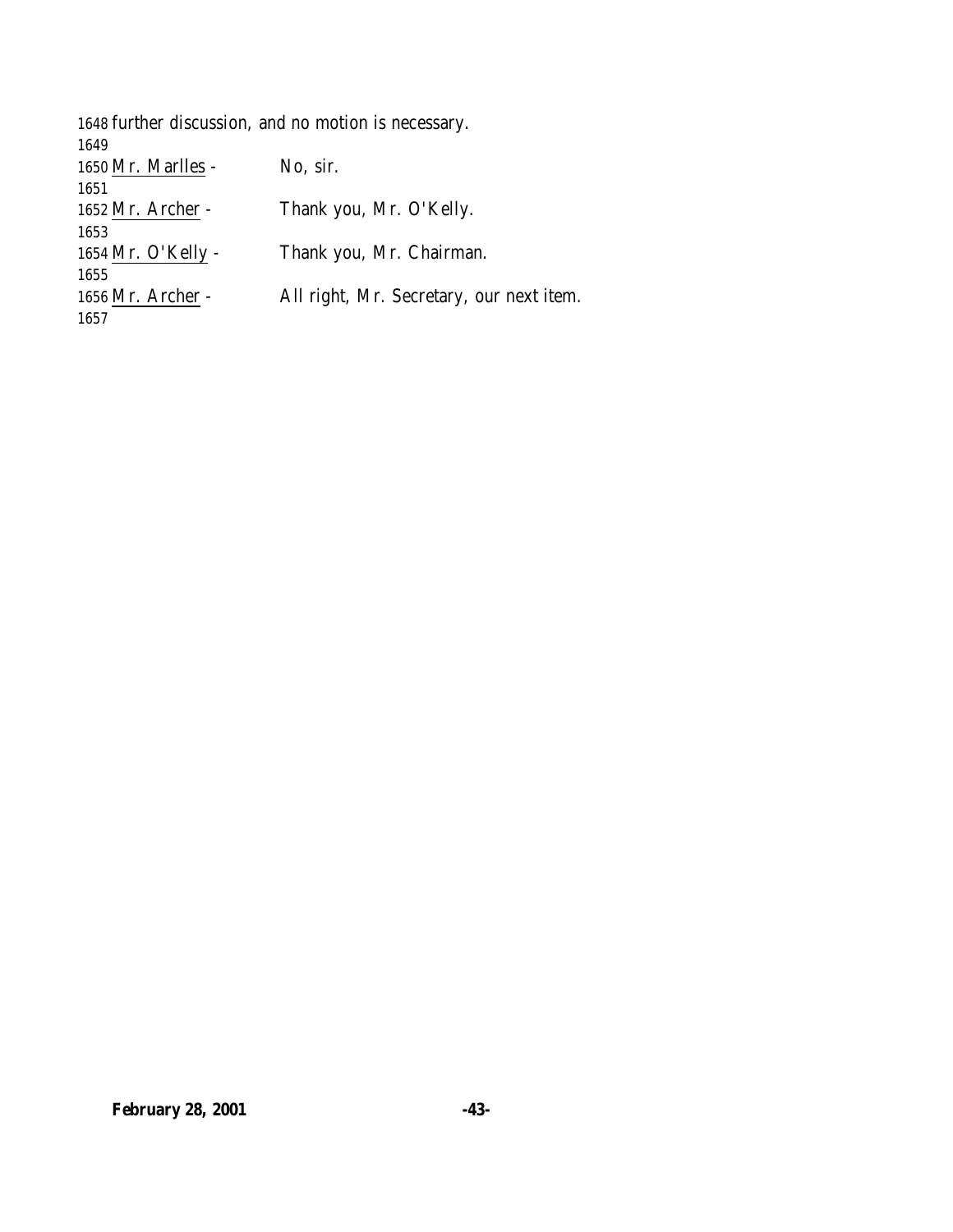1648 further discussion, and no motion is necessary.
1649
1650 Mr. Marlles - No, sir.
1651
1652 Mr. Archer - Thank you, Mr. O'Kelly.
1653
1654 Mr. O'Kelly - Thank you, Mr. Chairman.
1655
1656 Mr. Archer - All right, Mr. Secretary, our next item.
1657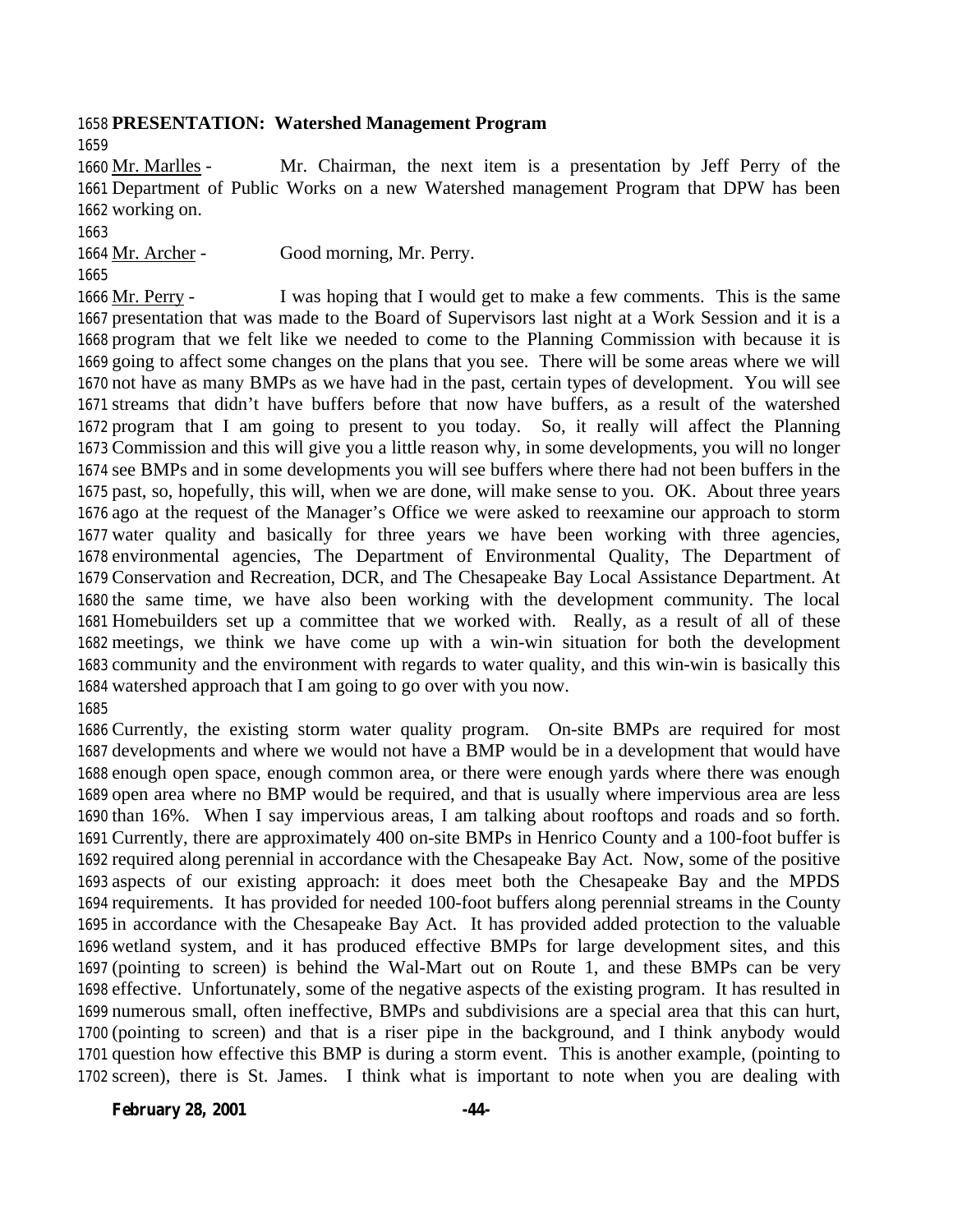**PRESENTATION: Watershed Management Program**

Mr. Marlles - Mr. Chairman, the next item is a presentation by Jeff Perry of the Department of Public Works on a new Watershed management Program that DPW has been working on.

Mr. Archer - Good morning, Mr. Perry.

Mr. Perry - I was hoping that I would get to make a few comments. This is the same presentation that was made to the Board of Supervisors last night at a Work Session and it is a program that we felt like we needed to come to the Planning Commission with because it is going to affect some changes on the plans that you see. There will be some areas where we will not have as many BMPs as we have had in the past, certain types of development. You will see streams that didn't have buffers before that now have buffers, as a result of the watershed program that I am going to present to you today. So, it really will affect the Planning Commission and this will give you a little reason why, in some developments, you will no longer see BMPs and in some developments you will see buffers where there had not been buffers in the past, so, hopefully, this will, when we are done, will make sense to you. OK. About three years ago at the request of the Manager's Office we were asked to reexamine our approach to storm water quality and basically for three years we have been working with three agencies, environmental agencies, The Department of Environmental Quality, The Department of Conservation and Recreation, DCR, and The Chesapeake Bay Local Assistance Department. At the same time, we have also been working with the development community. The local Homebuilders set up a committee that we worked with. Really, as a result of all of these meetings, we think we have come up with a win-win situation for both the development community and the environment with regards to water quality, and this win-win is basically this watershed approach that I am going to go over with you now.

Currently, the existing storm water quality program. On-site BMPs are required for most developments and where we would not have a BMP would be in a development that would have enough open space, enough common area, or there were enough yards where there was enough open area where no BMP would be required, and that is usually where impervious area are less than 16%. When I say impervious areas, I am talking about rooftops and roads and so forth. Currently, there are approximately 400 on-site BMPs in Henrico County and a 100-foot buffer is required along perennial in accordance with the Chesapeake Bay Act. Now, some of the positive aspects of our existing approach: it does meet both the Chesapeake Bay and the MPDS requirements. It has provided for needed 100-foot buffers along perennial streams in the County in accordance with the Chesapeake Bay Act. It has provided added protection to the valuable wetland system, and it has produced effective BMPs for large development sites, and this (pointing to screen) is behind the Wal-Mart out on Route 1, and these BMPs can be very effective. Unfortunately, some of the negative aspects of the existing program. It has resulted in numerous small, often ineffective, BMPs and subdivisions are a special area that this can hurt, (pointing to screen) and that is a riser pipe in the background, and I think anybody would question how effective this BMP is during a storm event. This is another example, (pointing to screen), there is St. James. I think what is important to note when you are dealing with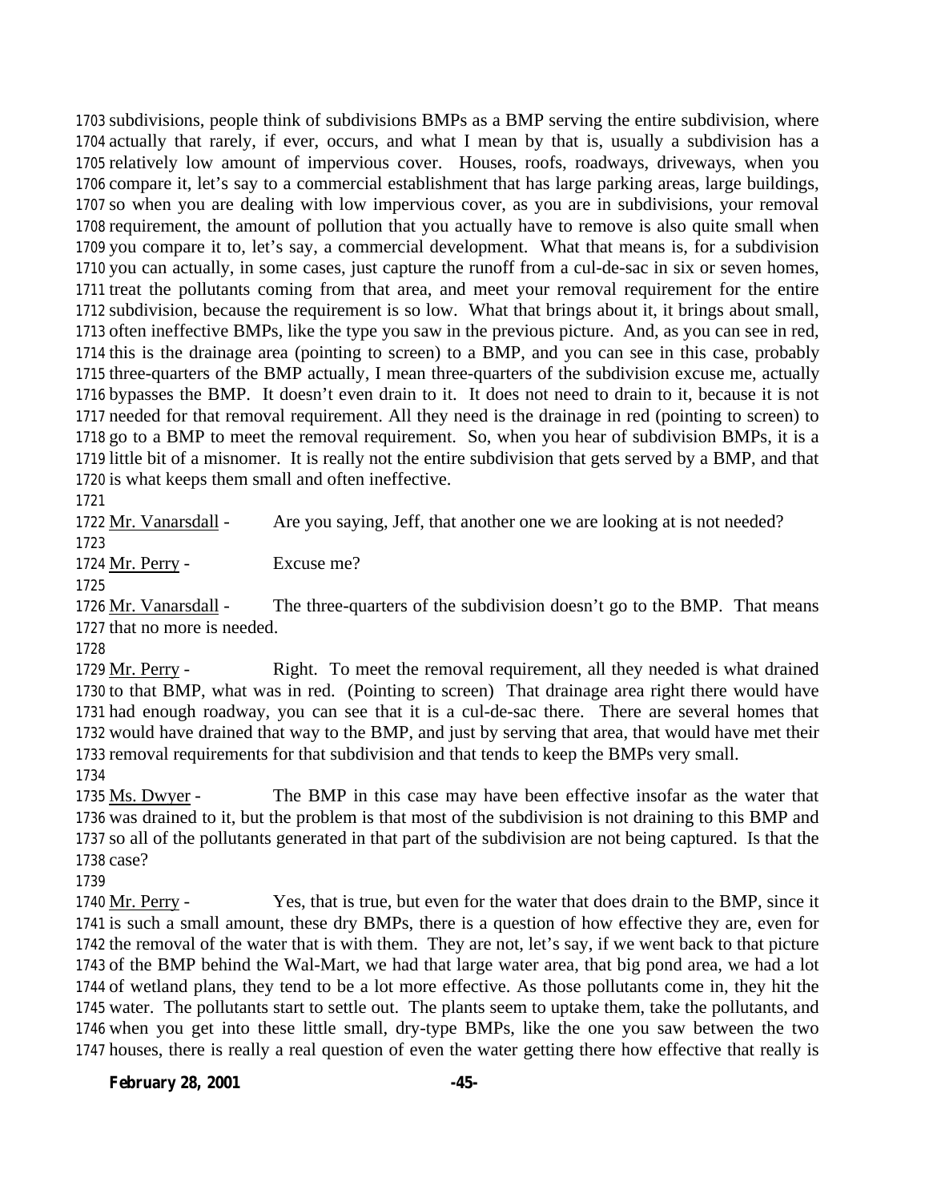subdivisions, people think of subdivisions BMPs as a BMP serving the entire subdivision, where actually that rarely, if ever, occurs, and what I mean by that is, usually a subdivision has a relatively low amount of impervious cover. Houses, roofs, roadways, driveways, when you compare it, let's say to a commercial establishment that has large parking areas, large buildings, so when you are dealing with low impervious cover, as you are in subdivisions, your removal requirement, the amount of pollution that you actually have to remove is also quite small when you compare it to, let's say, a commercial development. What that means is, for a subdivision you can actually, in some cases, just capture the runoff from a cul-de-sac in six or seven homes, treat the pollutants coming from that area, and meet your removal requirement for the entire subdivision, because the requirement is so low. What that brings about it, it brings about small, often ineffective BMPs, like the type you saw in the previous picture. And, as you can see in red, this is the drainage area (pointing to screen) to a BMP, and you can see in this case, probably three-quarters of the BMP actually, I mean three-quarters of the subdivision excuse me, actually bypasses the BMP. It doesn't even drain to it. It does not need to drain to it, because it is not needed for that removal requirement. All they need is the drainage in red (pointing to screen) to go to a BMP to meet the removal requirement. So, when you hear of subdivision BMPs, it is a little bit of a misnomer. It is really not the entire subdivision that gets served by a BMP, and that is what keeps them small and often ineffective.

Mr. Vanarsdall - Are you saying, Jeff, that another one we are looking at is not needed?

Mr. Perry - Excuse me?

Mr. Vanarsdall - The three-quarters of the subdivision doesn't go to the BMP. That means that no more is needed.

Mr. Perry - Right. To meet the removal requirement, all they needed is what drained to that BMP, what was in red. (Pointing to screen) That drainage area right there would have had enough roadway, you can see that it is a cul-de-sac there. There are several homes that would have drained that way to the BMP, and just by serving that area, that would have met their removal requirements for that subdivision and that tends to keep the BMPs very small.

Ms. Dwyer - The BMP in this case may have been effective insofar as the water that was drained to it, but the problem is that most of the subdivision is not draining to this BMP and so all of the pollutants generated in that part of the subdivision are not being captured. Is that the case?

Mr. Perry - Yes, that is true, but even for the water that does drain to the BMP, since it is such a small amount, these dry BMPs, there is a question of how effective they are, even for the removal of the water that is with them. They are not, let's say, if we went back to that picture of the BMP behind the Wal-Mart, we had that large water area, that big pond area, we had a lot of wetland plans, they tend to be a lot more effective. As those pollutants come in, they hit the water. The pollutants start to settle out. The plants seem to uptake them, take the pollutants, and when you get into these little small, dry-type BMPs, like the one you saw between the two houses, there is really a real question of even the water getting there how effective that really is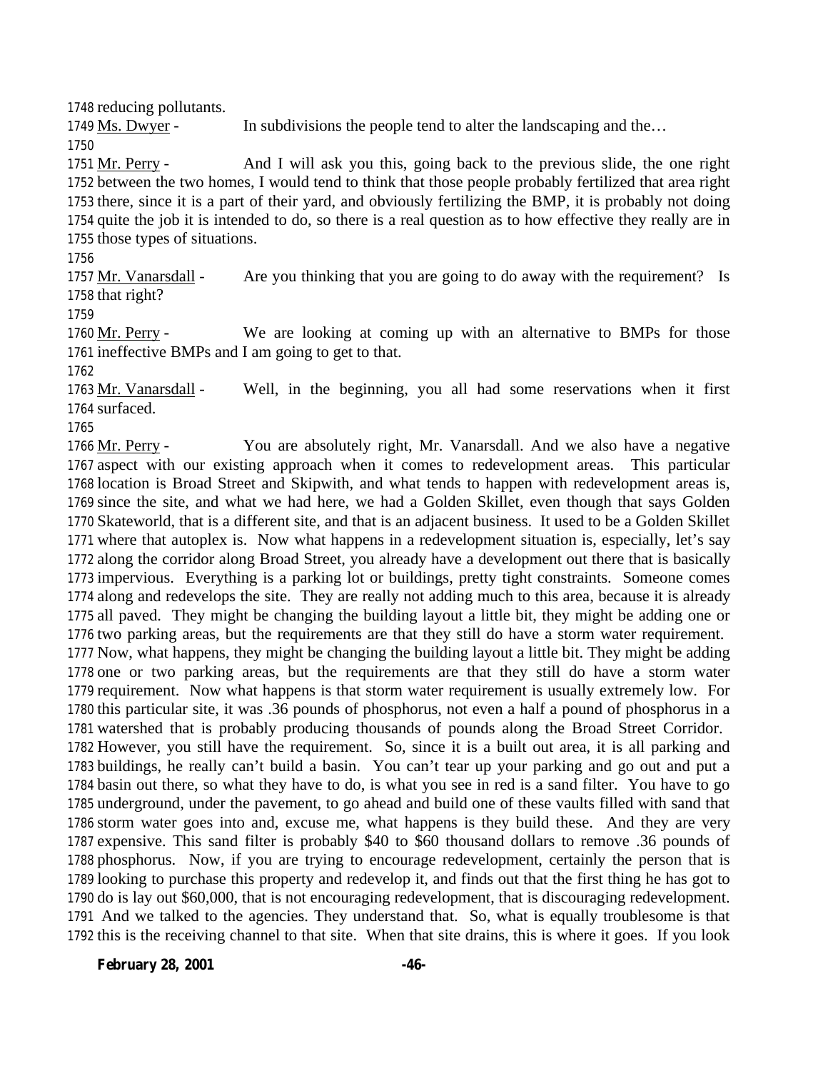1748 reducing pollutants.

1749 Ms. Dwyer - In subdivisions the people tend to alter the landscaping and the…

1750

1751 Mr. Perry - And I will ask you this, going back to the previous slide, the one right
1752 between the two homes, I would tend to think that those people probably fertilized that area right
1753 there, since it is a part of their yard, and obviously fertilizing the BMP, it is probably not doing
1754 quite the job it is intended to do, so there is a real question as to how effective they really are in
1755 those types of situations.

1756

1757 Mr. Vanarsdall - Are you thinking that you are going to do away with the requirement? Is
1758 that right?

1759

1760 Mr. Perry - We are looking at coming up with an alternative to BMPs for those
1761 ineffective BMPs and I am going to get to that.

1762

1763 Mr. Vanarsdall - Well, in the beginning, you all had some reservations when it first
1764 surfaced.

1765

1766 Mr. Perry - You are absolutely right, Mr. Vanarsdall. And we also have a negative
1767 aspect with our existing approach when it comes to redevelopment areas. This particular
1768 location is Broad Street and Skipwith, and what tends to happen with redevelopment areas is,
1769 since the site, and what we had here, we had a Golden Skillet, even though that says Golden
1770 Skateworld, that is a different site, and that is an adjacent business. It used to be a Golden Skillet
1771 where that autoplex is. Now what happens in a redevelopment situation is, especially, let's say
1772 along the corridor along Broad Street, you already have a development out there that is basically
1773 impervious. Everything is a parking lot or buildings, pretty tight constraints. Someone comes
1774 along and redevelops the site. They are really not adding much to this area, because it is already
1775 all paved. They might be changing the building layout a little bit, they might be adding one or
1776 two parking areas, but the requirements are that they still do have a storm water requirement.
1777 Now, what happens, they might be changing the building layout a little bit. They might be adding
1778 one or two parking areas, but the requirements are that they still do have a storm water
1779 requirement. Now what happens is that storm water requirement is usually extremely low. For
1780 this particular site, it was .36 pounds of phosphorus, not even a half a pound of phosphorus in a
1781 watershed that is probably producing thousands of pounds along the Broad Street Corridor.
1782 However, you still have the requirement. So, since it is a built out area, it is all parking and
1783 buildings, he really can't build a basin. You can't tear up your parking and go out and put a
1784 basin out there, so what they have to do, is what you see in red is a sand filter. You have to go
1785 underground, under the pavement, to go ahead and build one of these vaults filled with sand that
1786 storm water goes into and, excuse me, what happens is they build these. And they are very
1787 expensive. This sand filter is probably $40 to $60 thousand dollars to remove .36 pounds of
1788 phosphorus. Now, if you are trying to encourage redevelopment, certainly the person that is
1789 looking to purchase this property and redevelop it, and finds out that the first thing he has got to
1790 do is lay out $60,000, that is not encouraging redevelopment, that is discouraging redevelopment.
1791 And we talked to the agencies. They understand that. So, what is equally troublesome is that
1792 this is the receiving channel to that site. When that site drains, this is where it goes. If you look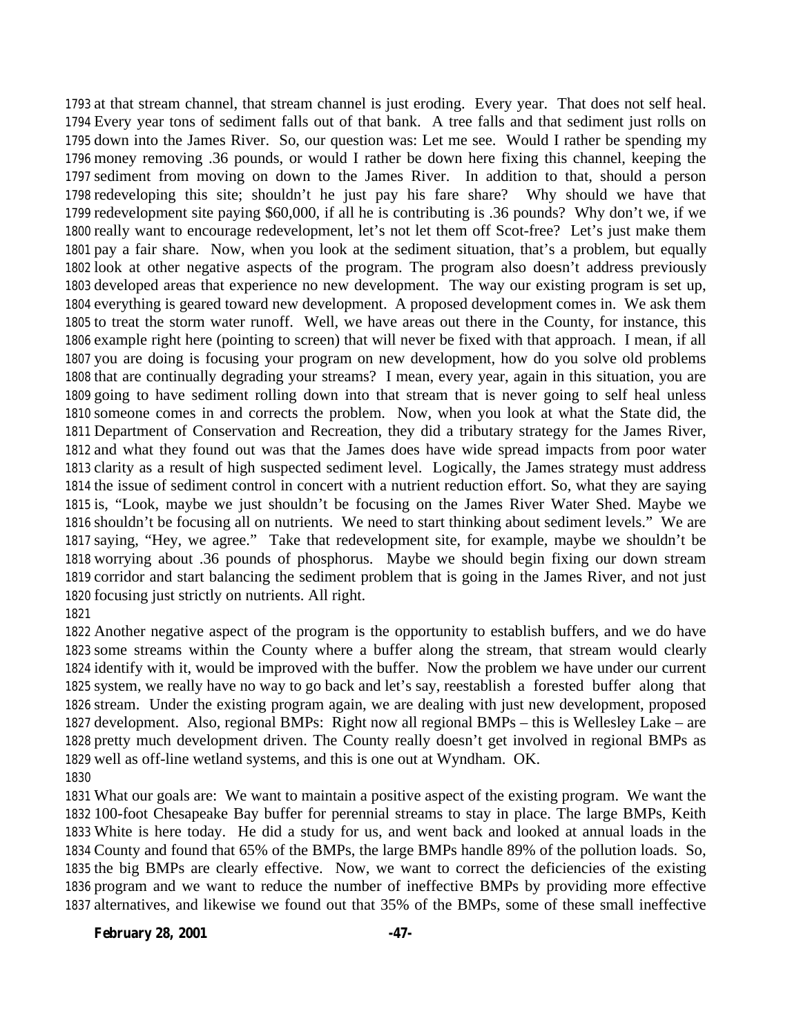at that stream channel, that stream channel is just eroding. Every year. That does not self heal. Every year tons of sediment falls out of that bank. A tree falls and that sediment just rolls on down into the James River. So, our question was: Let me see. Would I rather be spending my money removing .36 pounds, or would I rather be down here fixing this channel, keeping the sediment from moving on down to the James River. In addition to that, should a person redeveloping this site; shouldn't he just pay his fare share? Why should we have that redevelopment site paying $60,000, if all he is contributing is .36 pounds? Why don't we, if we really want to encourage redevelopment, let's not let them off Scot-free? Let's just make them pay a fair share. Now, when you look at the sediment situation, that's a problem, but equally look at other negative aspects of the program. The program also doesn't address previously developed areas that experience no new development. The way our existing program is set up, everything is geared toward new development. A proposed development comes in. We ask them to treat the storm water runoff. Well, we have areas out there in the County, for instance, this example right here (pointing to screen) that will never be fixed with that approach. I mean, if all you are doing is focusing your program on new development, how do you solve old problems that are continually degrading your streams? I mean, every year, again in this situation, you are going to have sediment rolling down into that stream that is never going to self heal unless someone comes in and corrects the problem. Now, when you look at what the State did, the Department of Conservation and Recreation, they did a tributary strategy for the James River, and what they found out was that the James does have wide spread impacts from poor water clarity as a result of high suspected sediment level. Logically, the James strategy must address the issue of sediment control in concert with a nutrient reduction effort. So, what they are saying is, "Look, maybe we just shouldn't be focusing on the James River Water Shed. Maybe we shouldn't be focusing all on nutrients. We need to start thinking about sediment levels." We are saying, "Hey, we agree." Take that redevelopment site, for example, maybe we shouldn't be worrying about .36 pounds of phosphorus. Maybe we should begin fixing our down stream corridor and start balancing the sediment problem that is going in the James River, and not just focusing just strictly on nutrients. All right.

Another negative aspect of the program is the opportunity to establish buffers, and we do have some streams within the County where a buffer along the stream, that stream would clearly identify with it, would be improved with the buffer. Now the problem we have under our current system, we really have no way to go back and let's say, reestablish a forested buffer along that stream. Under the existing program again, we are dealing with just new development, proposed development. Also, regional BMPs: Right now all regional BMPs – this is Wellesley Lake – are pretty much development driven. The County really doesn't get involved in regional BMPs as well as off-line wetland systems, and this is one out at Wyndham. OK.

What our goals are: We want to maintain a positive aspect of the existing program. We want the 100-foot Chesapeake Bay buffer for perennial streams to stay in place. The large BMPs, Keith White is here today. He did a study for us, and went back and looked at annual loads in the County and found that 65% of the BMPs, the large BMPs handle 89% of the pollution loads. So, the big BMPs are clearly effective. Now, we want to correct the deficiencies of the existing program and we want to reduce the number of ineffective BMPs by providing more effective alternatives, and likewise we found out that 35% of the BMPs, some of these small ineffective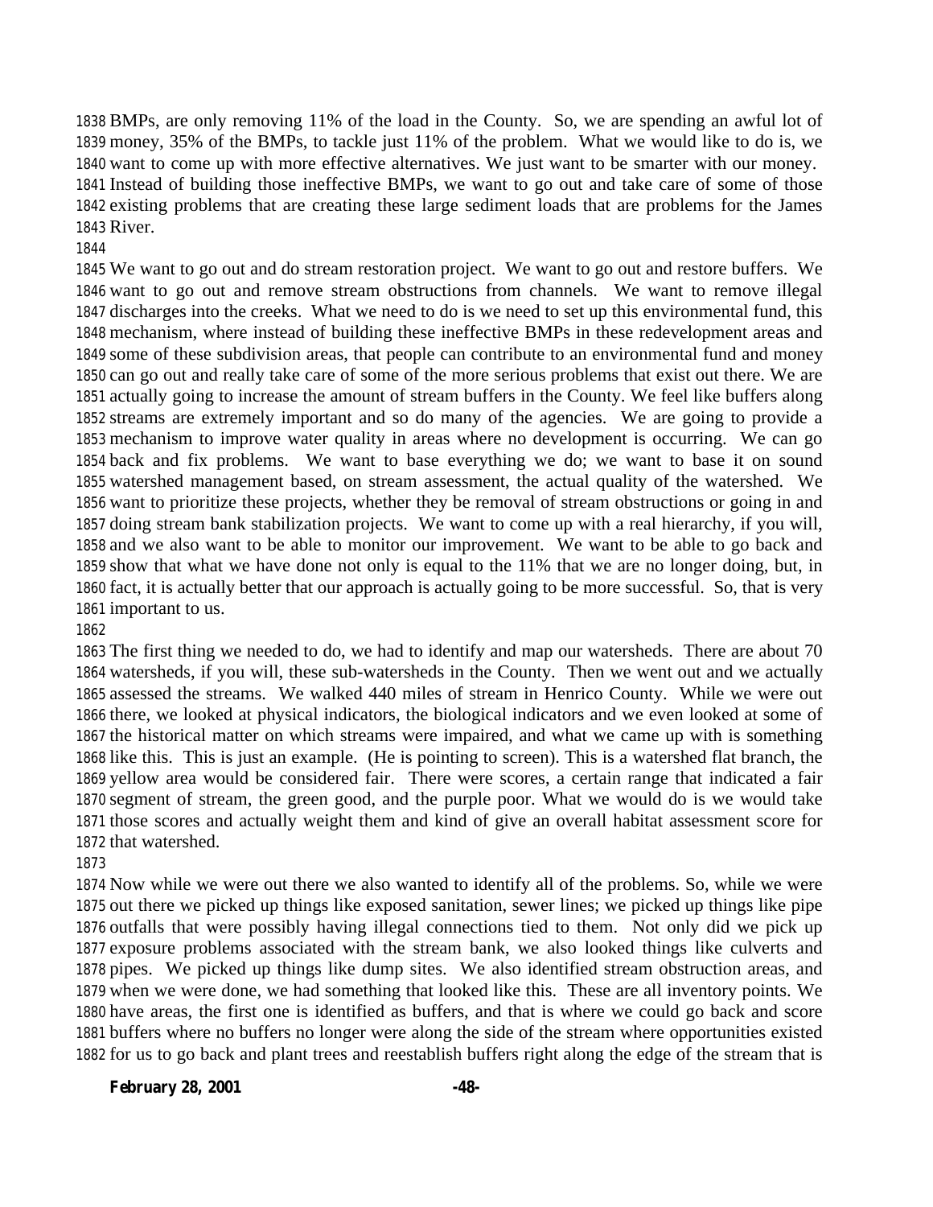BMPs, are only removing 11% of the load in the County. So, we are spending an awful lot of money, 35% of the BMPs, to tackle just 11% of the problem. What we would like to do is, we want to come up with more effective alternatives. We just want to be smarter with our money. Instead of building those ineffective BMPs, we want to go out and take care of some of those existing problems that are creating these large sediment loads that are problems for the James River.

We want to go out and do stream restoration project. We want to go out and restore buffers. We want to go out and remove stream obstructions from channels. We want to remove illegal discharges into the creeks. What we need to do is we need to set up this environmental fund, this mechanism, where instead of building these ineffective BMPs in these redevelopment areas and some of these subdivision areas, that people can contribute to an environmental fund and money can go out and really take care of some of the more serious problems that exist out there. We are actually going to increase the amount of stream buffers in the County. We feel like buffers along streams are extremely important and so do many of the agencies. We are going to provide a mechanism to improve water quality in areas where no development is occurring. We can go back and fix problems. We want to base everything we do; we want to base it on sound watershed management based, on stream assessment, the actual quality of the watershed. We want to prioritize these projects, whether they be removal of stream obstructions or going in and doing stream bank stabilization projects. We want to come up with a real hierarchy, if you will, and we also want to be able to monitor our improvement. We want to be able to go back and show that what we have done not only is equal to the 11% that we are no longer doing, but, in fact, it is actually better that our approach is actually going to be more successful. So, that is very important to us.

The first thing we needed to do, we had to identify and map our watersheds. There are about 70 watersheds, if you will, these sub-watersheds in the County. Then we went out and we actually assessed the streams. We walked 440 miles of stream in Henrico County. While we were out there, we looked at physical indicators, the biological indicators and we even looked at some of the historical matter on which streams were impaired, and what we came up with is something like this. This is just an example. (He is pointing to screen). This is a watershed flat branch, the yellow area would be considered fair. There were scores, a certain range that indicated a fair segment of stream, the green good, and the purple poor. What we would do is we would take those scores and actually weight them and kind of give an overall habitat assessment score for that watershed.

Now while we were out there we also wanted to identify all of the problems. So, while we were out there we picked up things like exposed sanitation, sewer lines; we picked up things like pipe outfalls that were possibly having illegal connections tied to them. Not only did we pick up exposure problems associated with the stream bank, we also looked things like culverts and pipes. We picked up things like dump sites. We also identified stream obstruction areas, and when we were done, we had something that looked like this. These are all inventory points. We have areas, the first one is identified as buffers, and that is where we could go back and score buffers where no buffers no longer were along the side of the stream where opportunities existed for us to go back and plant trees and reestablish buffers right along the edge of the stream that is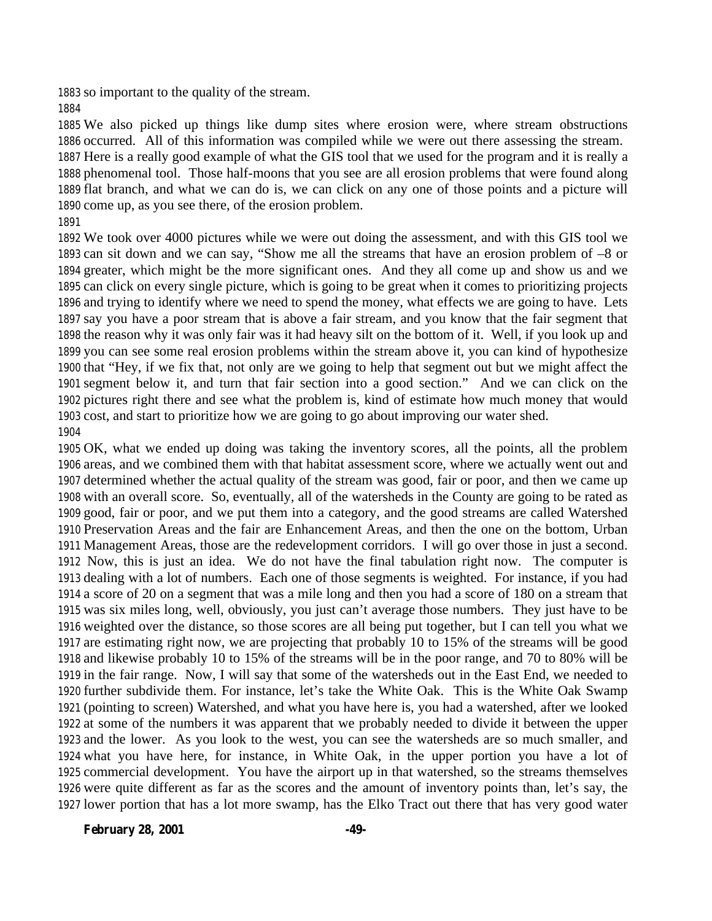so important to the quality of the stream.

We also picked up things like dump sites where erosion were, where stream obstructions occurred. All of this information was compiled while we were out there assessing the stream. Here is a really good example of what the GIS tool that we used for the program and it is really a phenomenal tool. Those half-moons that you see are all erosion problems that were found along flat branch, and what we can do is, we can click on any one of those points and a picture will come up, as you see there, of the erosion problem.

We took over 4000 pictures while we were out doing the assessment, and with this GIS tool we can sit down and we can say, "Show me all the streams that have an erosion problem of –8 or greater, which might be the more significant ones. And they all come up and show us and we can click on every single picture, which is going to be great when it comes to prioritizing projects and trying to identify where we need to spend the money, what effects we are going to have. Lets say you have a poor stream that is above a fair stream, and you know that the fair segment that the reason why it was only fair was it had heavy silt on the bottom of it. Well, if you look up and you can see some real erosion problems within the stream above it, you can kind of hypothesize that "Hey, if we fix that, not only are we going to help that segment out but we might affect the segment below it, and turn that fair section into a good section." And we can click on the pictures right there and see what the problem is, kind of estimate how much money that would cost, and start to prioritize how we are going to go about improving our water shed.

OK, what we ended up doing was taking the inventory scores, all the points, all the problem areas, and we combined them with that habitat assessment score, where we actually went out and determined whether the actual quality of the stream was good, fair or poor, and then we came up with an overall score. So, eventually, all of the watersheds in the County are going to be rated as good, fair or poor, and we put them into a category, and the good streams are called Watershed Preservation Areas and the fair are Enhancement Areas, and then the one on the bottom, Urban Management Areas, those are the redevelopment corridors. I will go over those in just a second. Now, this is just an idea. We do not have the final tabulation right now. The computer is dealing with a lot of numbers. Each one of those segments is weighted. For instance, if you had a score of 20 on a segment that was a mile long and then you had a score of 180 on a stream that was six miles long, well, obviously, you just can't average those numbers. They just have to be weighted over the distance, so those scores are all being put together, but I can tell you what we are estimating right now, we are projecting that probably 10 to 15% of the streams will be good and likewise probably 10 to 15% of the streams will be in the poor range, and 70 to 80% will be in the fair range. Now, I will say that some of the watersheds out in the East End, we needed to further subdivide them. For instance, let's take the White Oak. This is the White Oak Swamp (pointing to screen) Watershed, and what you have here is, you had a watershed, after we looked at some of the numbers it was apparent that we probably needed to divide it between the upper and the lower. As you look to the west, you can see the watersheds are so much smaller, and what you have here, for instance, in White Oak, in the upper portion you have a lot of commercial development. You have the airport up in that watershed, so the streams themselves were quite different as far as the scores and the amount of inventory points than, let's say, the lower portion that has a lot more swamp, has the Elko Tract out there that has very good water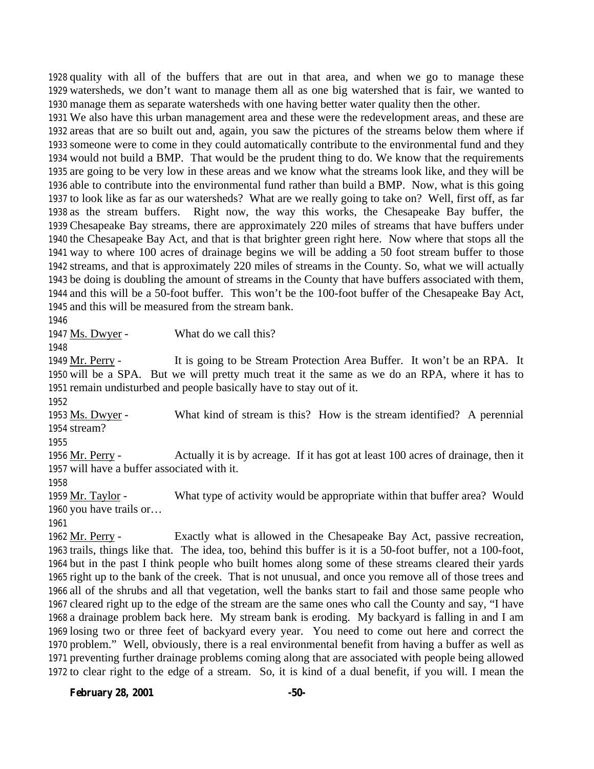quality with all of the buffers that are out in that area, and when we go to manage these watersheds, we don't want to manage them all as one big watershed that is fair, we wanted to manage them as separate watersheds with one having better water quality then the other. We also have this urban management area and these were the redevelopment areas, and these are areas that are so built out and, again, you saw the pictures of the streams below them where if someone were to come in they could automatically contribute to the environmental fund and they would not build a BMP. That would be the prudent thing to do. We know that the requirements are going to be very low in these areas and we know what the streams look like, and they will be able to contribute into the environmental fund rather than build a BMP. Now, what is this going to look like as far as our watersheds? What are we really going to take on? Well, first off, as far as the stream buffers. Right now, the way this works, the Chesapeake Bay buffer, the Chesapeake Bay streams, there are approximately 220 miles of streams that have buffers under the Chesapeake Bay Act, and that is that brighter green right here. Now where that stops all the way to where 100 acres of drainage begins we will be adding a 50 foot stream buffer to those streams, and that is approximately 220 miles of streams in the County. So, what we will actually be doing is doubling the amount of streams in the County that have buffers associated with them, and this will be a 50-foot buffer. This won't be the 100-foot buffer of the Chesapeake Bay Act, and this will be measured from the stream bank.

Ms. Dwyer - What do we call this?

Mr. Perry - It is going to be Stream Protection Area Buffer. It won't be an RPA. It will be a SPA. But we will pretty much treat it the same as we do an RPA, where it has to remain undisturbed and people basically have to stay out of it.

Ms. Dwyer - What kind of stream is this? How is the stream identified? A perennial stream?

Mr. Perry - Actually it is by acreage. If it has got at least 100 acres of drainage, then it will have a buffer associated with it.

Mr. Taylor - What type of activity would be appropriate within that buffer area? Would you have trails or…

Mr. Perry - Exactly what is allowed in the Chesapeake Bay Act, passive recreation, trails, things like that. The idea, too, behind this buffer is it is a 50-foot buffer, not a 100-foot, but in the past I think people who built homes along some of these streams cleared their yards right up to the bank of the creek. That is not unusual, and once you remove all of those trees and all of the shrubs and all that vegetation, well the banks start to fail and those same people who cleared right up to the edge of the stream are the same ones who call the County and say, "I have a drainage problem back here. My stream bank is eroding. My backyard is falling in and I am losing two or three feet of backyard every year. You need to come out here and correct the problem." Well, obviously, there is a real environmental benefit from having a buffer as well as preventing further drainage problems coming along that are associated with people being allowed to clear right to the edge of a stream. So, it is kind of a dual benefit, if you will. I mean the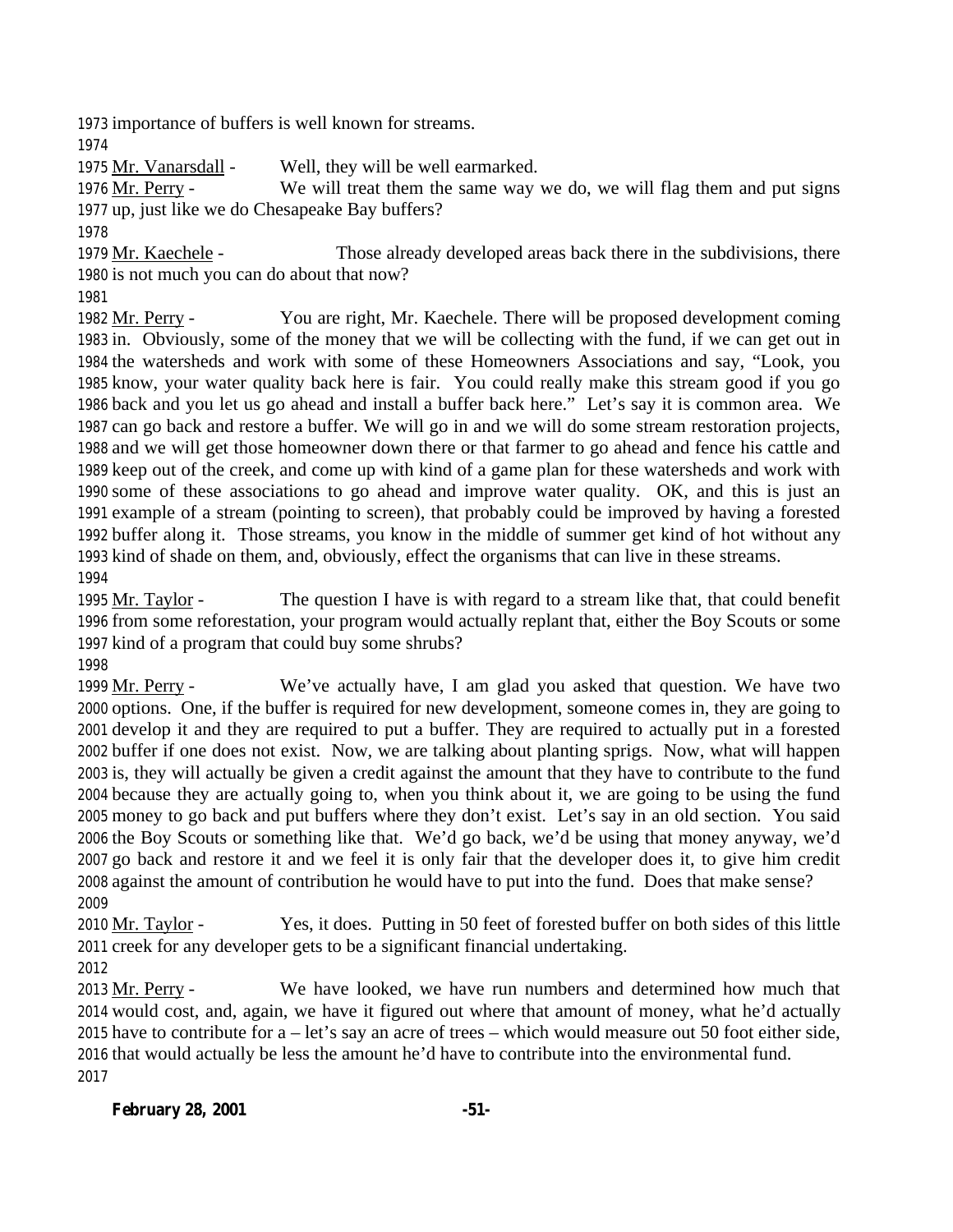importance of buffers is well known for streams.

Mr. Vanarsdall - Well, they will be well earmarked.

Mr. Perry - We will treat them the same way we do, we will flag them and put signs up, just like we do Chesapeake Bay buffers?

Mr. Kaechele - Those already developed areas back there in the subdivisions, there is not much you can do about that now?

Mr. Perry - You are right, Mr. Kaechele. There will be proposed development coming in. Obviously, some of the money that we will be collecting with the fund, if we can get out in the watersheds and work with some of these Homeowners Associations and say, "Look, you know, your water quality back here is fair. You could really make this stream good if you go back and you let us go ahead and install a buffer back here." Let's say it is common area. We can go back and restore a buffer. We will go in and we will do some stream restoration projects, and we will get those homeowner down there or that farmer to go ahead and fence his cattle and keep out of the creek, and come up with kind of a game plan for these watersheds and work with some of these associations to go ahead and improve water quality. OK, and this is just an example of a stream (pointing to screen), that probably could be improved by having a forested buffer along it. Those streams, you know in the middle of summer get kind of hot without any kind of shade on them, and, obviously, effect the organisms that can live in these streams.

Mr. Taylor - The question I have is with regard to a stream like that, that could benefit from some reforestation, your program would actually replant that, either the Boy Scouts or some kind of a program that could buy some shrubs?

Mr. Perry - We've actually have, I am glad you asked that question. We have two options. One, if the buffer is required for new development, someone comes in, they are going to develop it and they are required to put a buffer. They are required to actually put in a forested buffer if one does not exist. Now, we are talking about planting sprigs. Now, what will happen is, they will actually be given a credit against the amount that they have to contribute to the fund because they are actually going to, when you think about it, we are going to be using the fund money to go back and put buffers where they don't exist. Let's say in an old section. You said the Boy Scouts or something like that. We'd go back, we'd be using that money anyway, we'd go back and restore it and we feel it is only fair that the developer does it, to give him credit against the amount of contribution he would have to put into the fund. Does that make sense?

Mr. Taylor - Yes, it does. Putting in 50 feet of forested buffer on both sides of this little creek for any developer gets to be a significant financial undertaking.

Mr. Perry - We have looked, we have run numbers and determined how much that would cost, and, again, we have it figured out where that amount of money, what he'd actually have to contribute for a – let's say an acre of trees – which would measure out 50 foot either side, that would actually be less the amount he'd have to contribute into the environmental fund.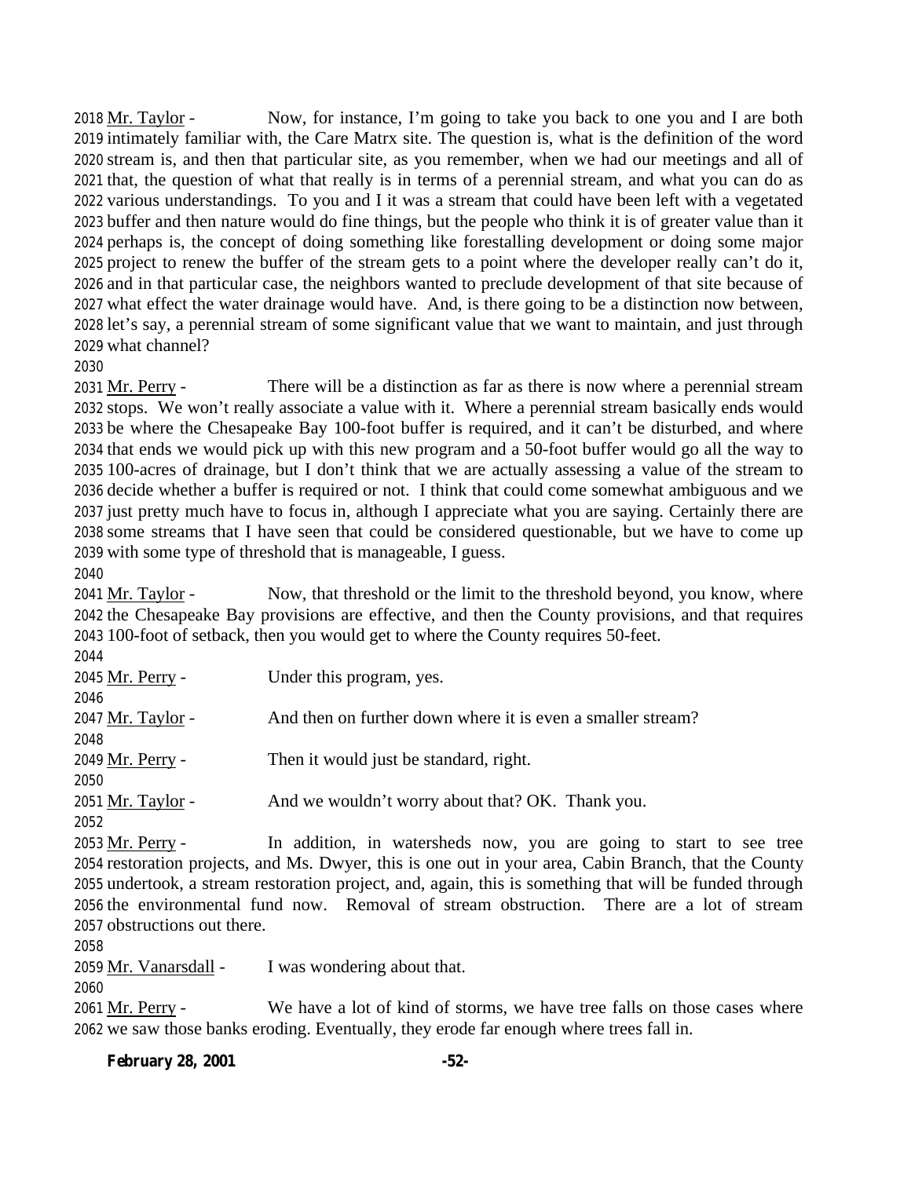Mr. Taylor - Now, for instance, I'm going to take you back to one you and I are both intimately familiar with, the Care Matrx site. The question is, what is the definition of the word stream is, and then that particular site, as you remember, when we had our meetings and all of that, the question of what that really is in terms of a perennial stream, and what you can do as various understandings. To you and I it was a stream that could have been left with a vegetated buffer and then nature would do fine things, but the people who think it is of greater value than it perhaps is, the concept of doing something like forestalling development or doing some major project to renew the buffer of the stream gets to a point where the developer really can't do it, and in that particular case, the neighbors wanted to preclude development of that site because of what effect the water drainage would have. And, is there going to be a distinction now between, let's say, a perennial stream of some significant value that we want to maintain, and just through what channel?

Mr. Perry - There will be a distinction as far as there is now where a perennial stream stops. We won't really associate a value with it. Where a perennial stream basically ends would be where the Chesapeake Bay 100-foot buffer is required, and it can't be disturbed, and where that ends we would pick up with this new program and a 50-foot buffer would go all the way to 100-acres of drainage, but I don't think that we are actually assessing a value of the stream to decide whether a buffer is required or not. I think that could come somewhat ambiguous and we just pretty much have to focus in, although I appreciate what you are saying. Certainly there are some streams that I have seen that could be considered questionable, but we have to come up with some type of threshold that is manageable, I guess.

Mr. Taylor - Now, that threshold or the limit to the threshold beyond, you know, where the Chesapeake Bay provisions are effective, and then the County provisions, and that requires 100-foot of setback, then you would get to where the County requires 50-feet.

Mr. Perry - Under this program, yes.

Mr. Taylor - And then on further down where it is even a smaller stream?

Mr. Perry - Then it would just be standard, right.

Mr. Taylor - And we wouldn't worry about that? OK. Thank you.

Mr. Perry - In addition, in watersheds now, you are going to start to see tree restoration projects, and Ms. Dwyer, this is one out in your area, Cabin Branch, that the County undertook, a stream restoration project, and, again, this is something that will be funded through the environmental fund now. Removal of stream obstruction. There are a lot of stream obstructions out there.

Mr. Vanarsdall - I was wondering about that.

Mr. Perry - We have a lot of kind of storms, we have tree falls on those cases where we saw those banks eroding. Eventually, they erode far enough where trees fall in.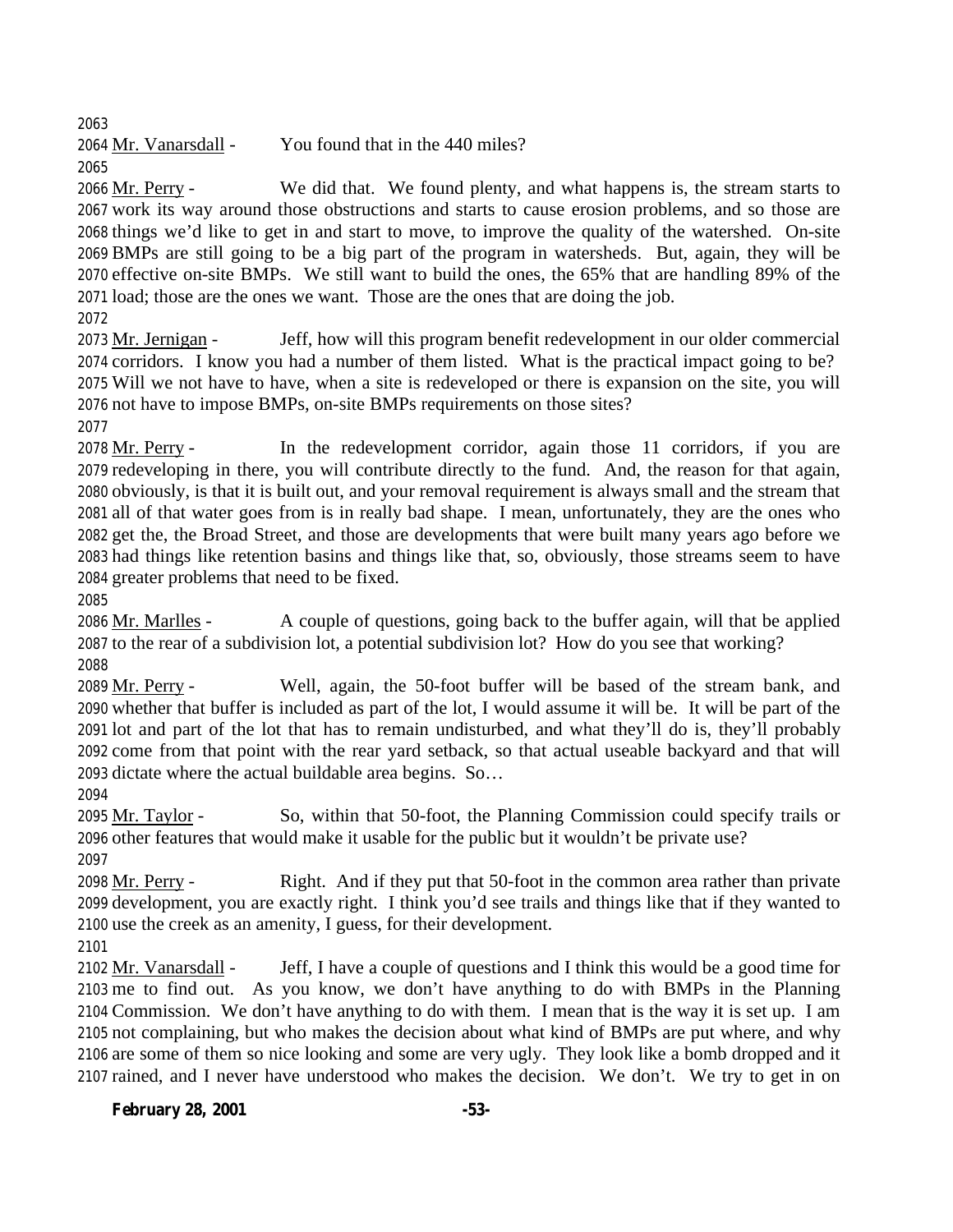Mr. Vanarsdall - You found that in the 440 miles?

Mr. Perry - We did that. We found plenty, and what happens is, the stream starts to work its way around those obstructions and starts to cause erosion problems, and so those are things we'd like to get in and start to move, to improve the quality of the watershed. On-site BMPs are still going to be a big part of the program in watersheds. But, again, they will be effective on-site BMPs. We still want to build the ones, the 65% that are handling 89% of the load; those are the ones we want. Those are the ones that are doing the job.

Mr. Jernigan - Jeff, how will this program benefit redevelopment in our older commercial corridors. I know you had a number of them listed. What is the practical impact going to be? Will we not have to have, when a site is redeveloped or there is expansion on the site, you will not have to impose BMPs, on-site BMPs requirements on those sites?

Mr. Perry - In the redevelopment corridor, again those 11 corridors, if you are redeveloping in there, you will contribute directly to the fund. And, the reason for that again, obviously, is that it is built out, and your removal requirement is always small and the stream that all of that water goes from is in really bad shape. I mean, unfortunately, they are the ones who get the, the Broad Street, and those are developments that were built many years ago before we had things like retention basins and things like that, so, obviously, those streams seem to have greater problems that need to be fixed.

Mr. Marlles - A couple of questions, going back to the buffer again, will that be applied to the rear of a subdivision lot, a potential subdivision lot? How do you see that working?

Mr. Perry - Well, again, the 50-foot buffer will be based of the stream bank, and whether that buffer is included as part of the lot, I would assume it will be. It will be part of the lot and part of the lot that has to remain undisturbed, and what they'll do is, they'll probably come from that point with the rear yard setback, so that actual useable backyard and that will dictate where the actual buildable area begins. So…

Mr. Taylor - So, within that 50-foot, the Planning Commission could specify trails or other features that would make it usable for the public but it wouldn't be private use?

Mr. Perry - Right. And if they put that 50-foot in the common area rather than private development, you are exactly right. I think you'd see trails and things like that if they wanted to use the creek as an amenity, I guess, for their development.

Mr. Vanarsdall - Jeff, I have a couple of questions and I think this would be a good time for me to find out. As you know, we don't have anything to do with BMPs in the Planning Commission. We don't have anything to do with them. I mean that is the way it is set up. I am not complaining, but who makes the decision about what kind of BMPs are put where, and why are some of them so nice looking and some are very ugly. They look like a bomb dropped and it rained, and I never have understood who makes the decision. We don't. We try to get in on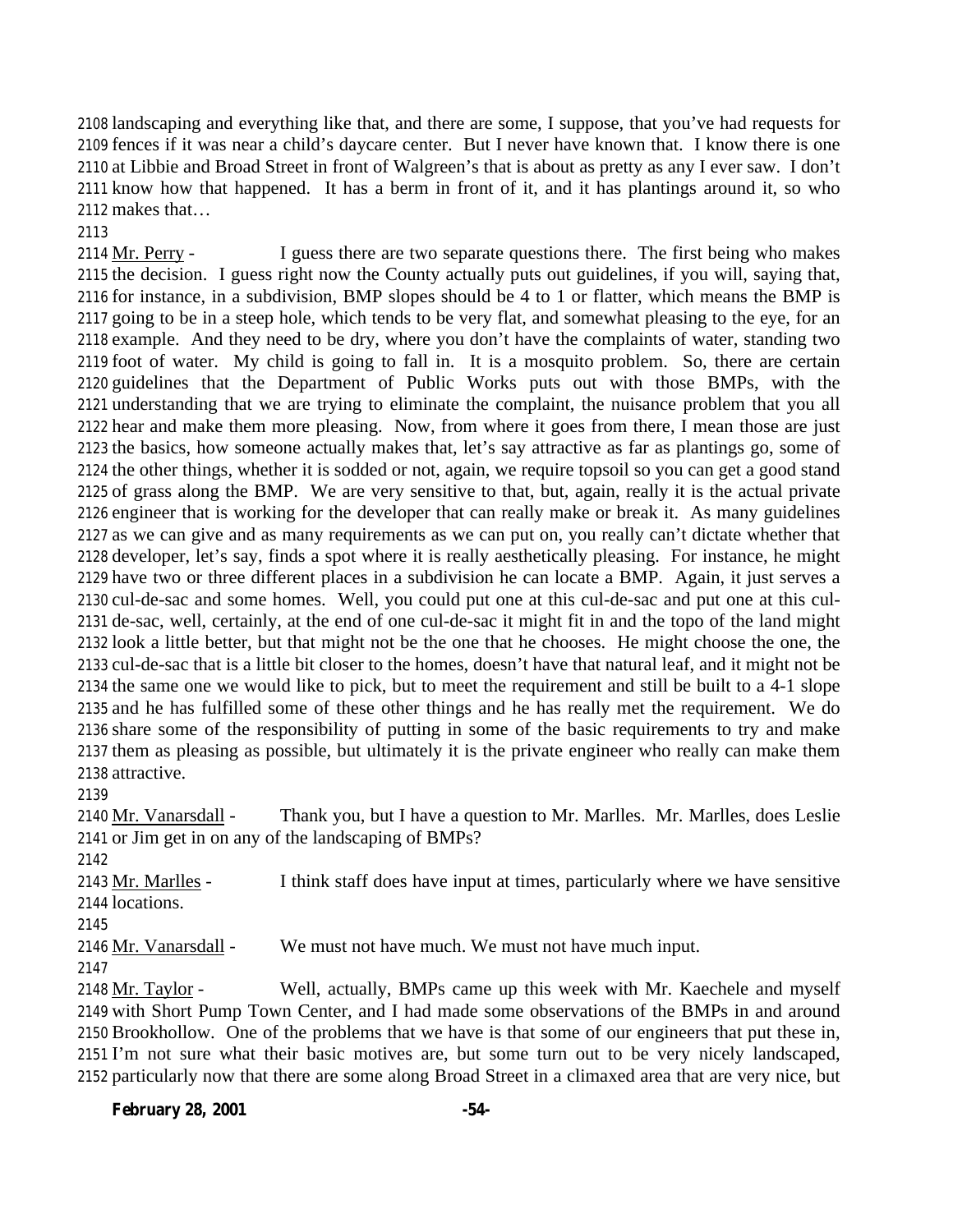2108 landscaping and everything like that, and there are some, I suppose, that you've had requests for 2109 fences if it was near a child's daycare center. But I never have known that. I know there is one 2110 at Libbie and Broad Street in front of Walgreen's that is about as pretty as any I ever saw. I don't 2111 know how that happened. It has a berm in front of it, and it has plantings around it, so who 2112 makes that…

2113

2114 Mr. Perry - I guess there are two separate questions there. The first being who makes 2115 the decision. I guess right now the County actually puts out guidelines, if you will, saying that, 2116 for instance, in a subdivision, BMP slopes should be 4 to 1 or flatter, which means the BMP is 2117 going to be in a steep hole, which tends to be very flat, and somewhat pleasing to the eye, for an 2118 example. And they need to be dry, where you don't have the complaints of water, standing two 2119 foot of water. My child is going to fall in. It is a mosquito problem. So, there are certain 2120 guidelines that the Department of Public Works puts out with those BMPs, with the 2121 understanding that we are trying to eliminate the complaint, the nuisance problem that you all 2122 hear and make them more pleasing. Now, from where it goes from there, I mean those are just 2123 the basics, how someone actually makes that, let's say attractive as far as plantings go, some of 2124 the other things, whether it is sodded or not, again, we require topsoil so you can get a good stand 2125 of grass along the BMP. We are very sensitive to that, but, again, really it is the actual private 2126 engineer that is working for the developer that can really make or break it. As many guidelines 2127 as we can give and as many requirements as we can put on, you really can't dictate whether that 2128 developer, let's say, finds a spot where it is really aesthetically pleasing. For instance, he might 2129 have two or three different places in a subdivision he can locate a BMP. Again, it just serves a 2130 cul-de-sac and some homes. Well, you could put one at this cul-de-sac and put one at this cul-2131 de-sac, well, certainly, at the end of one cul-de-sac it might fit in and the topo of the land might 2132 look a little better, but that might not be the one that he chooses. He might choose the one, the 2133 cul-de-sac that is a little bit closer to the homes, doesn't have that natural leaf, and it might not be 2134 the same one we would like to pick, but to meet the requirement and still be built to a 4-1 slope 2135 and he has fulfilled some of these other things and he has really met the requirement. We do 2136 share some of the responsibility of putting in some of the basic requirements to try and make 2137 them as pleasing as possible, but ultimately it is the private engineer who really can make them 2138 attractive.

2139

2140 Mr. Vanarsdall - Thank you, but I have a question to Mr. Marlles. Mr. Marlles, does Leslie 2141 or Jim get in on any of the landscaping of BMPs?

2142

2143 Mr. Marlles - I think staff does have input at times, particularly where we have sensitive 2144 locations.

2145

2146 Mr. Vanarsdall - We must not have much. We must not have much input.

2147

2148 Mr. Taylor - Well, actually, BMPs came up this week with Mr. Kaechele and myself 2149 with Short Pump Town Center, and I had made some observations of the BMPs in and around 2150 Brookhollow. One of the problems that we have is that some of our engineers that put these in, 2151 I'm not sure what their basic motives are, but some turn out to be very nicely landscaped, 2152 particularly now that there are some along Broad Street in a climaxed area that are very nice, but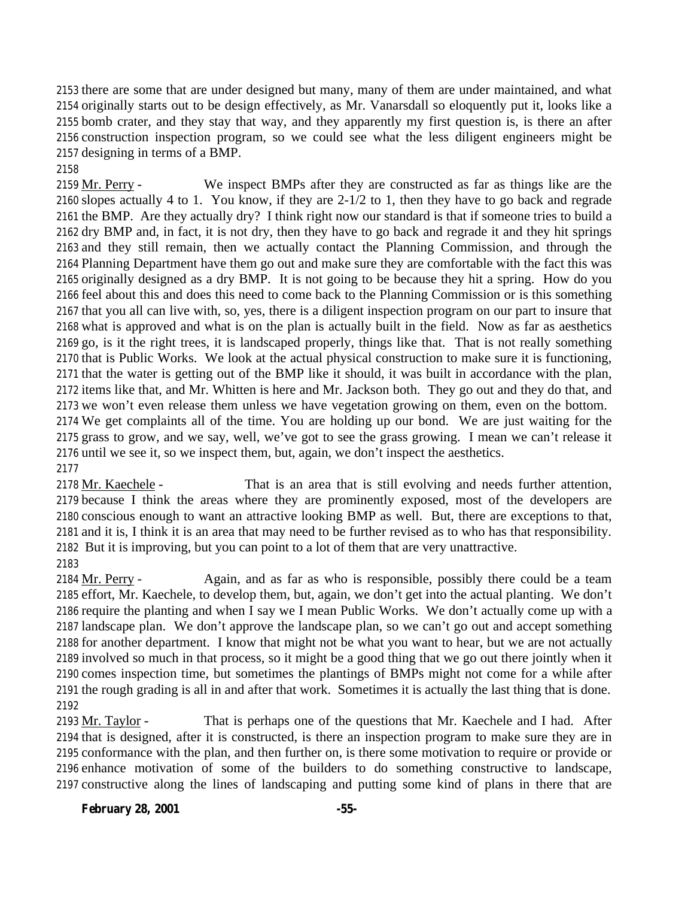2153 there are some that are under designed but many, many of them are under maintained, and what
2154 originally starts out to be design effectively, as Mr. Vanarsdall so eloquently put it, looks like a
2155 bomb crater, and they stay that way, and they apparently my first question is, is there an after
2156 construction inspection program, so we could see what the less diligent engineers might be
2157 designing in terms of a BMP.
2158
2159 Mr. Perry - We inspect BMPs after they are constructed as far as things like are the
2160 slopes actually 4 to 1. You know, if they are 2-1/2 to 1, then they have to go back and regrade
2161 the BMP. Are they actually dry? I think right now our standard is that if someone tries to build a
2162 dry BMP and, in fact, it is not dry, then they have to go back and regrade it and they hit springs
2163 and they still remain, then we actually contact the Planning Commission, and through the
2164 Planning Department have them go out and make sure they are comfortable with the fact this was
2165 originally designed as a dry BMP. It is not going to be because they hit a spring. How do you
2166 feel about this and does this need to come back to the Planning Commission or is this something
2167 that you all can live with, so, yes, there is a diligent inspection program on our part to insure that
2168 what is approved and what is on the plan is actually built in the field. Now as far as aesthetics
2169 go, is it the right trees, it is landscaped properly, things like that. That is not really something
2170 that is Public Works. We look at the actual physical construction to make sure it is functioning,
2171 that the water is getting out of the BMP like it should, it was built in accordance with the plan,
2172 items like that, and Mr. Whitten is here and Mr. Jackson both. They go out and they do that, and
2173 we won't even release them unless we have vegetation growing on them, even on the bottom.
2174 We get complaints all of the time. You are holding up our bond. We are just waiting for the
2175 grass to grow, and we say, well, we've got to see the grass growing. I mean we can't release it
2176 until we see it, so we inspect them, but, again, we don't inspect the aesthetics.
2177
2178 Mr. Kaechele - That is an area that is still evolving and needs further attention,
2179 because I think the areas where they are prominently exposed, most of the developers are
2180 conscious enough to want an attractive looking BMP as well. But, there are exceptions to that,
2181 and it is, I think it is an area that may need to be further revised as to who has that responsibility.
2182 But it is improving, but you can point to a lot of them that are very unattractive.
2183
2184 Mr. Perry - Again, and as far as who is responsible, possibly there could be a team
2185 effort, Mr. Kaechele, to develop them, but, again, we don't get into the actual planting. We don't
2186 require the planting and when I say we I mean Public Works. We don't actually come up with a
2187 landscape plan. We don't approve the landscape plan, so we can't go out and accept something
2188 for another department. I know that might not be what you want to hear, but we are not actually
2189 involved so much in that process, so it might be a good thing that we go out there jointly when it
2190 comes inspection time, but sometimes the plantings of BMPs might not come for a while after
2191 the rough grading is all in and after that work. Sometimes it is actually the last thing that is done.
2192
2193 Mr. Taylor - That is perhaps one of the questions that Mr. Kaechele and I had. After
2194 that is designed, after it is constructed, is there an inspection program to make sure they are in
2195 conformance with the plan, and then further on, is there some motivation to require or provide or
2196 enhance motivation of some of the builders to do something constructive to landscape,
2197 constructive along the lines of landscaping and putting some kind of plans in there that are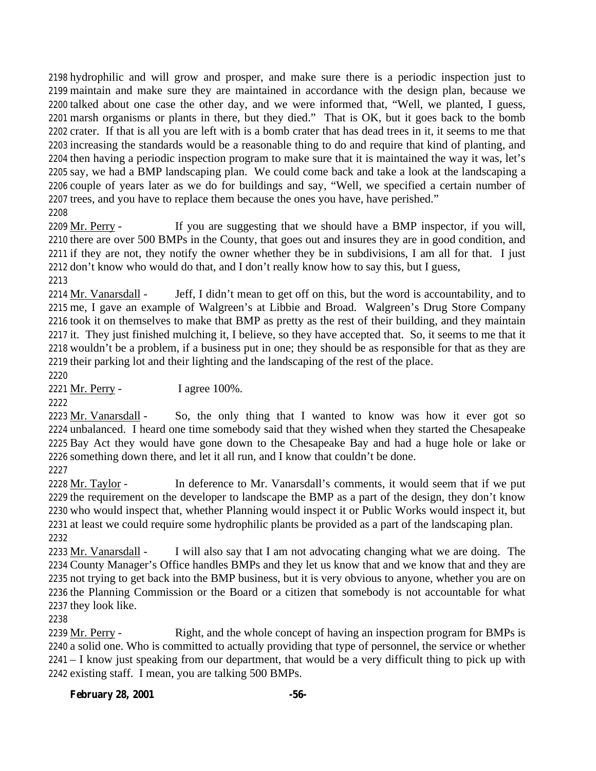hydrophilic and will grow and prosper, and make sure there is a periodic inspection just to maintain and make sure they are maintained in accordance with the design plan, because we talked about one case the other day, and we were informed that, "Well, we planted, I guess, marsh organisms or plants in there, but they died." That is OK, but it goes back to the bomb crater. If that is all you are left with is a bomb crater that has dead trees in it, it seems to me that increasing the standards would be a reasonable thing to do and require that kind of planting, and then having a periodic inspection program to make sure that it is maintained the way it was, let's say, we had a BMP landscaping plan. We could come back and take a look at the landscaping a couple of years later as we do for buildings and say, "Well, we specified a certain number of trees, and you have to replace them because the ones you have, have perished."

Mr. Perry - If you are suggesting that we should have a BMP inspector, if you will, there are over 500 BMPs in the County, that goes out and insures they are in good condition, and if they are not, they notify the owner whether they be in subdivisions, I am all for that. I just don't know who would do that, and I don't really know how to say this, but I guess,

Mr. Vanarsdall - Jeff, I didn't mean to get off on this, but the word is accountability, and to me, I gave an example of Walgreen's at Libbie and Broad. Walgreen's Drug Store Company took it on themselves to make that BMP as pretty as the rest of their building, and they maintain it. They just finished mulching it, I believe, so they have accepted that. So, it seems to me that it wouldn't be a problem, if a business put in one; they should be as responsible for that as they are their parking lot and their lighting and the landscaping of the rest of the place.

Mr. Perry - I agree 100%.

Mr. Vanarsdall - So, the only thing that I wanted to know was how it ever got so unbalanced. I heard one time somebody said that they wished when they started the Chesapeake Bay Act they would have gone down to the Chesapeake Bay and had a huge hole or lake or something down there, and let it all run, and I know that couldn't be done.

Mr. Taylor - In deference to Mr. Vanarsdall's comments, it would seem that if we put the requirement on the developer to landscape the BMP as a part of the design, they don't know who would inspect that, whether Planning would inspect it or Public Works would inspect it, but at least we could require some hydrophilic plants be provided as a part of the landscaping plan.

Mr. Vanarsdall - I will also say that I am not advocating changing what we are doing. The County Manager's Office handles BMPs and they let us know that and we know that and they are not trying to get back into the BMP business, but it is very obvious to anyone, whether you are on the Planning Commission or the Board or a citizen that somebody is not accountable for what they look like.

Mr. Perry - Right, and the whole concept of having an inspection program for BMPs is a solid one. Who is committed to actually providing that type of personnel, the service or whether – I know just speaking from our department, that would be a very difficult thing to pick up with existing staff. I mean, you are talking 500 BMPs.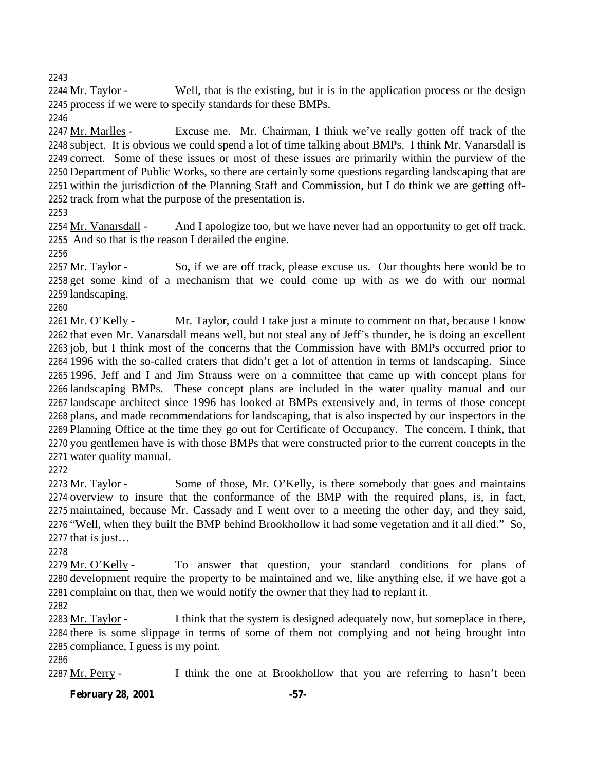Mr. Taylor - Well, that is the existing, but it is in the application process or the design process if we were to specify standards for these BMPs.

Mr. Marlles - Excuse me. Mr. Chairman, I think we've really gotten off track of the subject. It is obvious we could spend a lot of time talking about BMPs. I think Mr. Vanarsdall is correct. Some of these issues or most of these issues are primarily within the purview of the Department of Public Works, so there are certainly some questions regarding landscaping that are within the jurisdiction of the Planning Staff and Commission, but I do think we are getting off-track from what the purpose of the presentation is.

Mr. Vanarsdall - And I apologize too, but we have never had an opportunity to get off track. And so that is the reason I derailed the engine.

Mr. Taylor - So, if we are off track, please excuse us. Our thoughts here would be to get some kind of a mechanism that we could come up with as we do with our normal landscaping.

Mr. O'Kelly - Mr. Taylor, could I take just a minute to comment on that, because I know that even Mr. Vanarsdall means well, but not steal any of Jeff's thunder, he is doing an excellent job, but I think most of the concerns that the Commission have with BMPs occurred prior to 1996 with the so-called craters that didn't get a lot of attention in terms of landscaping. Since 1996, Jeff and I and Jim Strauss were on a committee that came up with concept plans for landscaping BMPs. These concept plans are included in the water quality manual and our landscape architect since 1996 has looked at BMPs extensively and, in terms of those concept plans, and made recommendations for landscaping, that is also inspected by our inspectors in the Planning Office at the time they go out for Certificate of Occupancy. The concern, I think, that you gentlemen have is with those BMPs that were constructed prior to the current concepts in the water quality manual.

Mr. Taylor - Some of those, Mr. O'Kelly, is there somebody that goes and maintains overview to insure that the conformance of the BMP with the required plans, is, in fact, maintained, because Mr. Cassady and I went over to a meeting the other day, and they said, "Well, when they built the BMP behind Brookhollow it had some vegetation and it all died." So, that is just…

Mr. O'Kelly - To answer that question, your standard conditions for plans of development require the property to be maintained and we, like anything else, if we have got a complaint on that, then we would notify the owner that they had to replant it.

Mr. Taylor - I think that the system is designed adequately now, but someplace in there, there is some slippage in terms of some of them not complying and not being brought into compliance, I guess is my point.

Mr. Perry - I think the one at Brookhollow that you are referring to hasn't been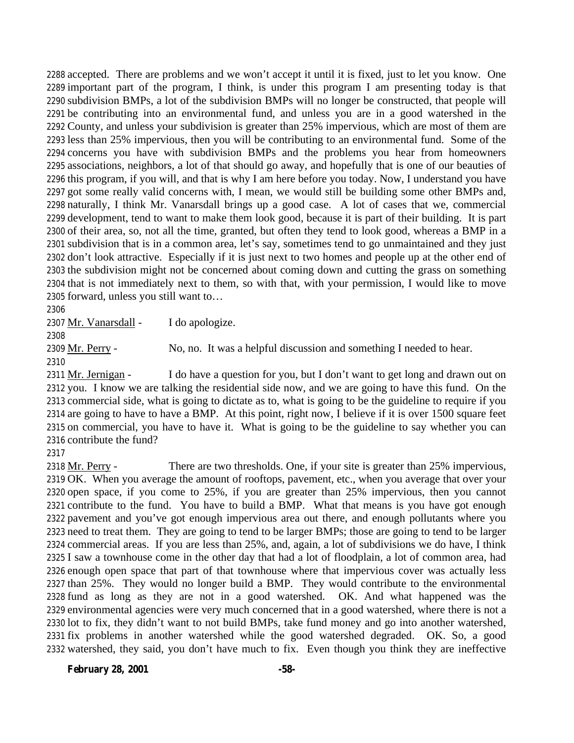accepted. There are problems and we won't accept it until it is fixed, just to let you know. One important part of the program, I think, is under this program I am presenting today is that subdivision BMPs, a lot of the subdivision BMPs will no longer be constructed, that people will be contributing into an environmental fund, and unless you are in a good watershed in the County, and unless your subdivision is greater than 25% impervious, which are most of them are less than 25% impervious, then you will be contributing to an environmental fund. Some of the concerns you have with subdivision BMPs and the problems you hear from homeowners associations, neighbors, a lot of that should go away, and hopefully that is one of our beauties of this program, if you will, and that is why I am here before you today. Now, I understand you have got some really valid concerns with, I mean, we would still be building some other BMPs and, naturally, I think Mr. Vanarsdall brings up a good case. A lot of cases that we, commercial development, tend to want to make them look good, because it is part of their building. It is part of their area, so, not all the time, granted, but often they tend to look good, whereas a BMP in a subdivision that is in a common area, let's say, sometimes tend to go unmaintained and they just don't look attractive. Especially if it is just next to two homes and people up at the other end of the subdivision might not be concerned about coming down and cutting the grass on something that is not immediately next to them, so with that, with your permission, I would like to move forward, unless you still want to…

Mr. Vanarsdall - I do apologize.

Mr. Perry - No, no. It was a helpful discussion and something I needed to hear.

Mr. Jernigan - I do have a question for you, but I don't want to get long and drawn out on you. I know we are talking the residential side now, and we are going to have this fund. On the commercial side, what is going to dictate as to, what is going to be the guideline to require if you are going to have to have a BMP. At this point, right now, I believe if it is over 1500 square feet on commercial, you have to have it. What is going to be the guideline to say whether you can contribute the fund?

Mr. Perry - There are two thresholds. One, if your site is greater than 25% impervious, OK. When you average the amount of rooftops, pavement, etc., when you average that over your open space, if you come to 25%, if you are greater than 25% impervious, then you cannot contribute to the fund. You have to build a BMP. What that means is you have got enough pavement and you've got enough impervious area out there, and enough pollutants where you need to treat them. They are going to tend to be larger BMPs; those are going to tend to be larger commercial areas. If you are less than 25%, and, again, a lot of subdivisions we do have, I think I saw a townhouse come in the other day that had a lot of floodplain, a lot of common area, had enough open space that part of that townhouse where that impervious cover was actually less than 25%. They would no longer build a BMP. They would contribute to the environmental fund as long as they are not in a good watershed. OK. And what happened was the environmental agencies were very much concerned that in a good watershed, where there is not a lot to fix, they didn't want to not build BMPs, take fund money and go into another watershed, fix problems in another watershed while the good watershed degraded. OK. So, a good watershed, they said, you don't have much to fix. Even though you think they are ineffective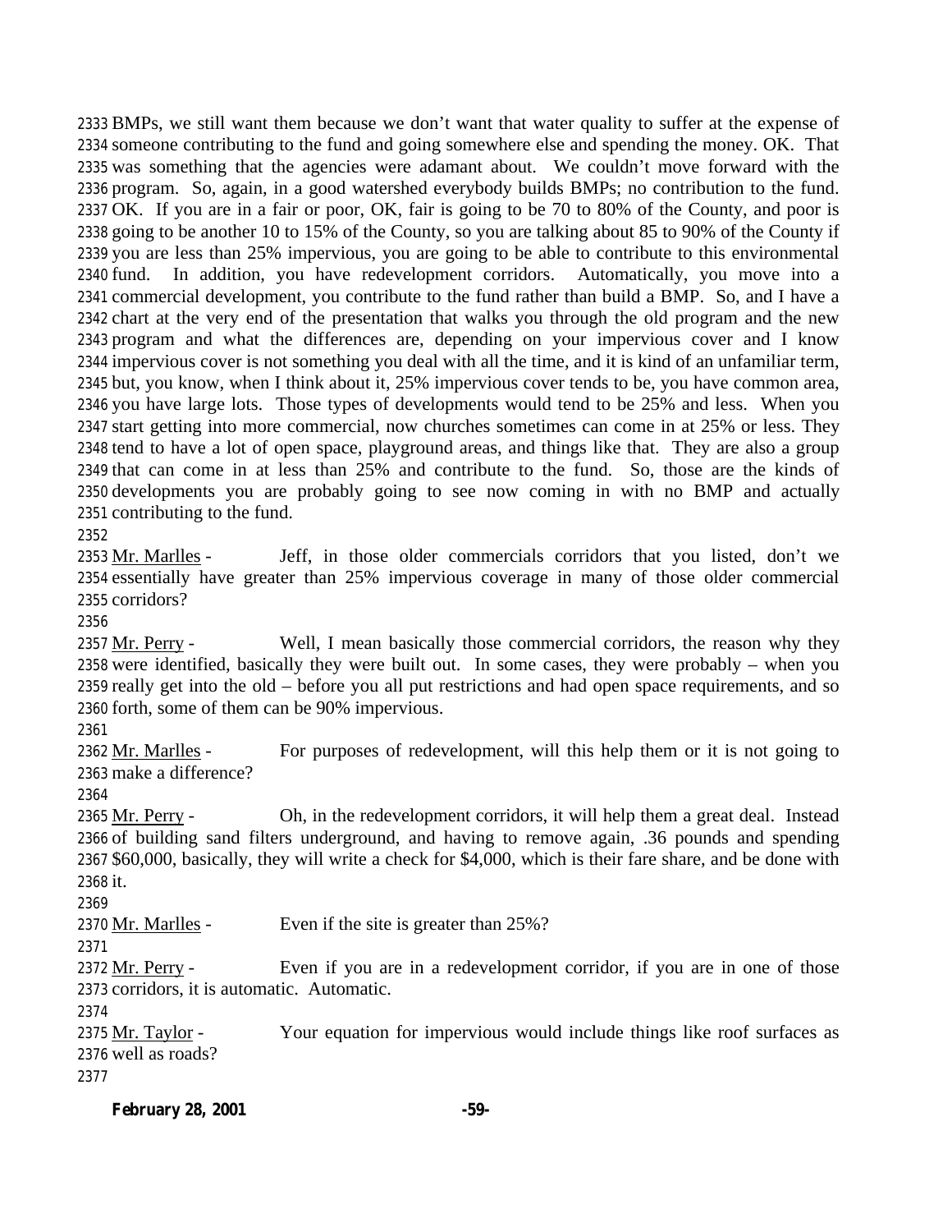BMPs, we still want them because we don't want that water quality to suffer at the expense of someone contributing to the fund and going somewhere else and spending the money. OK. That was something that the agencies were adamant about. We couldn't move forward with the program. So, again, in a good watershed everybody builds BMPs; no contribution to the fund. OK. If you are in a fair or poor, OK, fair is going to be 70 to 80% of the County, and poor is going to be another 10 to 15% of the County, so you are talking about 85 to 90% of the County if you are less than 25% impervious, you are going to be able to contribute to this environmental fund. In addition, you have redevelopment corridors. Automatically, you move into a commercial development, you contribute to the fund rather than build a BMP. So, and I have a chart at the very end of the presentation that walks you through the old program and the new program and what the differences are, depending on your impervious cover and I know impervious cover is not something you deal with all the time, and it is kind of an unfamiliar term, but, you know, when I think about it, 25% impervious cover tends to be, you have common area, you have large lots. Those types of developments would tend to be 25% and less. When you start getting into more commercial, now churches sometimes can come in at 25% or less. They tend to have a lot of open space, playground areas, and things like that. They are also a group that can come in at less than 25% and contribute to the fund. So, those are the kinds of developments you are probably going to see now coming in with no BMP and actually contributing to the fund.

Mr. Marlles - Jeff, in those older commercials corridors that you listed, don't we essentially have greater than 25% impervious coverage in many of those older commercial corridors?

Mr. Perry - Well, I mean basically those commercial corridors, the reason why they were identified, basically they were built out. In some cases, they were probably – when you really get into the old – before you all put restrictions and had open space requirements, and so forth, some of them can be 90% impervious.

Mr. Marlles - For purposes of redevelopment, will this help them or it is not going to make a difference?

Mr. Perry - Oh, in the redevelopment corridors, it will help them a great deal. Instead of building sand filters underground, and having to remove again, .36 pounds and spending $60,000, basically, they will write a check for $4,000, which is their fare share, and be done with it.

Mr. Marlles - Even if the site is greater than 25%?

Mr. Perry - Even if you are in a redevelopment corridor, if you are in one of those corridors, it is automatic. Automatic.

Mr. Taylor - Your equation for impervious would include things like roof surfaces as well as roads?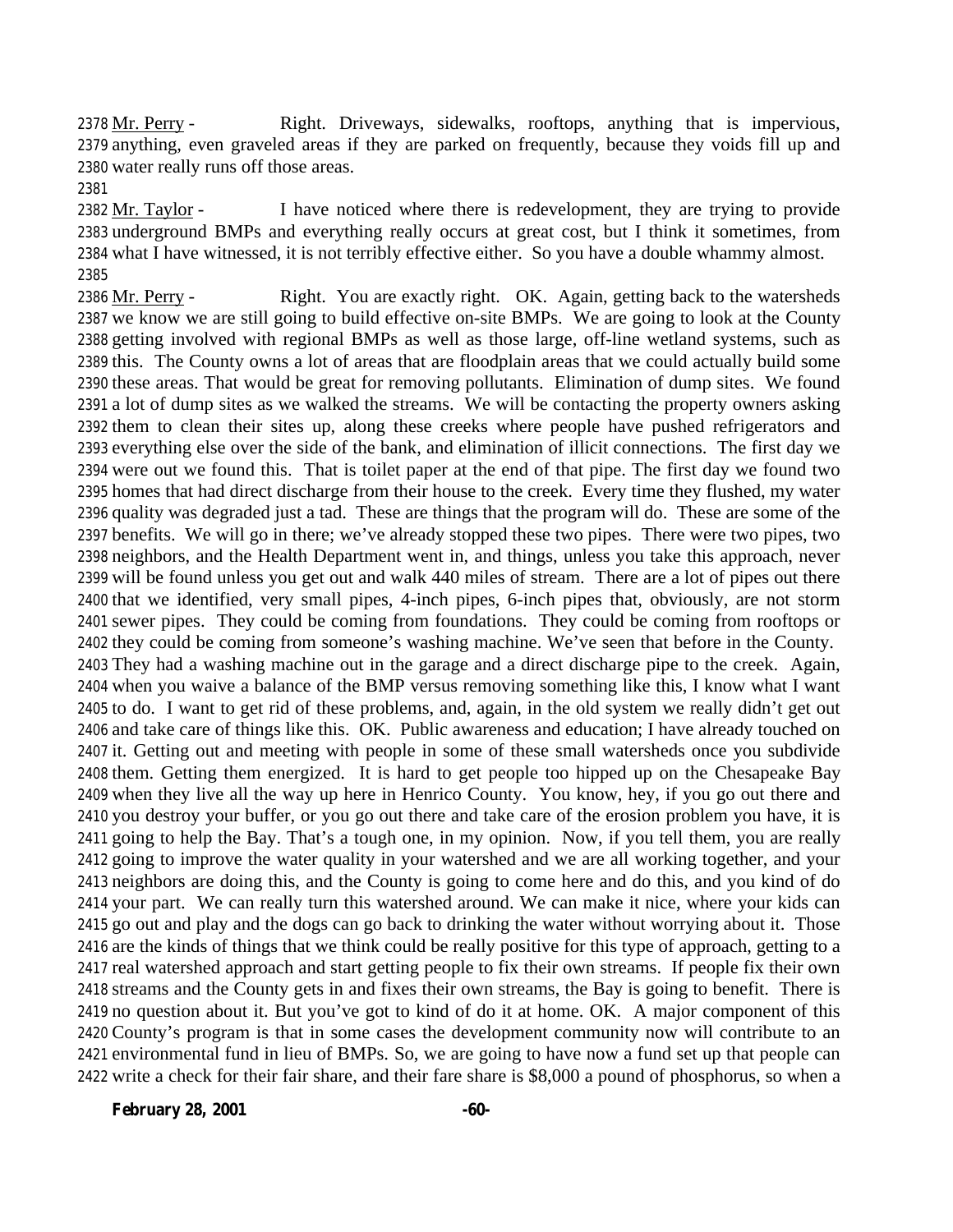2378 Mr. Perry - Right. Driveways, sidewalks, rooftops, anything that is impervious, 2379 anything, even graveled areas if they are parked on frequently, because they voids fill up and 2380 water really runs off those areas.

2381

2382 Mr. Taylor - I have noticed where there is redevelopment, they are trying to provide 2383 underground BMPs and everything really occurs at great cost, but I think it sometimes, from 2384 what I have witnessed, it is not terribly effective either. So you have a double whammy almost.

2385

2386 Mr. Perry - Right. You are exactly right. OK. Again, getting back to the watersheds 2387 we know we are still going to build effective on-site BMPs. We are going to look at the County 2388 getting involved with regional BMPs as well as those large, off-line wetland systems, such as 2389 this. The County owns a lot of areas that are floodplain areas that we could actually build some 2390 these areas. That would be great for removing pollutants. Elimination of dump sites. We found 2391 a lot of dump sites as we walked the streams. We will be contacting the property owners asking 2392 them to clean their sites up, along these creeks where people have pushed refrigerators and 2393 everything else over the side of the bank, and elimination of illicit connections. The first day we 2394 were out we found this. That is toilet paper at the end of that pipe. The first day we found two 2395 homes that had direct discharge from their house to the creek. Every time they flushed, my water 2396 quality was degraded just a tad. These are things that the program will do. These are some of the 2397 benefits. We will go in there; we've already stopped these two pipes. There were two pipes, two 2398 neighbors, and the Health Department went in, and things, unless you take this approach, never 2399 will be found unless you get out and walk 440 miles of stream. There are a lot of pipes out there 2400 that we identified, very small pipes, 4-inch pipes, 6-inch pipes that, obviously, are not storm 2401 sewer pipes. They could be coming from foundations. They could be coming from rooftops or 2402 they could be coming from someone's washing machine. We've seen that before in the County. 2403 They had a washing machine out in the garage and a direct discharge pipe to the creek. Again, 2404 when you waive a balance of the BMP versus removing something like this, I know what I want 2405 to do. I want to get rid of these problems, and, again, in the old system we really didn't get out 2406 and take care of things like this. OK. Public awareness and education; I have already touched on 2407 it. Getting out and meeting with people in some of these small watersheds once you subdivide 2408 them. Getting them energized. It is hard to get people too hipped up on the Chesapeake Bay 2409 when they live all the way up here in Henrico County. You know, hey, if you go out there and 2410 you destroy your buffer, or you go out there and take care of the erosion problem you have, it is 2411 going to help the Bay. That's a tough one, in my opinion. Now, if you tell them, you are really 2412 going to improve the water quality in your watershed and we are all working together, and your 2413 neighbors are doing this, and the County is going to come here and do this, and you kind of do 2414 your part. We can really turn this watershed around. We can make it nice, where your kids can 2415 go out and play and the dogs can go back to drinking the water without worrying about it. Those 2416 are the kinds of things that we think could be really positive for this type of approach, getting to a 2417 real watershed approach and start getting people to fix their own streams. If people fix their own 2418 streams and the County gets in and fixes their own streams, the Bay is going to benefit. There is 2419 no question about it. But you've got to kind of do it at home. OK. A major component of this 2420 County's program is that in some cases the development community now will contribute to an 2421 environmental fund in lieu of BMPs. So, we are going to have now a fund set up that people can 2422 write a check for their fair share, and their fare share is $8,000 a pound of phosphorus, so when a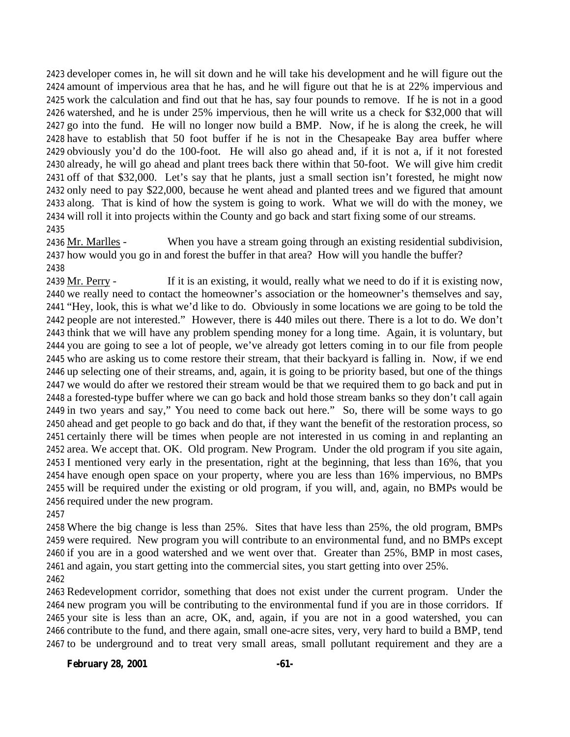developer comes in, he will sit down and he will take his development and he will figure out the amount of impervious area that he has, and he will figure out that he is at 22% impervious and work the calculation and find out that he has, say four pounds to remove. If he is not in a good watershed, and he is under 25% impervious, then he will write us a check for $32,000 that will go into the fund. He will no longer now build a BMP. Now, if he is along the creek, he will have to establish that 50 foot buffer if he is not in the Chesapeake Bay area buffer where obviously you'd do the 100-foot. He will also go ahead and, if it is not a, if it not forested already, he will go ahead and plant trees back there within that 50-foot. We will give him credit off of that $32,000. Let's say that he plants, just a small section isn't forested, he might now only need to pay $22,000, because he went ahead and planted trees and we figured that amount along. That is kind of how the system is going to work. What we will do with the money, we will roll it into projects within the County and go back and start fixing some of our streams.

<u>Mr. Marlles</u> - When you have a stream going through an existing residential subdivision, how would you go in and forest the buffer in that area? How will you handle the buffer?

<u>Mr. Perry</u> - If it is an existing, it would, really what we need to do if it is existing now, we really need to contact the homeowner's association or the homeowner's themselves and say, "Hey, look, this is what we'd like to do. Obviously in some locations we are going to be told the people are not interested." However, there is 440 miles out there. There is a lot to do. We don't think that we will have any problem spending money for a long time. Again, it is voluntary, but you are going to see a lot of people, we've already got letters coming in to our file from people who are asking us to come restore their stream, that their backyard is falling in. Now, if we end up selecting one of their streams, and, again, it is going to be priority based, but one of the things we would do after we restored their stream would be that we required them to go back and put in a forested-type buffer where we can go back and hold those stream banks so they don't call again in two years and say," You need to come back out here." So, there will be some ways to go ahead and get people to go back and do that, if they want the benefit of the restoration process, so certainly there will be times when people are not interested in us coming in and replanting an area. We accept that. OK. Old program. New Program. Under the old program if you site again, I mentioned very early in the presentation, right at the beginning, that less than 16%, that you have enough open space on your property, where you are less than 16% impervious, no BMPs will be required under the existing or old program, if you will, and, again, no BMPs would be required under the new program.

Where the big change is less than 25%. Sites that have less than 25%, the old program, BMPs were required. New program you will contribute to an environmental fund, and no BMPs except if you are in a good watershed and we went over that. Greater than 25%, BMP in most cases, and again, you start getting into the commercial sites, you start getting into over 25%.

Redevelopment corridor, something that does not exist under the current program. Under the new program you will be contributing to the environmental fund if you are in those corridors. If your site is less than an acre, OK, and, again, if you are not in a good watershed, you can contribute to the fund, and there again, small one-acre sites, very, very hard to build a BMP, tend to be underground and to treat very small areas, small pollutant requirement and they are a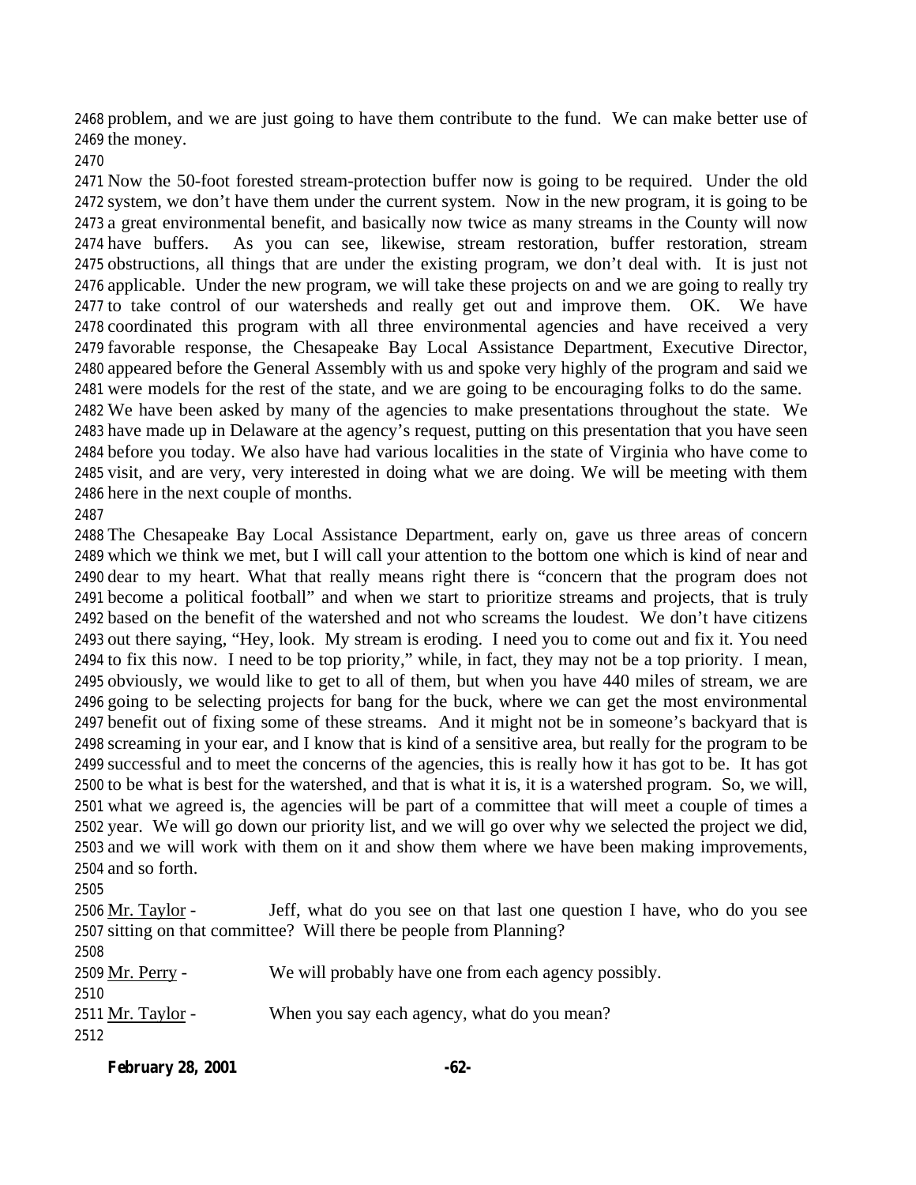problem, and we are just going to have them contribute to the fund. We can make better use of the money.

Now the 50-foot forested stream-protection buffer now is going to be required. Under the old system, we don't have them under the current system. Now in the new program, it is going to be a great environmental benefit, and basically now twice as many streams in the County will now have buffers. As you can see, likewise, stream restoration, buffer restoration, stream obstructions, all things that are under the existing program, we don't deal with. It is just not applicable. Under the new program, we will take these projects on and we are going to really try to take control of our watersheds and really get out and improve them. OK. We have coordinated this program with all three environmental agencies and have received a very favorable response, the Chesapeake Bay Local Assistance Department, Executive Director, appeared before the General Assembly with us and spoke very highly of the program and said we were models for the rest of the state, and we are going to be encouraging folks to do the same. We have been asked by many of the agencies to make presentations throughout the state. We have made up in Delaware at the agency's request, putting on this presentation that you have seen before you today. We also have had various localities in the state of Virginia who have come to visit, and are very, very interested in doing what we are doing. We will be meeting with them here in the next couple of months.

The Chesapeake Bay Local Assistance Department, early on, gave us three areas of concern which we think we met, but I will call your attention to the bottom one which is kind of near and dear to my heart. What that really means right there is "concern that the program does not become a political football" and when we start to prioritize streams and projects, that is truly based on the benefit of the watershed and not who screams the loudest. We don't have citizens out there saying, "Hey, look. My stream is eroding. I need you to come out and fix it. You need to fix this now. I need to be top priority," while, in fact, they may not be a top priority. I mean, obviously, we would like to get to all of them, but when you have 440 miles of stream, we are going to be selecting projects for bang for the buck, where we can get the most environmental benefit out of fixing some of these streams. And it might not be in someone's backyard that is screaming in your ear, and I know that is kind of a sensitive area, but really for the program to be successful and to meet the concerns of the agencies, this is really how it has got to be. It has got to be what is best for the watershed, and that is what it is, it is a watershed program. So, we will, what we agreed is, the agencies will be part of a committee that will meet a couple of times a year. We will go down our priority list, and we will go over why we selected the project we did, and we will work with them on it and show them where we have been making improvements, and so forth.

Mr. Taylor - Jeff, what do you see on that last one question I have, who do you see sitting on that committee? Will there be people from Planning?

Mr. Perry - We will probably have one from each agency possibly.

Mr. Taylor - When you say each agency, what do you mean?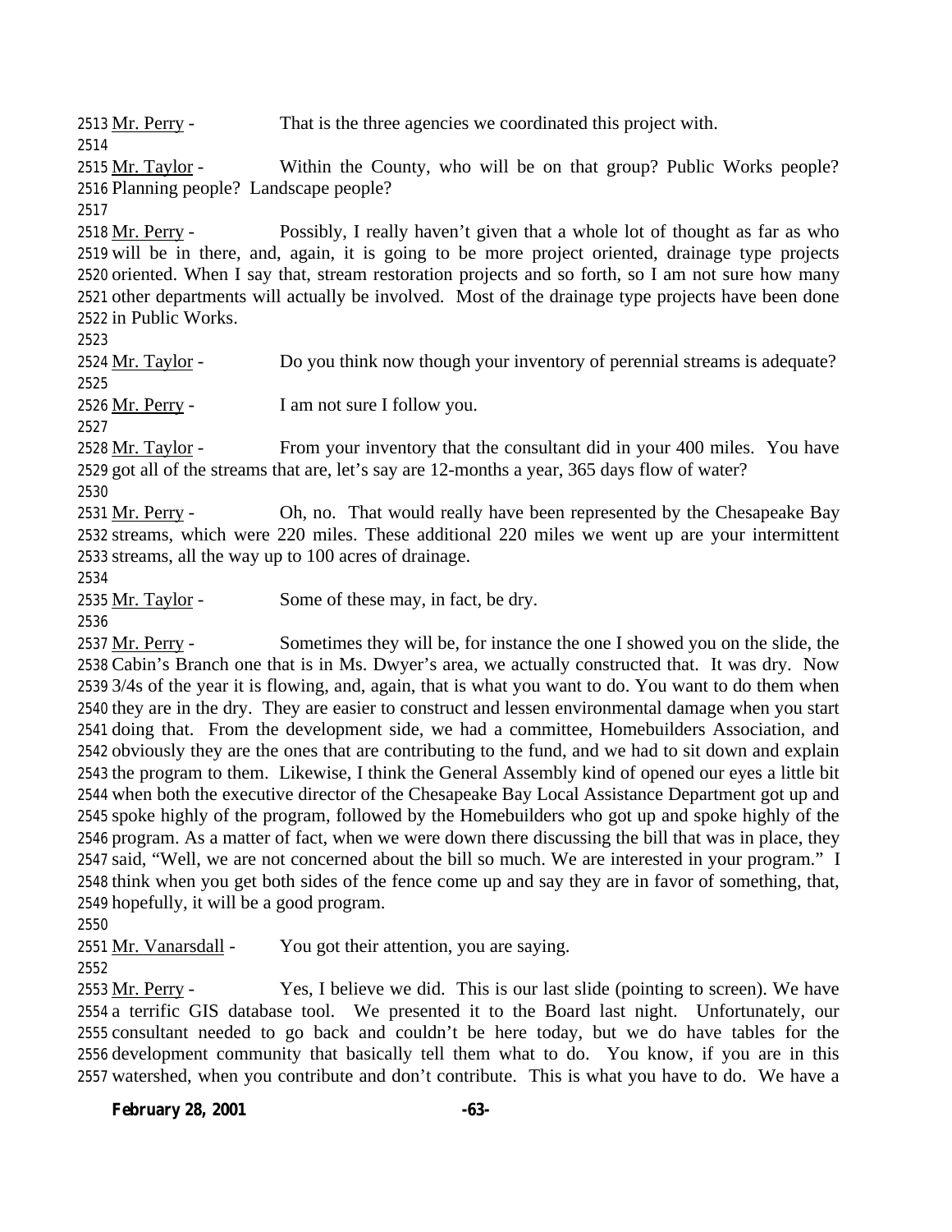2513 Mr. Perry - That is the three agencies we coordinated this project with.

2514

2515 Mr. Taylor - Within the County, who will be on that group? Public Works people?
2516 Planning people? Landscape people?

2517

2518 Mr. Perry - Possibly, I really haven't given that a whole lot of thought as far as who
2519 will be in there, and, again, it is going to be more project oriented, drainage type projects
2520 oriented. When I say that, stream restoration projects and so forth, so I am not sure how many
2521 other departments will actually be involved. Most of the drainage type projects have been done
2522 in Public Works.

2523

2524 Mr. Taylor - Do you think now though your inventory of perennial streams is adequate?

2525

2526 Mr. Perry - I am not sure I follow you.

2527

2528 Mr. Taylor - From your inventory that the consultant did in your 400 miles. You have
2529 got all of the streams that are, let's say are 12-months a year, 365 days flow of water?

2530

2531 Mr. Perry - Oh, no. That would really have been represented by the Chesapeake Bay
2532 streams, which were 220 miles. These additional 220 miles we went up are your intermittent
2533 streams, all the way up to 100 acres of drainage.

2534

2535 Mr. Taylor - Some of these may, in fact, be dry.

2536

2537 Mr. Perry - Sometimes they will be, for instance the one I showed you on the slide, the
2538 Cabin's Branch one that is in Ms. Dwyer's area, we actually constructed that. It was dry. Now
2539 3/4s of the year it is flowing, and, again, that is what you want to do. You want to do them when
2540 they are in the dry. They are easier to construct and lessen environmental damage when you start
2541 doing that. From the development side, we had a committee, Homebuilders Association, and
2542 obviously they are the ones that are contributing to the fund, and we had to sit down and explain
2543 the program to them. Likewise, I think the General Assembly kind of opened our eyes a little bit
2544 when both the executive director of the Chesapeake Bay Local Assistance Department got up and
2545 spoke highly of the program, followed by the Homebuilders who got up and spoke highly of the
2546 program. As a matter of fact, when we were down there discussing the bill that was in place, they
2547 said, "Well, we are not concerned about the bill so much. We are interested in your program." I
2548 think when you get both sides of the fence come up and say they are in favor of something, that,
2549 hopefully, it will be a good program.

2550

2551 Mr. Vanarsdall - You got their attention, you are saying.

2552

2553 Mr. Perry - Yes, I believe we did. This is our last slide (pointing to screen). We have
2554 a terrific GIS database tool. We presented it to the Board last night. Unfortunately, our
2555 consultant needed to go back and couldn't be here today, but we do have tables for the
2556 development community that basically tell them what to do. You know, if you are in this
2557 watershed, when you contribute and don't contribute. This is what you have to do. We have a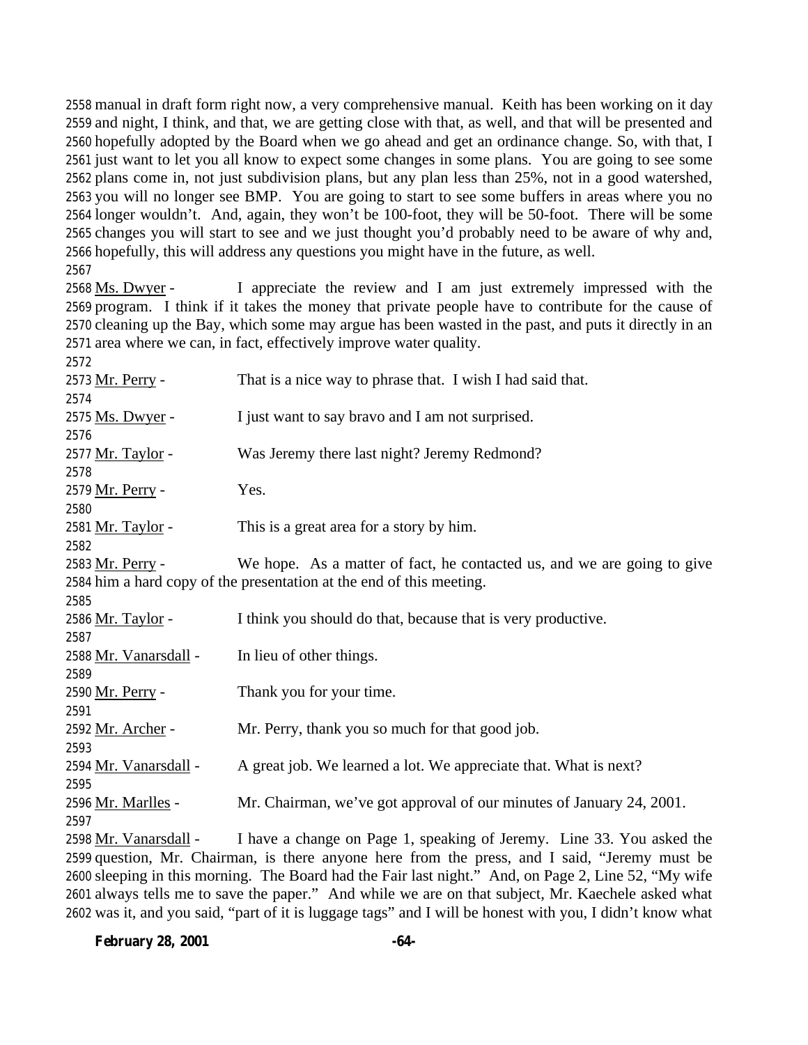2558 manual in draft form right now, a very comprehensive manual. Keith has been working on it day
2559 and night, I think, and that, we are getting close with that, as well, and that will be presented and
2560 hopefully adopted by the Board when we go ahead and get an ordinance change. So, with that, I
2561 just want to let you all know to expect some changes in some plans. You are going to see some
2562 plans come in, not just subdivision plans, but any plan less than 25%, not in a good watershed,
2563 you will no longer see BMP. You are going to start to see some buffers in areas where you no
2564 longer wouldn't. And, again, they won't be 100-foot, they will be 50-foot. There will be some
2565 changes you will start to see and we just thought you'd probably need to be aware of why and,
2566 hopefully, this will address any questions you might have in the future, as well.
2567
2568 Ms. Dwyer - I appreciate the review and I am just extremely impressed with the
2569 program. I think if it takes the money that private people have to contribute for the cause of
2570 cleaning up the Bay, which some may argue has been wasted in the past, and puts it directly in an
2571 area where we can, in fact, effectively improve water quality.
2572
2573 Mr. Perry - That is a nice way to phrase that. I wish I had said that.
2574
2575 Ms. Dwyer - I just want to say bravo and I am not surprised.
2576
2577 Mr. Taylor - Was Jeremy there last night? Jeremy Redmond?
2578
2579 Mr. Perry - Yes.
2580
2581 Mr. Taylor - This is a great area for a story by him.
2582
2583 Mr. Perry - We hope. As a matter of fact, he contacted us, and we are going to give
2584 him a hard copy of the presentation at the end of this meeting.
2585
2586 Mr. Taylor - I think you should do that, because that is very productive.
2587
2588 Mr. Vanarsdall - In lieu of other things.
2589
2590 Mr. Perry - Thank you for your time.
2591
2592 Mr. Archer - Mr. Perry, thank you so much for that good job.
2593
2594 Mr. Vanarsdall - A great job. We learned a lot. We appreciate that. What is next?
2595
2596 Mr. Marlles - Mr. Chairman, we've got approval of our minutes of January 24, 2001.
2597
2598 Mr. Vanarsdall - I have a change on Page 1, speaking of Jeremy. Line 33. You asked the
2599 question, Mr. Chairman, is there anyone here from the press, and I said, "Jeremy must be
2600 sleeping in this morning. The Board had the Fair last night." And, on Page 2, Line 52, "My wife
2601 always tells me to save the paper." And while we are on that subject, Mr. Kaechele asked what
2602 was it, and you said, "part of it is luggage tags" and I will be honest with you, I didn't know what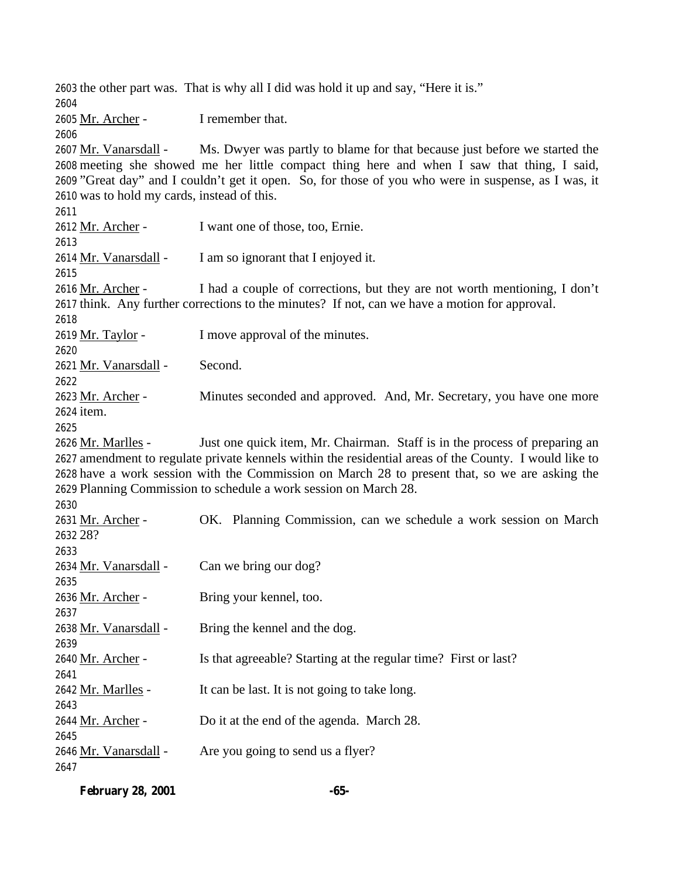the other part was. That is why all I did was hold it up and say, "Here it is."

Mr. Archer - I remember that.

Mr. Vanarsdall - Ms. Dwyer was partly to blame for that because just before we started the meeting she showed me her little compact thing here and when I saw that thing, I said, "Great day" and I couldn't get it open. So, for those of you who were in suspense, as I was, it was to hold my cards, instead of this.

Mr. Archer - I want one of those, too, Ernie.

Mr. Vanarsdall - I am so ignorant that I enjoyed it.

Mr. Archer - I had a couple of corrections, but they are not worth mentioning, I don't think. Any further corrections to the minutes? If not, can we have a motion for approval.

Mr. Taylor - I move approval of the minutes.

Mr. Vanarsdall - Second.

Mr. Archer - Minutes seconded and approved. And, Mr. Secretary, you have one more item.

Mr. Marlles - Just one quick item, Mr. Chairman. Staff is in the process of preparing an amendment to regulate private kennels within the residential areas of the County. I would like to have a work session with the Commission on March 28 to present that, so we are asking the Planning Commission to schedule a work session on March 28.

Mr. Archer - OK. Planning Commission, can we schedule a work session on March 28?

Mr. Vanarsdall - Can we bring our dog?

Mr. Archer - Bring your kennel, too.

Mr. Vanarsdall - Bring the kennel and the dog.

Mr. Archer - Is that agreeable? Starting at the regular time? First or last?

Mr. Marlles - It can be last. It is not going to take long.

Mr. Archer - Do it at the end of the agenda. March 28.

Mr. Vanarsdall - Are you going to send us a flyer?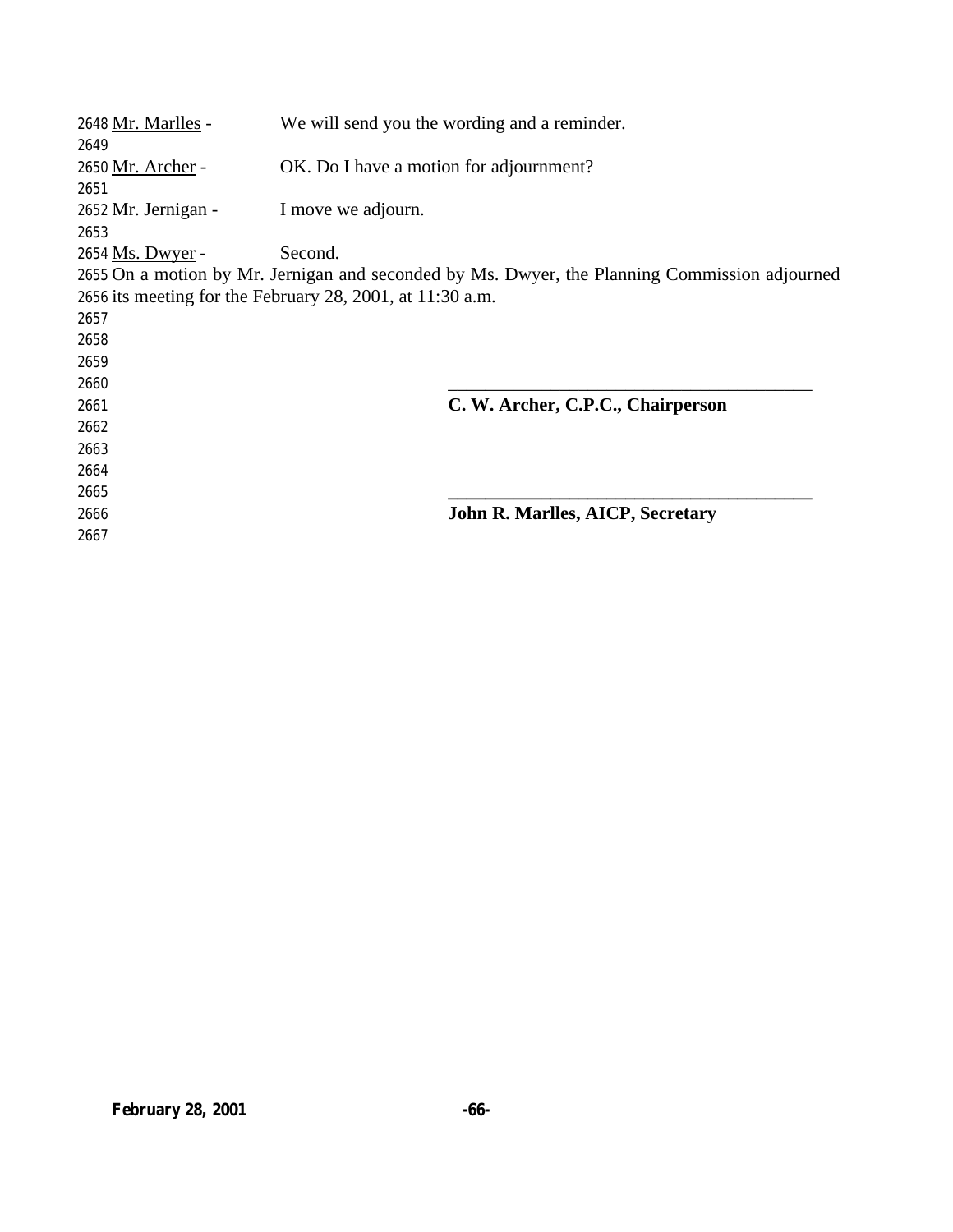2648 Mr. Marlles - We will send you the wording and a reminder.

2649

2650 Mr. Archer - OK. Do I have a motion for adjournment?

2651

2652 Mr. Jernigan - I move we adjourn.

2653

2654 Ms. Dwyer - Second.

2655 On a motion by Mr. Jernigan and seconded by Ms. Dwyer, the Planning Commission adjourned
2656 its meeting for the February 28, 2001, at 11:30 a.m.

2657
2658
2659
2660 \_\_\_\_\_\_\_\_\_\_\_\_\_\_\_\_\_\_\_\_\_\_\_\_\_\_\_\_\_\_\_\_\_\_\_\_\_\_\_\_

2661 **C. W. Archer, C.P.C., Chairperson**

2662
2663
2664
2665 \_\_\_\_\_\_\_\_\_\_\_\_\_\_\_\_\_\_\_\_\_\_\_\_\_\_\_\_\_\_\_\_\_\_\_\_\_\_\_\_

2666 **John R. Marlles, AICP, Secretary**

2667